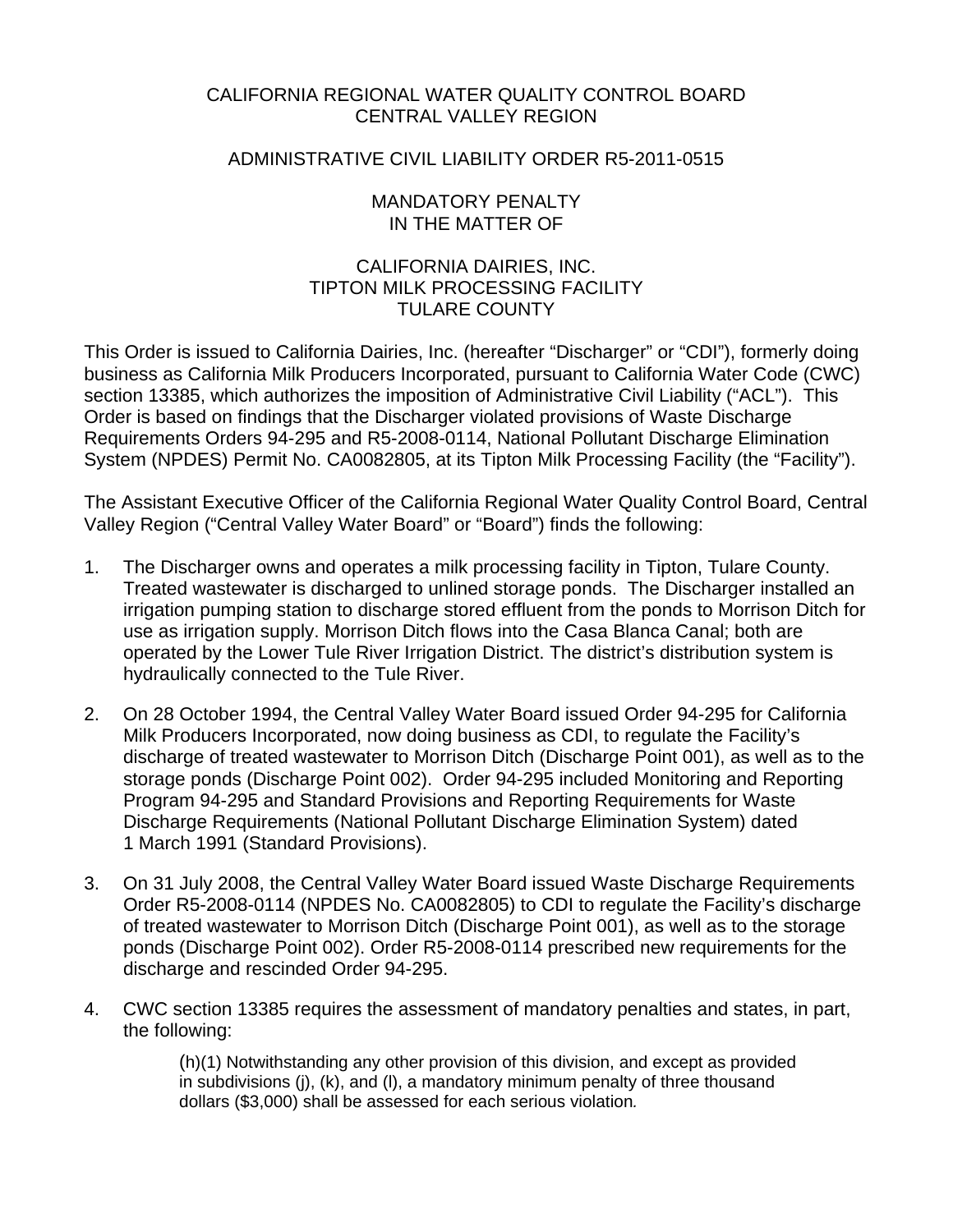CALIFORNIA REGIONAL WATER QUALITY CONTROL BOARD
CENTRAL VALLEY REGION

ADMINISTRATIVE CIVIL LIABILITY ORDER R5-2011-0515

MANDATORY PENALTY
IN THE MATTER OF

CALIFORNIA DAIRIES, INC.
TIPTON MILK PROCESSING FACILITY
TULARE COUNTY

This Order is issued to California Dairies, Inc. (hereafter "Discharger" or "CDI"), formerly doing business as California Milk Producers Incorporated, pursuant to California Water Code (CWC) section 13385, which authorizes the imposition of Administrative Civil Liability ("ACL"). This Order is based on findings that the Discharger violated provisions of Waste Discharge Requirements Orders 94-295 and R5-2008-0114, National Pollutant Discharge Elimination System (NPDES) Permit No. CA0082805, at its Tipton Milk Processing Facility (the "Facility").

The Assistant Executive Officer of the California Regional Water Quality Control Board, Central Valley Region ("Central Valley Water Board" or "Board") finds the following:

1. The Discharger owns and operates a milk processing facility in Tipton, Tulare County. Treated wastewater is discharged to unlined storage ponds. The Discharger installed an irrigation pumping station to discharge stored effluent from the ponds to Morrison Ditch for use as irrigation supply. Morrison Ditch flows into the Casa Blanca Canal; both are operated by the Lower Tule River Irrigation District. The district's distribution system is hydraulically connected to the Tule River.

2. On 28 October 1994, the Central Valley Water Board issued Order 94-295 for California Milk Producers Incorporated, now doing business as CDI, to regulate the Facility's discharge of treated wastewater to Morrison Ditch (Discharge Point 001), as well as to the storage ponds (Discharge Point 002). Order 94-295 included Monitoring and Reporting Program 94-295 and Standard Provisions and Reporting Requirements for Waste Discharge Requirements (National Pollutant Discharge Elimination System) dated 1 March 1991 (Standard Provisions).

3. On 31 July 2008, the Central Valley Water Board issued Waste Discharge Requirements Order R5-2008-0114 (NPDES No. CA0082805) to CDI to regulate the Facility's discharge of treated wastewater to Morrison Ditch (Discharge Point 001), as well as to the storage ponds (Discharge Point 002). Order R5-2008-0114 prescribed new requirements for the discharge and rescinded Order 94-295.

4. CWC section 13385 requires the assessment of mandatory penalties and states, in part, the following:

   > (h)(1) Notwithstanding any other provision of this division, and except as provided in subdivisions (j), (k), and (l), a mandatory minimum penalty of three thousand dollars ($3,000) shall be assessed for each serious violation.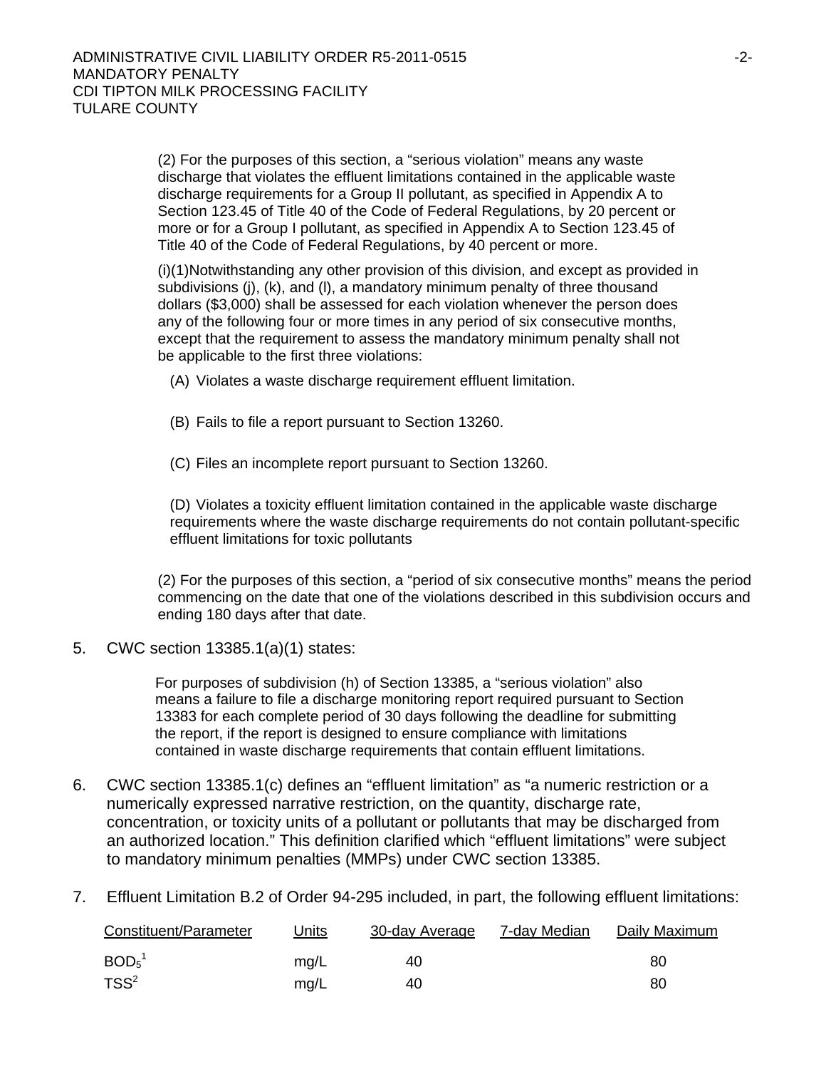(2) For the purposes of this section, a "serious violation" means any waste discharge that violates the effluent limitations contained in the applicable waste discharge requirements for a Group II pollutant, as specified in Appendix A to Section 123.45 of Title 40 of the Code of Federal Regulations, by 20 percent or more or for a Group I pollutant, as specified in Appendix A to Section 123.45 of Title 40 of the Code of Federal Regulations, by 40 percent or more.

(i)(1)Notwithstanding any other provision of this division, and except as provided in subdivisions (j), (k), and (l), a mandatory minimum penalty of three thousand dollars ($3,000) shall be assessed for each violation whenever the person does any of the following four or more times in any period of six consecutive months, except that the requirement to assess the mandatory minimum penalty shall not be applicable to the first three violations:

(A) Violates a waste discharge requirement effluent limitation.

(B) Fails to file a report pursuant to Section 13260.

(C) Files an incomplete report pursuant to Section 13260.

(D) Violates a toxicity effluent limitation contained in the applicable waste discharge requirements where the waste discharge requirements do not contain pollutant-specific effluent limitations for toxic pollutants

(2) For the purposes of this section, a "period of six consecutive months" means the period commencing on the date that one of the violations described in this subdivision occurs and ending 180 days after that date.

5. CWC section 13385.1(a)(1) states:

   For purposes of subdivision (h) of Section 13385, a "serious violation" also means a failure to file a discharge monitoring report required pursuant to Section 13383 for each complete period of 30 days following the deadline for submitting the report, if the report is designed to ensure compliance with limitations contained in waste discharge requirements that contain effluent limitations.

6. CWC section 13385.1(c) defines an "effluent limitation" as "a numeric restriction or a numerically expressed narrative restriction, on the quantity, discharge rate, concentration, or toxicity units of a pollutant or pollutants that may be discharged from an authorized location." This definition clarified which "effluent limitations" were subject to mandatory minimum penalties (MMPs) under CWC section 13385.

7. Effluent Limitation B.2 of Order 94-295 included, in part, the following effluent limitations:

| Constituent/Parameter | Units | 30-day Average | 7-day Median | Daily Maximum |
|---|---|---|---|---|
| $BOD_5$[1] | mg/L | 40 | | 80 |
| TSS[2] | mg/L | 40 | | 80 |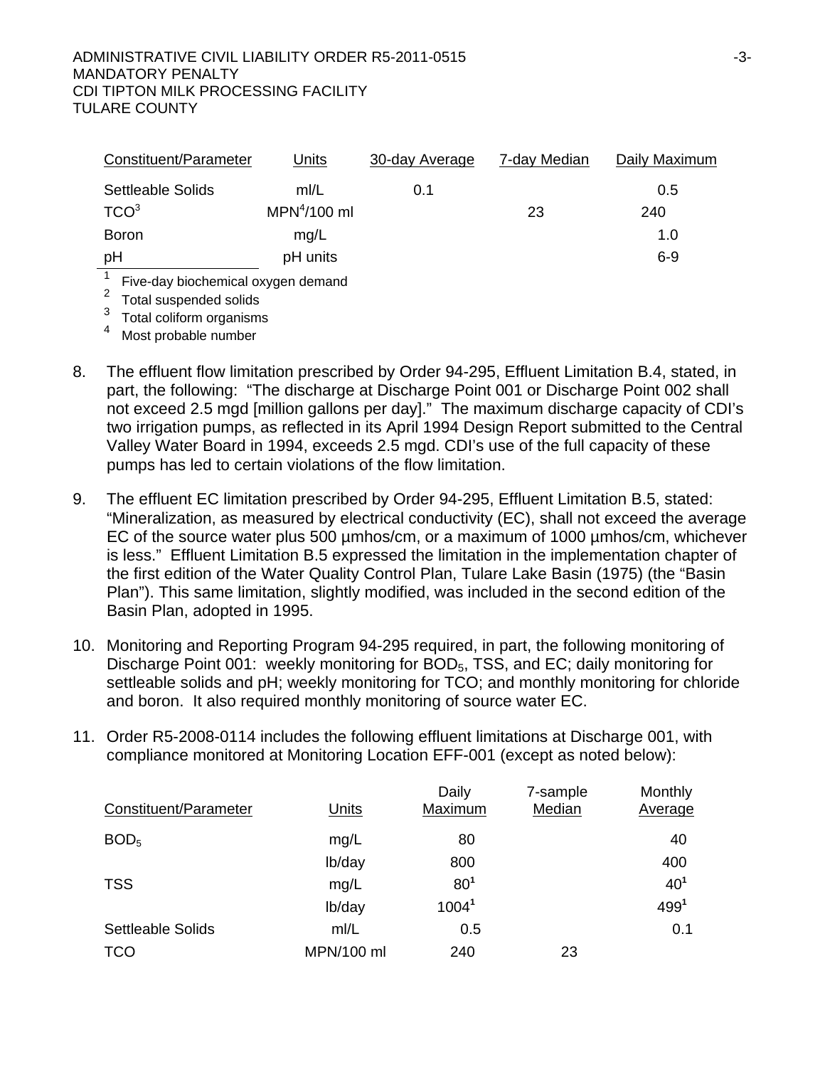| Constituent/Parameter | Units | 30-day Average | 7-day Median | Daily Maximum |
|---|---|---|---|---|
| Settleable Solids | ml/L | 0.1 | | 0.5 |
| TCO[3] | MPN[4]/100 ml | | 23 | 240 |
| Boron | mg/L | | | 1.0 |
| pH | pH units | | | 6-9 |

[1] Five-day biochemical oxygen demand
[2] Total suspended solids
[3] Total coliform organisms
[4] Most probable number

8. The effluent flow limitation prescribed by Order 94-295, Effluent Limitation B.4, stated, in part, the following: "The discharge at Discharge Point 001 or Discharge Point 002 shall not exceed 2.5 mgd [million gallons per day]." The maximum discharge capacity of CDI's two irrigation pumps, as reflected in its April 1994 Design Report submitted to the Central Valley Water Board in 1994, exceeds 2.5 mgd. CDI's use of the full capacity of these pumps has led to certain violations of the flow limitation.

9. The effluent EC limitation prescribed by Order 94-295, Effluent Limitation B.5, stated: "Mineralization, as measured by electrical conductivity (EC), shall not exceed the average EC of the source water plus 500 µmhos/cm, or a maximum of 1000 µmhos/cm, whichever is less." Effluent Limitation B.5 expressed the limitation in the implementation chapter of the first edition of the Water Quality Control Plan, Tulare Lake Basin (1975) (the "Basin Plan"). This same limitation, slightly modified, was included in the second edition of the Basin Plan, adopted in 1995.

10. Monitoring and Reporting Program 94-295 required, in part, the following monitoring of Discharge Point 001: weekly monitoring for $BOD_5$, TSS, and EC; daily monitoring for settleable solids and pH; weekly monitoring for TCO; and monthly monitoring for chloride and boron. It also required monthly monitoring of source water EC.

11. Order R5-2008-0114 includes the following effluent limitations at Discharge 001, with compliance monitored at Monitoring Location EFF-001 (except as noted below):

| Constituent/Parameter | Units | Daily Maximum | 7-sample Median | Monthly Average |
|---|---|---|---|---|
| $BOD_5$ | mg/L | 80 | | 40 |
| | lb/day | 800 | | 400 |
| TSS | mg/L | 80[1] | | 40[1] |
| | lb/day | 1004[1] | | 499[1] |
| Settleable Solids | ml/L | 0.5 | | 0.1 |
| TCO | MPN/100 ml | 240 | 23 | |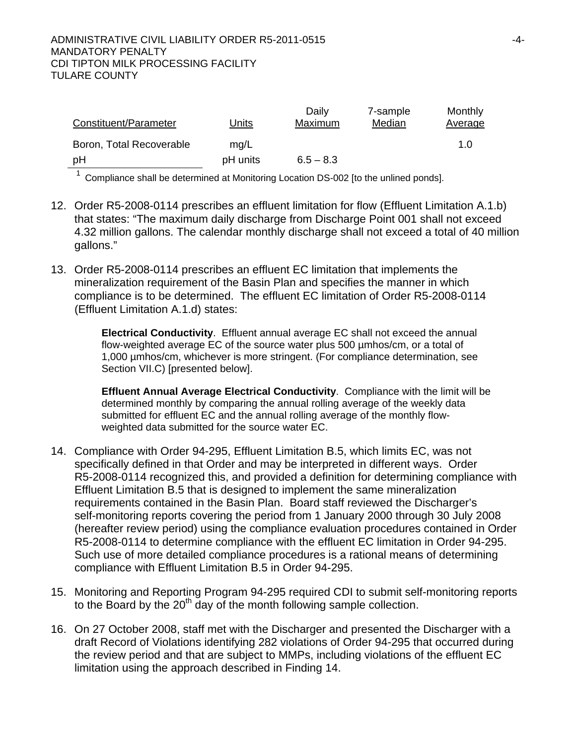| Constituent/Parameter | Units | Daily Maximum | 7-sample Median | Monthly Average |
|---|---|---|---|---|
| Boron, Total Recoverable | mg/L | | | 1.0 |
| pH | pH units | 6.5 – 8.3 | | |

[1] Compliance shall be determined at Monitoring Location DS-002 [to the unlined ponds].

12. Order R5-2008-0114 prescribes an effluent limitation for flow (Effluent Limitation A.1.b) that states: "The maximum daily discharge from Discharge Point 001 shall not exceed 4.32 million gallons. The calendar monthly discharge shall not exceed a total of 40 million gallons."

13. Order R5-2008-0114 prescribes an effluent EC limitation that implements the mineralization requirement of the Basin Plan and specifies the manner in which compliance is to be determined. The effluent EC limitation of Order R5-2008-0114 (Effluent Limitation A.1.d) states:

    **Electrical Conductivity**. Effluent annual average EC shall not exceed the annual flow-weighted average EC of the source water plus 500 µmhos/cm, or a total of 1,000 µmhos/cm, whichever is more stringent. (For compliance determination, see Section VII.C) [presented below].

    **Effluent Annual Average Electrical Conductivity**. Compliance with the limit will be determined monthly by comparing the annual rolling average of the weekly data submitted for effluent EC and the annual rolling average of the monthly flow-weighted data submitted for the source water EC.

14. Compliance with Order 94-295, Effluent Limitation B.5, which limits EC, was not specifically defined in that Order and may be interpreted in different ways. Order R5-2008-0114 recognized this, and provided a definition for determining compliance with Effluent Limitation B.5 that is designed to implement the same mineralization requirements contained in the Basin Plan. Board staff reviewed the Discharger's self-monitoring reports covering the period from 1 January 2000 through 30 July 2008 (hereafter review period) using the compliance evaluation procedures contained in Order R5-2008-0114 to determine compliance with the effluent EC limitation in Order 94-295. Such use of more detailed compliance procedures is a rational means of determining compliance with Effluent Limitation B.5 in Order 94-295.

15. Monitoring and Reporting Program 94-295 required CDI to submit self-monitoring reports to the Board by the 20th day of the month following sample collection.

16. On 27 October 2008, staff met with the Discharger and presented the Discharger with a draft Record of Violations identifying 282 violations of Order 94-295 that occurred during the review period and that are subject to MMPs, including violations of the effluent EC limitation using the approach described in Finding 14.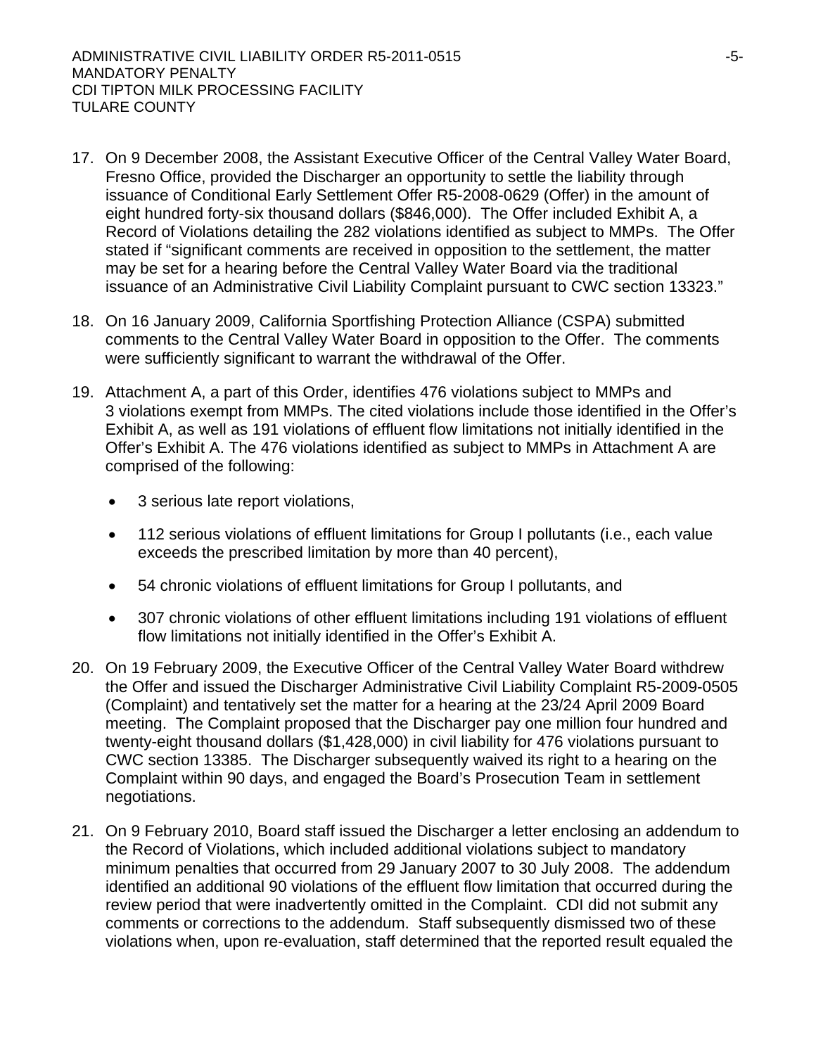17. On 9 December 2008, the Assistant Executive Officer of the Central Valley Water Board, Fresno Office, provided the Discharger an opportunity to settle the liability through issuance of Conditional Early Settlement Offer R5-2008-0629 (Offer) in the amount of eight hundred forty-six thousand dollars ($846,000). The Offer included Exhibit A, a Record of Violations detailing the 282 violations identified as subject to MMPs. The Offer stated if "significant comments are received in opposition to the settlement, the matter may be set for a hearing before the Central Valley Water Board via the traditional issuance of an Administrative Civil Liability Complaint pursuant to CWC section 13323."

18. On 16 January 2009, California Sportfishing Protection Alliance (CSPA) submitted comments to the Central Valley Water Board in opposition to the Offer. The comments were sufficiently significant to warrant the withdrawal of the Offer.

19. Attachment A, a part of this Order, identifies 476 violations subject to MMPs and 3 violations exempt from MMPs. The cited violations include those identified in the Offer's Exhibit A, as well as 191 violations of effluent flow limitations not initially identified in the Offer's Exhibit A. The 476 violations identified as subject to MMPs in Attachment A are comprised of the following:

    - 3 serious late report violations,
    - 112 serious violations of effluent limitations for Group I pollutants (i.e., each value exceeds the prescribed limitation by more than 40 percent),
    - 54 chronic violations of effluent limitations for Group I pollutants, and
    - 307 chronic violations of other effluent limitations including 191 violations of effluent flow limitations not initially identified in the Offer's Exhibit A.

20. On 19 February 2009, the Executive Officer of the Central Valley Water Board withdrew the Offer and issued the Discharger Administrative Civil Liability Complaint R5-2009-0505 (Complaint) and tentatively set the matter for a hearing at the 23/24 April 2009 Board meeting. The Complaint proposed that the Discharger pay one million four hundred and twenty-eight thousand dollars ($1,428,000) in civil liability for 476 violations pursuant to CWC section 13385. The Discharger subsequently waived its right to a hearing on the Complaint within 90 days, and engaged the Board's Prosecution Team in settlement negotiations.

21. On 9 February 2010, Board staff issued the Discharger a letter enclosing an addendum to the Record of Violations, which included additional violations subject to mandatory minimum penalties that occurred from 29 January 2007 to 30 July 2008. The addendum identified an additional 90 violations of the effluent flow limitation that occurred during the review period that were inadvertently omitted in the Complaint. CDI did not submit any comments or corrections to the addendum. Staff subsequently dismissed two of these violations when, upon re-evaluation, staff determined that the reported result equaled the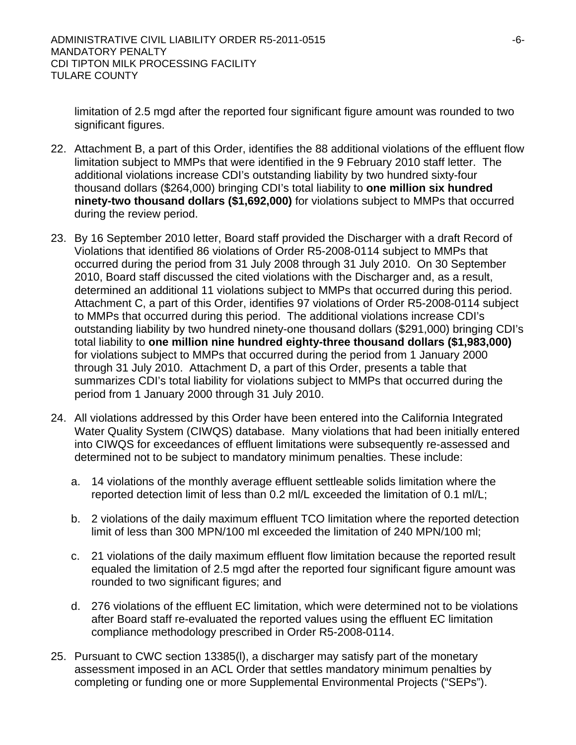limitation of 2.5 mgd after the reported four significant figure amount was rounded to two significant figures.

22. Attachment B, a part of this Order, identifies the 88 additional violations of the effluent flow limitation subject to MMPs that were identified in the 9 February 2010 staff letter. The additional violations increase CDI's outstanding liability by two hundred sixty-four thousand dollars ($264,000) bringing CDI's total liability to **one million six hundred ninety-two thousand dollars ($1,692,000)** for violations subject to MMPs that occurred during the review period.

23. By 16 September 2010 letter, Board staff provided the Discharger with a draft Record of Violations that identified 86 violations of Order R5-2008-0114 subject to MMPs that occurred during the period from 31 July 2008 through 31 July 2010. On 30 September 2010, Board staff discussed the cited violations with the Discharger and, as a result, determined an additional 11 violations subject to MMPs that occurred during this period. Attachment C, a part of this Order, identifies 97 violations of Order R5-2008-0114 subject to MMPs that occurred during this period. The additional violations increase CDI's outstanding liability by two hundred ninety-one thousand dollars ($291,000) bringing CDI's total liability to **one million nine hundred eighty-three thousand dollars ($1,983,000)** for violations subject to MMPs that occurred during the period from 1 January 2000 through 31 July 2010. Attachment D, a part of this Order, presents a table that summarizes CDI's total liability for violations subject to MMPs that occurred during the period from 1 January 2000 through 31 July 2010.

24. All violations addressed by this Order have been entered into the California Integrated Water Quality System (CIWQS) database. Many violations that had been initially entered into CIWQS for exceedances of effluent limitations were subsequently re-assessed and determined not to be subject to mandatory minimum penalties. These include:

    a. 14 violations of the monthly average effluent settleable solids limitation where the reported detection limit of less than 0.2 ml/L exceeded the limitation of 0.1 ml/L;

    b. 2 violations of the daily maximum effluent TCO limitation where the reported detection limit of less than 300 MPN/100 ml exceeded the limitation of 240 MPN/100 ml;

    c. 21 violations of the daily maximum effluent flow limitation because the reported result equaled the limitation of 2.5 mgd after the reported four significant figure amount was rounded to two significant figures; and

    d. 276 violations of the effluent EC limitation, which were determined not to be violations after Board staff re-evaluated the reported values using the effluent EC limitation compliance methodology prescribed in Order R5-2008-0114.

25. Pursuant to CWC section 13385(l), a discharger may satisfy part of the monetary assessment imposed in an ACL Order that settles mandatory minimum penalties by completing or funding one or more Supplemental Environmental Projects ("SEPs").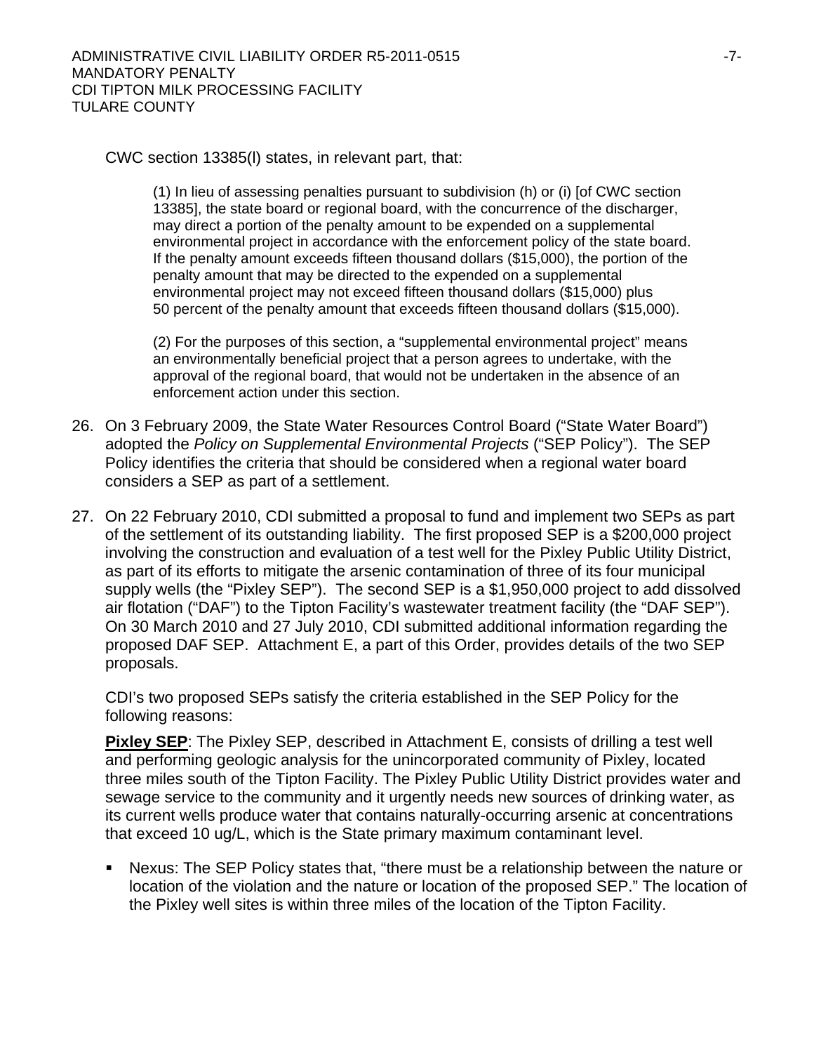CWC section 13385(l) states, in relevant part, that:

> (1) In lieu of assessing penalties pursuant to subdivision (h) or (i) [of CWC section 13385], the state board or regional board, with the concurrence of the discharger, may direct a portion of the penalty amount to be expended on a supplemental environmental project in accordance with the enforcement policy of the state board. If the penalty amount exceeds fifteen thousand dollars ($15,000), the portion of the penalty amount that may be directed to the expended on a supplemental environmental project may not exceed fifteen thousand dollars ($15,000) plus 50 percent of the penalty amount that exceeds fifteen thousand dollars ($15,000).
>
> (2) For the purposes of this section, a "supplemental environmental project" means an environmentally beneficial project that a person agrees to undertake, with the approval of the regional board, that would not be undertaken in the absence of an enforcement action under this section.

26. On 3 February 2009, the State Water Resources Control Board ("State Water Board") adopted the *Policy on Supplemental Environmental Projects* ("SEP Policy"). The SEP Policy identifies the criteria that should be considered when a regional water board considers a SEP as part of a settlement.

27. On 22 February 2010, CDI submitted a proposal to fund and implement two SEPs as part of the settlement of its outstanding liability. The first proposed SEP is a $200,000 project involving the construction and evaluation of a test well for the Pixley Public Utility District, as part of its efforts to mitigate the arsenic contamination of three of its four municipal supply wells (the "Pixley SEP"). The second SEP is a $1,950,000 project to add dissolved air flotation ("DAF") to the Tipton Facility's wastewater treatment facility (the "DAF SEP"). On 30 March 2010 and 27 July 2010, CDI submitted additional information regarding the proposed DAF SEP. Attachment E, a part of this Order, provides details of the two SEP proposals.

    CDI's two proposed SEPs satisfy the criteria established in the SEP Policy for the following reasons:

    **Pixley SEP**: The Pixley SEP, described in Attachment E, consists of drilling a test well and performing geologic analysis for the unincorporated community of Pixley, located three miles south of the Tipton Facility. The Pixley Public Utility District provides water and sewage service to the community and it urgently needs new sources of drinking water, as its current wells produce water that contains naturally-occurring arsenic at concentrations that exceed 10 ug/L, which is the State primary maximum contaminant level.

    - Nexus: The SEP Policy states that, "there must be a relationship between the nature or location of the violation and the nature or location of the proposed SEP." The location of the Pixley well sites is within three miles of the location of the Tipton Facility.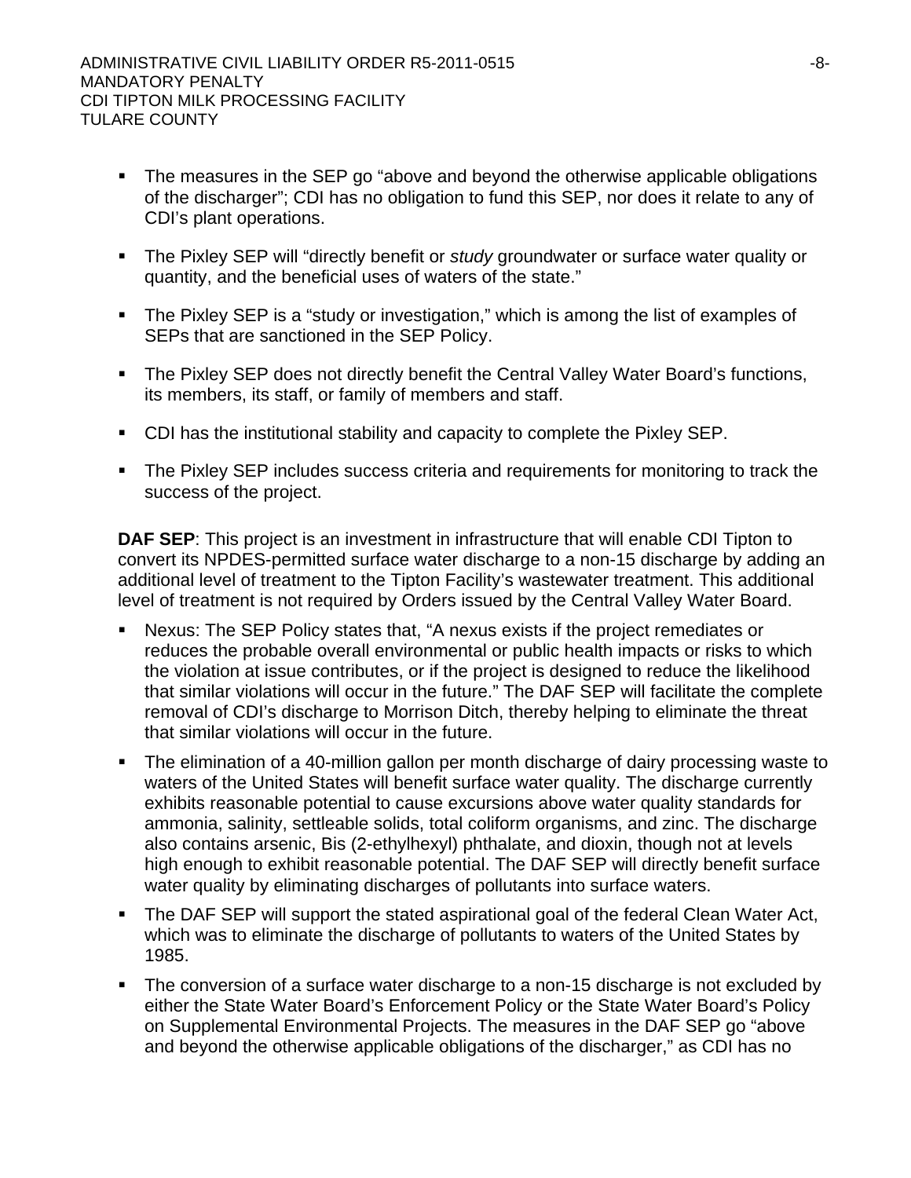- The measures in the SEP go "above and beyond the otherwise applicable obligations of the discharger"; CDI has no obligation to fund this SEP, nor does it relate to any of CDI's plant operations.
- The Pixley SEP will "directly benefit or *study* groundwater or surface water quality or quantity, and the beneficial uses of waters of the state."
- The Pixley SEP is a "study or investigation," which is among the list of examples of SEPs that are sanctioned in the SEP Policy.
- The Pixley SEP does not directly benefit the Central Valley Water Board's functions, its members, its staff, or family of members and staff.
- CDI has the institutional stability and capacity to complete the Pixley SEP.
- The Pixley SEP includes success criteria and requirements for monitoring to track the success of the project.

**DAF SEP**: This project is an investment in infrastructure that will enable CDI Tipton to convert its NPDES-permitted surface water discharge to a non-15 discharge by adding an additional level of treatment to the Tipton Facility's wastewater treatment. This additional level of treatment is not required by Orders issued by the Central Valley Water Board.

- Nexus: The SEP Policy states that, "A nexus exists if the project remediates or reduces the probable overall environmental or public health impacts or risks to which the violation at issue contributes, or if the project is designed to reduce the likelihood that similar violations will occur in the future." The DAF SEP will facilitate the complete removal of CDI's discharge to Morrison Ditch, thereby helping to eliminate the threat that similar violations will occur in the future.
- The elimination of a 40-million gallon per month discharge of dairy processing waste to waters of the United States will benefit surface water quality. The discharge currently exhibits reasonable potential to cause excursions above water quality standards for ammonia, salinity, settleable solids, total coliform organisms, and zinc. The discharge also contains arsenic, Bis (2-ethylhexyl) phthalate, and dioxin, though not at levels high enough to exhibit reasonable potential. The DAF SEP will directly benefit surface water quality by eliminating discharges of pollutants into surface waters.
- The DAF SEP will support the stated aspirational goal of the federal Clean Water Act, which was to eliminate the discharge of pollutants to waters of the United States by 1985.
- The conversion of a surface water discharge to a non-15 discharge is not excluded by either the State Water Board's Enforcement Policy or the State Water Board's Policy on Supplemental Environmental Projects. The measures in the DAF SEP go "above and beyond the otherwise applicable obligations of the discharger," as CDI has no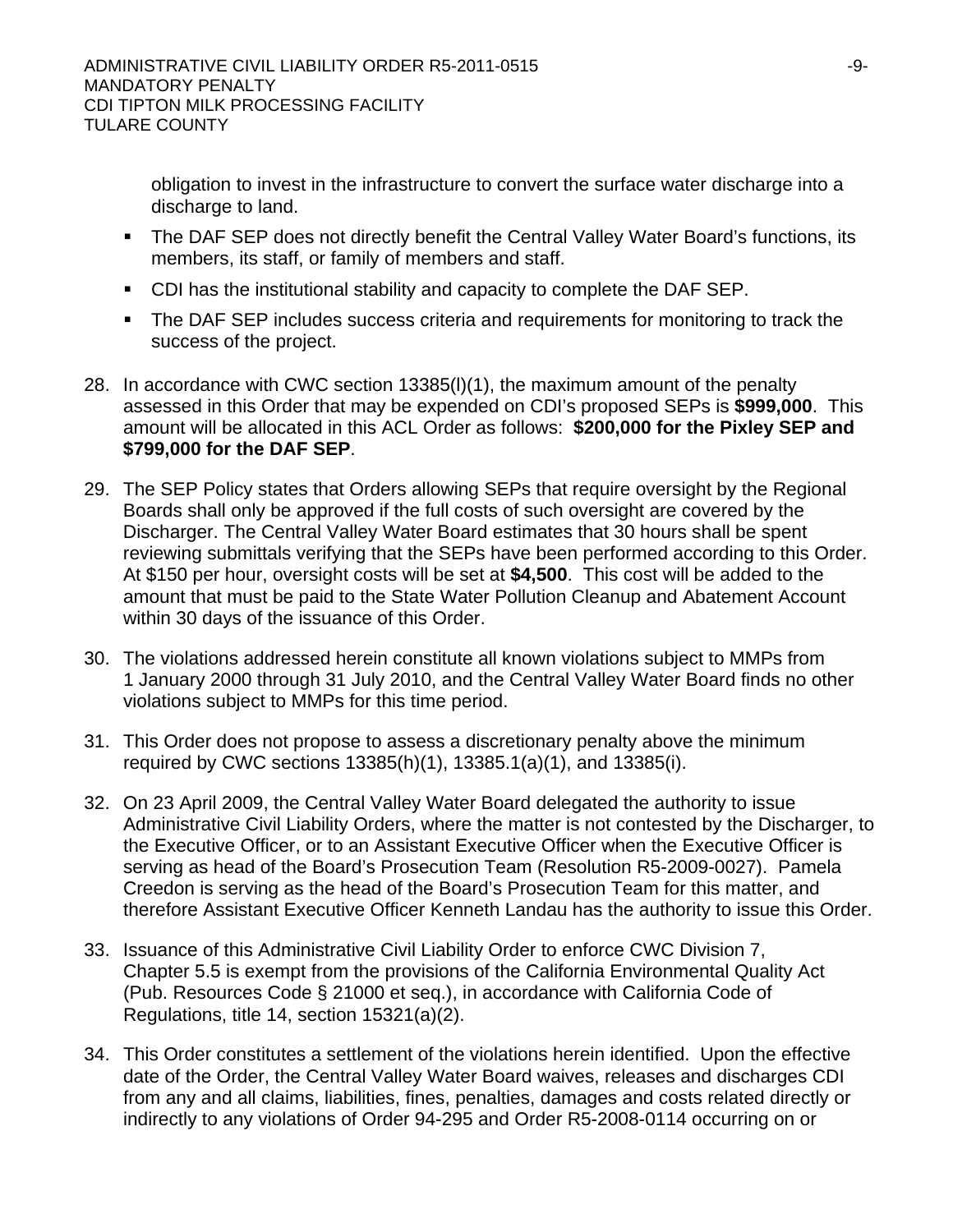obligation to invest in the infrastructure to convert the surface water discharge into a discharge to land.

- The DAF SEP does not directly benefit the Central Valley Water Board's functions, its members, its staff, or family of members and staff.
- CDI has the institutional stability and capacity to complete the DAF SEP.
- The DAF SEP includes success criteria and requirements for monitoring to track the success of the project.

28. In accordance with CWC section 13385(l)(1), the maximum amount of the penalty assessed in this Order that may be expended on CDI's proposed SEPs is **$999,000**. This amount will be allocated in this ACL Order as follows: **$200,000 for the Pixley SEP and $799,000 for the DAF SEP**.

29. The SEP Policy states that Orders allowing SEPs that require oversight by the Regional Boards shall only be approved if the full costs of such oversight are covered by the Discharger. The Central Valley Water Board estimates that 30 hours shall be spent reviewing submittals verifying that the SEPs have been performed according to this Order. At $150 per hour, oversight costs will be set at **$4,500**. This cost will be added to the amount that must be paid to the State Water Pollution Cleanup and Abatement Account within 30 days of the issuance of this Order.

30. The violations addressed herein constitute all known violations subject to MMPs from 1 January 2000 through 31 July 2010, and the Central Valley Water Board finds no other violations subject to MMPs for this time period.

31. This Order does not propose to assess a discretionary penalty above the minimum required by CWC sections 13385(h)(1), 13385.1(a)(1), and 13385(i).

32. On 23 April 2009, the Central Valley Water Board delegated the authority to issue Administrative Civil Liability Orders, where the matter is not contested by the Discharger, to the Executive Officer, or to an Assistant Executive Officer when the Executive Officer is serving as head of the Board's Prosecution Team (Resolution R5-2009-0027). Pamela Creedon is serving as the head of the Board's Prosecution Team for this matter, and therefore Assistant Executive Officer Kenneth Landau has the authority to issue this Order.

33. Issuance of this Administrative Civil Liability Order to enforce CWC Division 7, Chapter 5.5 is exempt from the provisions of the California Environmental Quality Act (Pub. Resources Code § 21000 et seq.), in accordance with California Code of Regulations, title 14, section 15321(a)(2).

34. This Order constitutes a settlement of the violations herein identified. Upon the effective date of the Order, the Central Valley Water Board waives, releases and discharges CDI from any and all claims, liabilities, fines, penalties, damages and costs related directly or indirectly to any violations of Order 94-295 and Order R5-2008-0114 occurring on or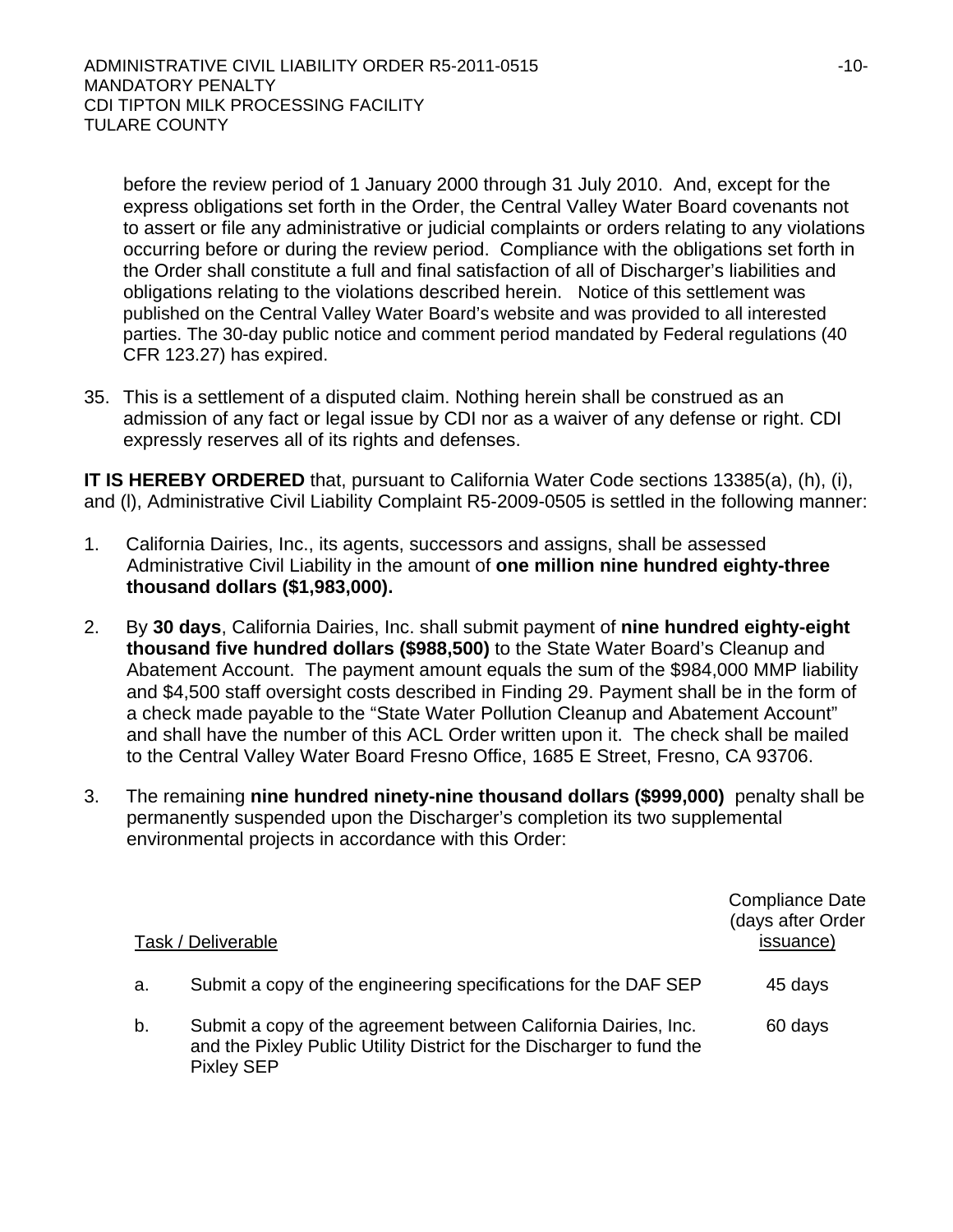before the review period of 1 January 2000 through 31 July 2010. And, except for the express obligations set forth in the Order, the Central Valley Water Board covenants not to assert or file any administrative or judicial complaints or orders relating to any violations occurring before or during the review period. Compliance with the obligations set forth in the Order shall constitute a full and final satisfaction of all of Discharger's liabilities and obligations relating to the violations described herein. Notice of this settlement was published on the Central Valley Water Board's website and was provided to all interested parties. The 30-day public notice and comment period mandated by Federal regulations (40 CFR 123.27) has expired.

35. This is a settlement of a disputed claim. Nothing herein shall be construed as an admission of any fact or legal issue by CDI nor as a waiver of any defense or right. CDI expressly reserves all of its rights and defenses.

**IT IS HEREBY ORDERED** that, pursuant to California Water Code sections 13385(a), (h), (i), and (l), Administrative Civil Liability Complaint R5-2009-0505 is settled in the following manner:

1. California Dairies, Inc., its agents, successors and assigns, shall be assessed Administrative Civil Liability in the amount of **one million nine hundred eighty-three thousand dollars ($1,983,000).**

2. By **30 days**, California Dairies, Inc. shall submit payment of **nine hundred eighty-eight thousand five hundred dollars ($988,500)** to the State Water Board's Cleanup and Abatement Account. The payment amount equals the sum of the $984,000 MMP liability and $4,500 staff oversight costs described in Finding 29. Payment shall be in the form of a check made payable to the "State Water Pollution Cleanup and Abatement Account" and shall have the number of this ACL Order written upon it. The check shall be mailed to the Central Valley Water Board Fresno Office, 1685 E Street, Fresno, CA 93706.

3. The remaining **nine hundred ninety-nine thousand dollars ($999,000)** penalty shall be permanently suspended upon the Discharger's completion its two supplemental environmental projects in accordance with this Order:

| | Task / Deliverable | Compliance Date (days after Order issuance) |
|---|---|---|
| a. | Submit a copy of the engineering specifications for the DAF SEP | 45 days |
| b. | Submit a copy of the agreement between California Dairies, Inc. and the Pixley Public Utility District for the Discharger to fund the Pixley SEP | 60 days |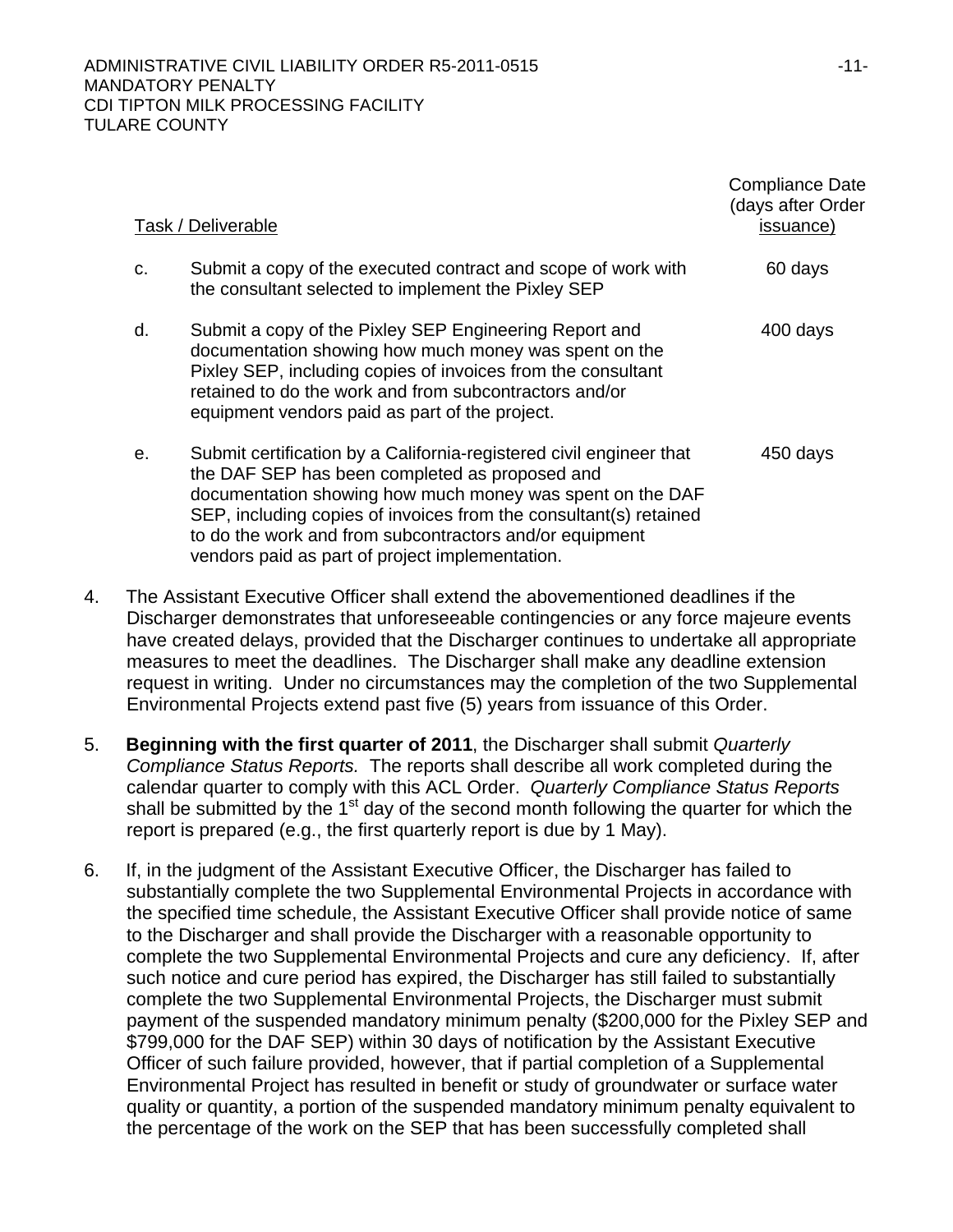| | Task / Deliverable | Compliance Date (days after Order issuance) |
|---|---|---|
| c. | Submit a copy of the executed contract and scope of work with the consultant selected to implement the Pixley SEP | 60 days |
| d. | Submit a copy of the Pixley SEP Engineering Report and documentation showing how much money was spent on the Pixley SEP, including copies of invoices from the consultant retained to do the work and from subcontractors and/or equipment vendors paid as part of the project. | 400 days |
| e. | Submit certification by a California-registered civil engineer that the DAF SEP has been completed as proposed and documentation showing how much money was spent on the DAF SEP, including copies of invoices from the consultant(s) retained to do the work and from subcontractors and/or equipment vendors paid as part of project implementation. | 450 days |

4. The Assistant Executive Officer shall extend the abovementioned deadlines if the Discharger demonstrates that unforeseeable contingencies or any force majeure events have created delays, provided that the Discharger continues to undertake all appropriate measures to meet the deadlines. The Discharger shall make any deadline extension request in writing. Under no circumstances may the completion of the two Supplemental Environmental Projects extend past five (5) years from issuance of this Order.

5. **Beginning with the first quarter of 2011**, the Discharger shall submit *Quarterly Compliance Status Reports.* The reports shall describe all work completed during the calendar quarter to comply with this ACL Order. *Quarterly Compliance Status Reports* shall be submitted by the 1st day of the second month following the quarter for which the report is prepared (e.g., the first quarterly report is due by 1 May).

6. If, in the judgment of the Assistant Executive Officer, the Discharger has failed to substantially complete the two Supplemental Environmental Projects in accordance with the specified time schedule, the Assistant Executive Officer shall provide notice of same to the Discharger and shall provide the Discharger with a reasonable opportunity to complete the two Supplemental Environmental Projects and cure any deficiency. If, after such notice and cure period has expired, the Discharger has still failed to substantially complete the two Supplemental Environmental Projects, the Discharger must submit payment of the suspended mandatory minimum penalty ($200,000 for the Pixley SEP and $799,000 for the DAF SEP) within 30 days of notification by the Assistant Executive Officer of such failure provided, however, that if partial completion of a Supplemental Environmental Project has resulted in benefit or study of groundwater or surface water quality or quantity, a portion of the suspended mandatory minimum penalty equivalent to the percentage of the work on the SEP that has been successfully completed shall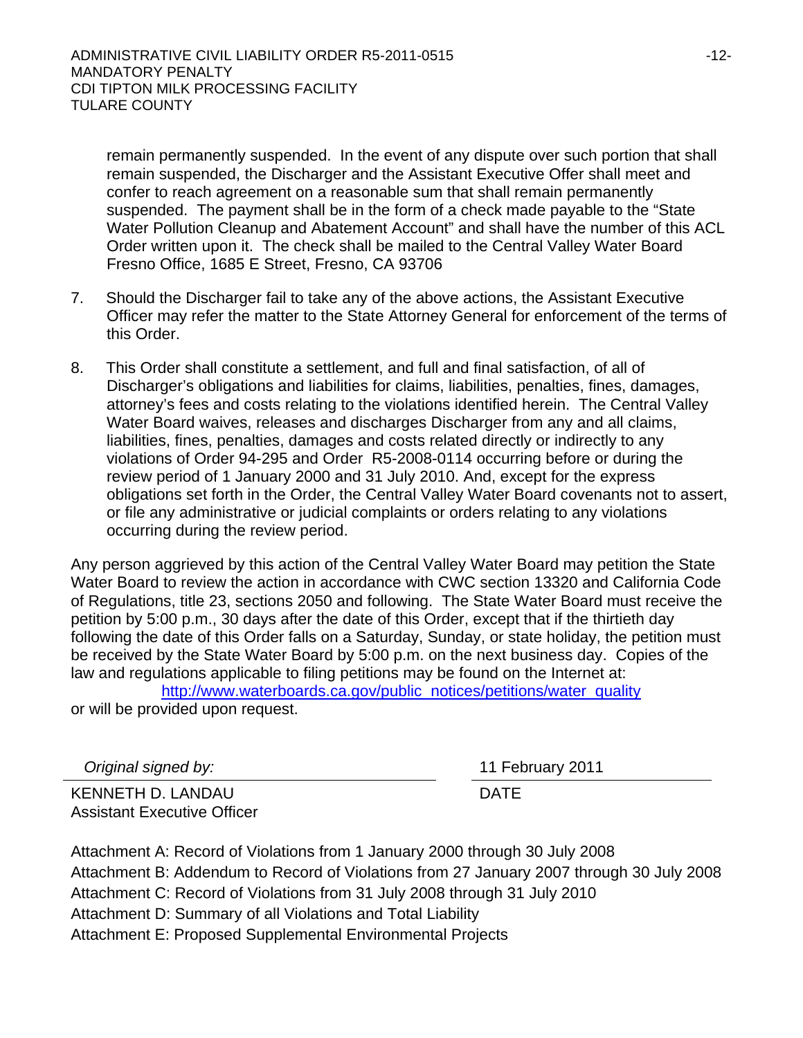remain permanently suspended. In the event of any dispute over such portion that shall remain suspended, the Discharger and the Assistant Executive Offer shall meet and confer to reach agreement on a reasonable sum that shall remain permanently suspended. The payment shall be in the form of a check made payable to the "State Water Pollution Cleanup and Abatement Account" and shall have the number of this ACL Order written upon it. The check shall be mailed to the Central Valley Water Board Fresno Office, 1685 E Street, Fresno, CA 93706

7. Should the Discharger fail to take any of the above actions, the Assistant Executive Officer may refer the matter to the State Attorney General for enforcement of the terms of this Order.

8. This Order shall constitute a settlement, and full and final satisfaction, of all of Discharger's obligations and liabilities for claims, liabilities, penalties, fines, damages, attorney's fees and costs relating to the violations identified herein. The Central Valley Water Board waives, releases and discharges Discharger from any and all claims, liabilities, fines, penalties, damages and costs related directly or indirectly to any violations of Order 94-295 and Order R5-2008-0114 occurring before or during the review period of 1 January 2000 and 31 July 2010. And, except for the express obligations set forth in the Order, the Central Valley Water Board covenants not to assert, or file any administrative or judicial complaints or orders relating to any violations occurring during the review period.

Any person aggrieved by this action of the Central Valley Water Board may petition the State Water Board to review the action in accordance with CWC section 13320 and California Code of Regulations, title 23, sections 2050 and following. The State Water Board must receive the petition by 5:00 p.m., 30 days after the date of this Order, except that if the thirtieth day following the date of this Order falls on a Saturday, Sunday, or state holiday, the petition must be received by the State Water Board by 5:00 p.m. on the next business day. Copies of the law and regulations applicable to filing petitions may be found on the Internet at:

http://www.waterboards.ca.gov/public_notices/petitions/water_quality

or will be provided upon request.

*Original signed by:* &nbsp;&nbsp;&nbsp;&nbsp;&nbsp;&nbsp;&nbsp;&nbsp; 11 February 2011

KENNETH D. LANDAU &nbsp;&nbsp;&nbsp;&nbsp;&nbsp;&nbsp;&nbsp;&nbsp; DATE
Assistant Executive Officer

Attachment A: Record of Violations from 1 January 2000 through 30 July 2008
Attachment B: Addendum to Record of Violations from 27 January 2007 through 30 July 2008
Attachment C: Record of Violations from 31 July 2008 through 31 July 2010
Attachment D: Summary of all Violations and Total Liability
Attachment E: Proposed Supplemental Environmental Projects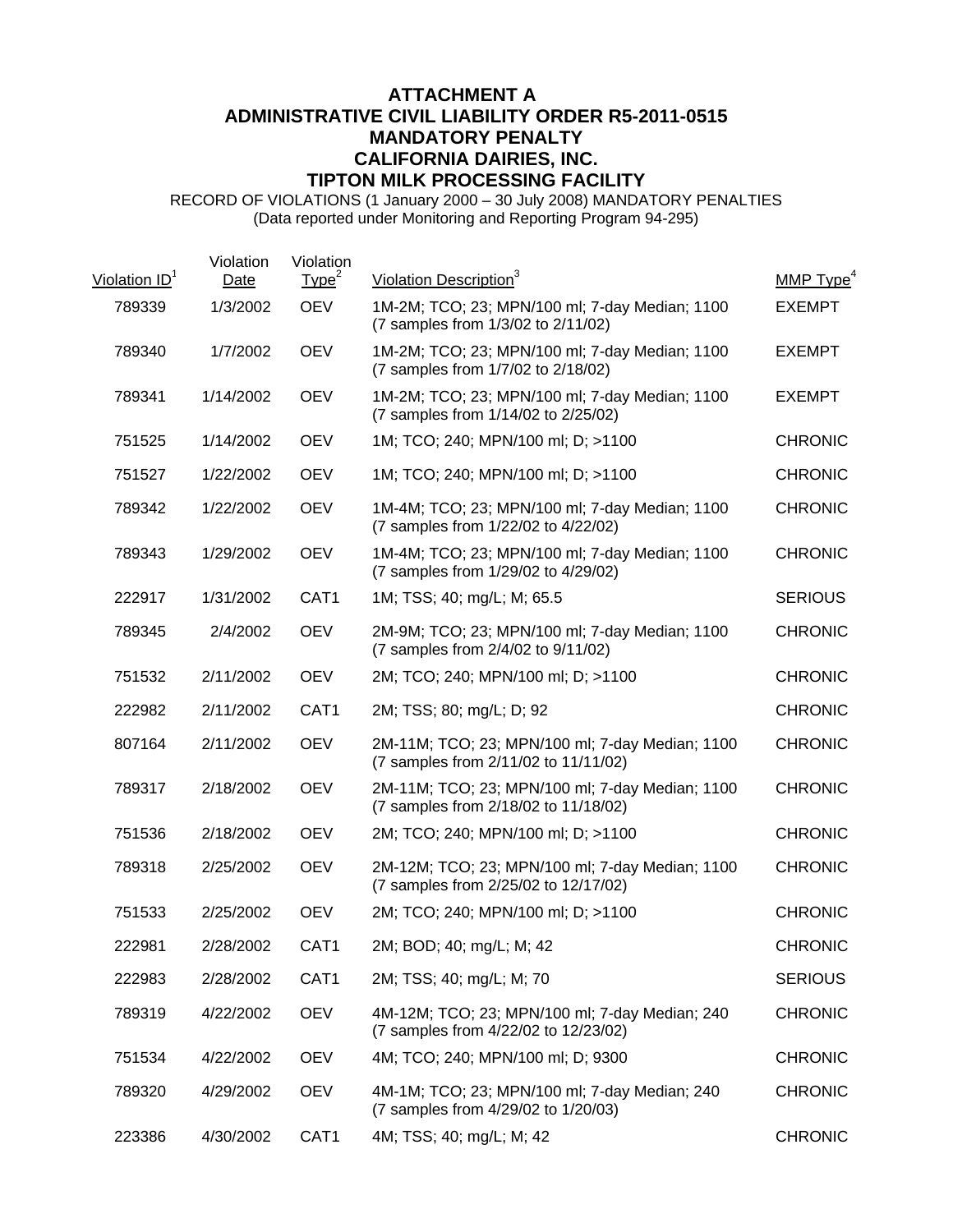# ATTACHMENT A
# ADMINISTRATIVE CIVIL LIABILITY ORDER R5-2011-0515
# MANDATORY PENALTY
# CALIFORNIA DAIRIES, INC.
# TIPTON MILK PROCESSING FACILITY

RECORD OF VIOLATIONS (1 January 2000 – 30 July 2008) MANDATORY PENALTIES
(Data reported under Monitoring and Reporting Program 94-295)

| Violation ID[1] | Violation Date | Violation Type[2] | Violation Description[3] | MMP Type[4] |
|---|---|---|---|---|
| 789339 | 1/3/2002 | OEV | 1M-2M; TCO; 23; MPN/100 ml; 7-day Median; 1100 (7 samples from 1/3/02 to 2/11/02) | EXEMPT |
| 789340 | 1/7/2002 | OEV | 1M-2M; TCO; 23; MPN/100 ml; 7-day Median; 1100 (7 samples from 1/7/02 to 2/18/02) | EXEMPT |
| 789341 | 1/14/2002 | OEV | 1M-2M; TCO; 23; MPN/100 ml; 7-day Median; 1100 (7 samples from 1/14/02 to 2/25/02) | EXEMPT |
| 751525 | 1/14/2002 | OEV | 1M; TCO; 240; MPN/100 ml; D; >1100 | CHRONIC |
| 751527 | 1/22/2002 | OEV | 1M; TCO; 240; MPN/100 ml; D; >1100 | CHRONIC |
| 789342 | 1/22/2002 | OEV | 1M-4M; TCO; 23; MPN/100 ml; 7-day Median; 1100 (7 samples from 1/22/02 to 4/22/02) | CHRONIC |
| 789343 | 1/29/2002 | OEV | 1M-4M; TCO; 23; MPN/100 ml; 7-day Median; 1100 (7 samples from 1/29/02 to 4/29/02) | CHRONIC |
| 222917 | 1/31/2002 | CAT1 | 1M; TSS; 40; mg/L; M; 65.5 | SERIOUS |
| 789345 | 2/4/2002 | OEV | 2M-9M; TCO; 23; MPN/100 ml; 7-day Median; 1100 (7 samples from 2/4/02 to 9/11/02) | CHRONIC |
| 751532 | 2/11/2002 | OEV | 2M; TCO; 240; MPN/100 ml; D; >1100 | CHRONIC |
| 222982 | 2/11/2002 | CAT1 | 2M; TSS; 80; mg/L; D; 92 | CHRONIC |
| 807164 | 2/11/2002 | OEV | 2M-11M; TCO; 23; MPN/100 ml; 7-day Median; 1100 (7 samples from 2/11/02 to 11/11/02) | CHRONIC |
| 789317 | 2/18/2002 | OEV | 2M-11M; TCO; 23; MPN/100 ml; 7-day Median; 1100 (7 samples from 2/18/02 to 11/18/02) | CHRONIC |
| 751536 | 2/18/2002 | OEV | 2M; TCO; 240; MPN/100 ml; D; >1100 | CHRONIC |
| 789318 | 2/25/2002 | OEV | 2M-12M; TCO; 23; MPN/100 ml; 7-day Median; 1100 (7 samples from 2/25/02 to 12/17/02) | CHRONIC |
| 751533 | 2/25/2002 | OEV | 2M; TCO; 240; MPN/100 ml; D; >1100 | CHRONIC |
| 222981 | 2/28/2002 | CAT1 | 2M; BOD; 40; mg/L; M; 42 | CHRONIC |
| 222983 | 2/28/2002 | CAT1 | 2M; TSS; 40; mg/L; M; 70 | SERIOUS |
| 789319 | 4/22/2002 | OEV | 4M-12M; TCO; 23; MPN/100 ml; 7-day Median; 240 (7 samples from 4/22/02 to 12/23/02) | CHRONIC |
| 751534 | 4/22/2002 | OEV | 4M; TCO; 240; MPN/100 ml; D; 9300 | CHRONIC |
| 789320 | 4/29/2002 | OEV | 4M-1M; TCO; 23; MPN/100 ml; 7-day Median; 240 (7 samples from 4/29/02 to 1/20/03) | CHRONIC |
| 223386 | 4/30/2002 | CAT1 | 4M; TSS; 40; mg/L; M; 42 | CHRONIC |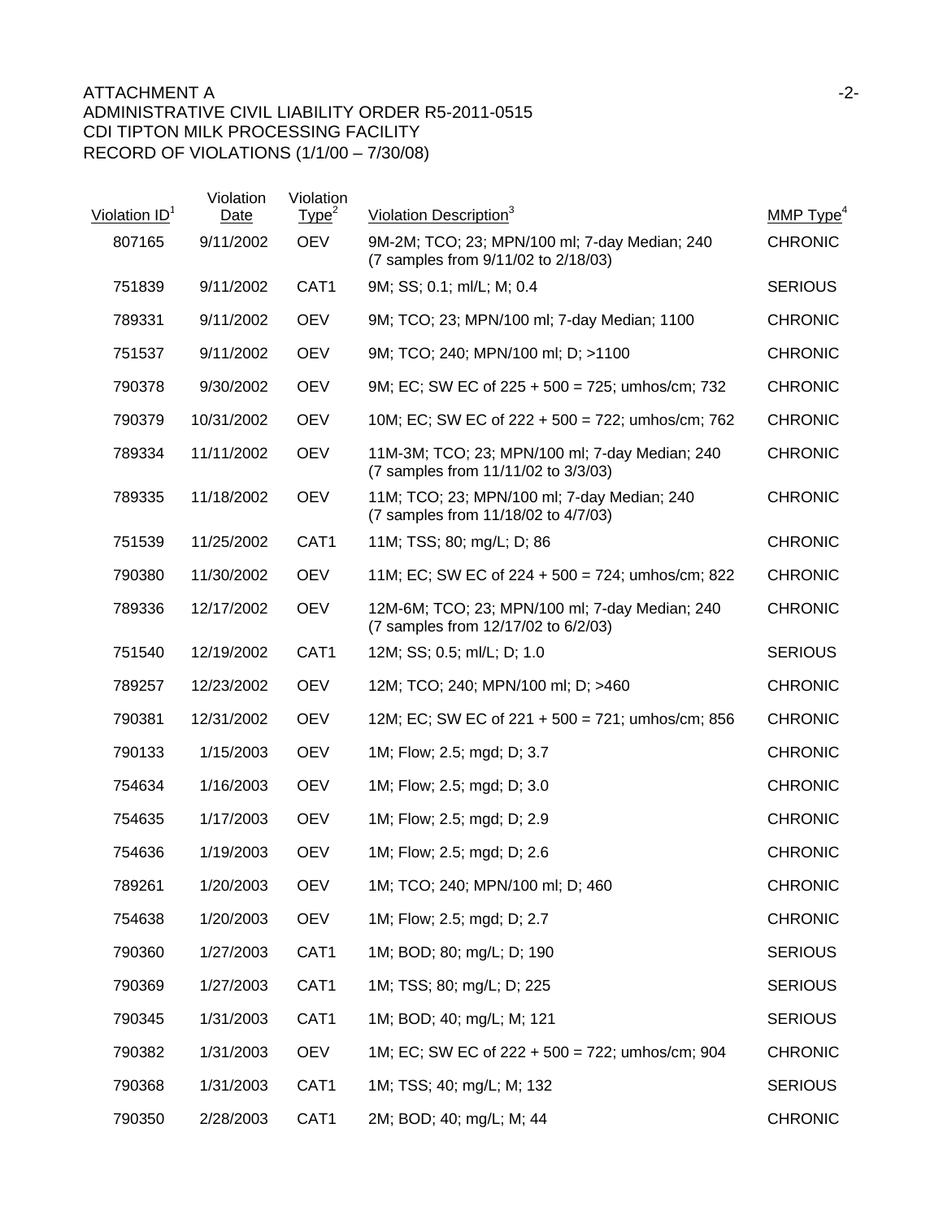ATTACHMENT A
ADMINISTRATIVE CIVIL LIABILITY ORDER R5-2011-0515
CDI TIPTON MILK PROCESSING FACILITY
RECORD OF VIOLATIONS (1/1/00 – 7/30/08)

| Violation ID[1] | Violation Date | Violation Type[2] | Violation Description[3] | MMP Type[4] |
|---|---|---|---|---|
| 807165 | 9/11/2002 | OEV | 9M-2M; TCO; 23; MPN/100 ml; 7-day Median; 240 (7 samples from 9/11/02 to 2/18/03) | CHRONIC |
| 751839 | 9/11/2002 | CAT1 | 9M; SS; 0.1; ml/L; M; 0.4 | SERIOUS |
| 789331 | 9/11/2002 | OEV | 9M; TCO; 23; MPN/100 ml; 7-day Median; 1100 | CHRONIC |
| 751537 | 9/11/2002 | OEV | 9M; TCO; 240; MPN/100 ml; D; >1100 | CHRONIC |
| 790378 | 9/30/2002 | OEV | 9M; EC; SW EC of 225 + 500 = 725; umhos/cm; 732 | CHRONIC |
| 790379 | 10/31/2002 | OEV | 10M; EC; SW EC of 222 + 500 = 722; umhos/cm; 762 | CHRONIC |
| 789334 | 11/11/2002 | OEV | 11M-3M; TCO; 23; MPN/100 ml; 7-day Median; 240 (7 samples from 11/11/02 to 3/3/03) | CHRONIC |
| 789335 | 11/18/2002 | OEV | 11M; TCO; 23; MPN/100 ml; 7-day Median; 240 (7 samples from 11/18/02 to 4/7/03) | CHRONIC |
| 751539 | 11/25/2002 | CAT1 | 11M; TSS; 80; mg/L; D; 86 | CHRONIC |
| 790380 | 11/30/2002 | OEV | 11M; EC; SW EC of 224 + 500 = 724; umhos/cm; 822 | CHRONIC |
| 789336 | 12/17/2002 | OEV | 12M-6M; TCO; 23; MPN/100 ml; 7-day Median; 240 (7 samples from 12/17/02 to 6/2/03) | CHRONIC |
| 751540 | 12/19/2002 | CAT1 | 12M; SS; 0.5; ml/L; D; 1.0 | SERIOUS |
| 789257 | 12/23/2002 | OEV | 12M; TCO; 240; MPN/100 ml; D; >460 | CHRONIC |
| 790381 | 12/31/2002 | OEV | 12M; EC; SW EC of 221 + 500 = 721; umhos/cm; 856 | CHRONIC |
| 790133 | 1/15/2003 | OEV | 1M; Flow; 2.5; mgd; D; 3.7 | CHRONIC |
| 754634 | 1/16/2003 | OEV | 1M; Flow; 2.5; mgd; D; 3.0 | CHRONIC |
| 754635 | 1/17/2003 | OEV | 1M; Flow; 2.5; mgd; D; 2.9 | CHRONIC |
| 754636 | 1/19/2003 | OEV | 1M; Flow; 2.5; mgd; D; 2.6 | CHRONIC |
| 789261 | 1/20/2003 | OEV | 1M; TCO; 240; MPN/100 ml; D; 460 | CHRONIC |
| 754638 | 1/20/2003 | OEV | 1M; Flow; 2.5; mgd; D; 2.7 | CHRONIC |
| 790360 | 1/27/2003 | CAT1 | 1M; BOD; 80; mg/L; D; 190 | SERIOUS |
| 790369 | 1/27/2003 | CAT1 | 1M; TSS; 80; mg/L; D; 225 | SERIOUS |
| 790345 | 1/31/2003 | CAT1 | 1M; BOD; 40; mg/L; M; 121 | SERIOUS |
| 790382 | 1/31/2003 | OEV | 1M; EC; SW EC of 222 + 500 = 722; umhos/cm; 904 | CHRONIC |
| 790368 | 1/31/2003 | CAT1 | 1M; TSS; 40; mg/L; M; 132 | SERIOUS |
| 790350 | 2/28/2003 | CAT1 | 2M; BOD; 40; mg/L; M; 44 | CHRONIC |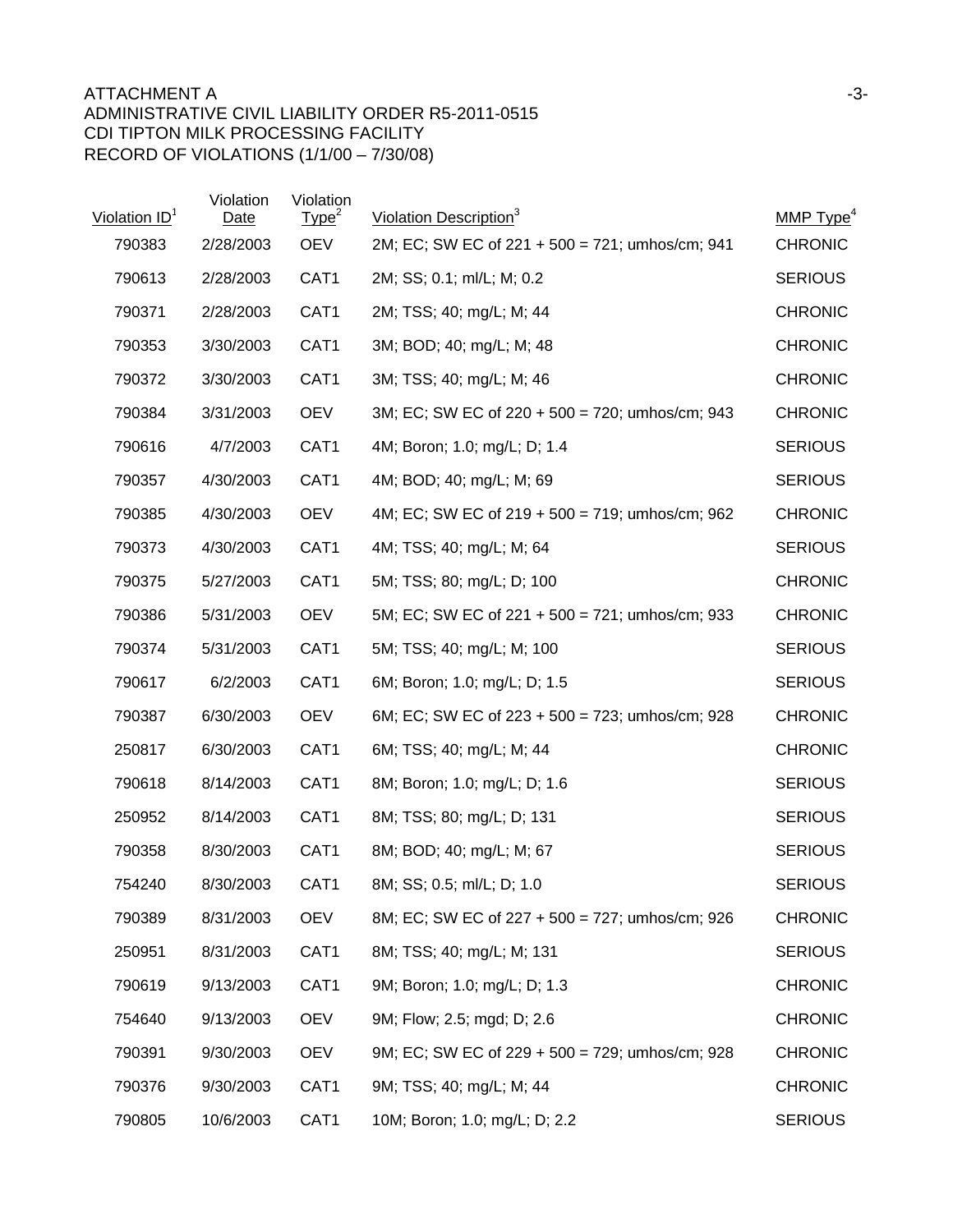ATTACHMENT A
ADMINISTRATIVE CIVIL LIABILITY ORDER R5-2011-0515
CDI TIPTON MILK PROCESSING FACILITY
RECORD OF VIOLATIONS (1/1/00 – 7/30/08)

| Violation ID[1] | Violation Date | Violation Type[2] | Violation Description[3] | MMP Type[4] |
|---|---|---|---|---|
| 790383 | 2/28/2003 | OEV | 2M; EC; SW EC of 221 + 500 = 721; umhos/cm; 941 | CHRONIC |
| 790613 | 2/28/2003 | CAT1 | 2M; SS; 0.1; ml/L; M; 0.2 | SERIOUS |
| 790371 | 2/28/2003 | CAT1 | 2M; TSS; 40; mg/L; M; 44 | CHRONIC |
| 790353 | 3/30/2003 | CAT1 | 3M; BOD; 40; mg/L; M; 48 | CHRONIC |
| 790372 | 3/30/2003 | CAT1 | 3M; TSS; 40; mg/L; M; 46 | CHRONIC |
| 790384 | 3/31/2003 | OEV | 3M; EC; SW EC of 220 + 500 = 720; umhos/cm; 943 | CHRONIC |
| 790616 | 4/7/2003 | CAT1 | 4M; Boron; 1.0; mg/L; D; 1.4 | SERIOUS |
| 790357 | 4/30/2003 | CAT1 | 4M; BOD; 40; mg/L; M; 69 | SERIOUS |
| 790385 | 4/30/2003 | OEV | 4M; EC; SW EC of 219 + 500 = 719; umhos/cm; 962 | CHRONIC |
| 790373 | 4/30/2003 | CAT1 | 4M; TSS; 40; mg/L; M; 64 | SERIOUS |
| 790375 | 5/27/2003 | CAT1 | 5M; TSS; 80; mg/L; D; 100 | CHRONIC |
| 790386 | 5/31/2003 | OEV | 5M; EC; SW EC of 221 + 500 = 721; umhos/cm; 933 | CHRONIC |
| 790374 | 5/31/2003 | CAT1 | 5M; TSS; 40; mg/L; M; 100 | SERIOUS |
| 790617 | 6/2/2003 | CAT1 | 6M; Boron; 1.0; mg/L; D; 1.5 | SERIOUS |
| 790387 | 6/30/2003 | OEV | 6M; EC; SW EC of 223 + 500 = 723; umhos/cm; 928 | CHRONIC |
| 250817 | 6/30/2003 | CAT1 | 6M; TSS; 40; mg/L; M; 44 | CHRONIC |
| 790618 | 8/14/2003 | CAT1 | 8M; Boron; 1.0; mg/L; D; 1.6 | SERIOUS |
| 250952 | 8/14/2003 | CAT1 | 8M; TSS; 80; mg/L; D; 131 | SERIOUS |
| 790358 | 8/30/2003 | CAT1 | 8M; BOD; 40; mg/L; M; 67 | SERIOUS |
| 754240 | 8/30/2003 | CAT1 | 8M; SS; 0.5; ml/L; D; 1.0 | SERIOUS |
| 790389 | 8/31/2003 | OEV | 8M; EC; SW EC of 227 + 500 = 727; umhos/cm; 926 | CHRONIC |
| 250951 | 8/31/2003 | CAT1 | 8M; TSS; 40; mg/L; M; 131 | SERIOUS |
| 790619 | 9/13/2003 | CAT1 | 9M; Boron; 1.0; mg/L; D; 1.3 | CHRONIC |
| 754640 | 9/13/2003 | OEV | 9M; Flow; 2.5; mgd; D; 2.6 | CHRONIC |
| 790391 | 9/30/2003 | OEV | 9M; EC; SW EC of 229 + 500 = 729; umhos/cm; 928 | CHRONIC |
| 790376 | 9/30/2003 | CAT1 | 9M; TSS; 40; mg/L; M; 44 | CHRONIC |
| 790805 | 10/6/2003 | CAT1 | 10M; Boron; 1.0; mg/L; D; 2.2 | SERIOUS |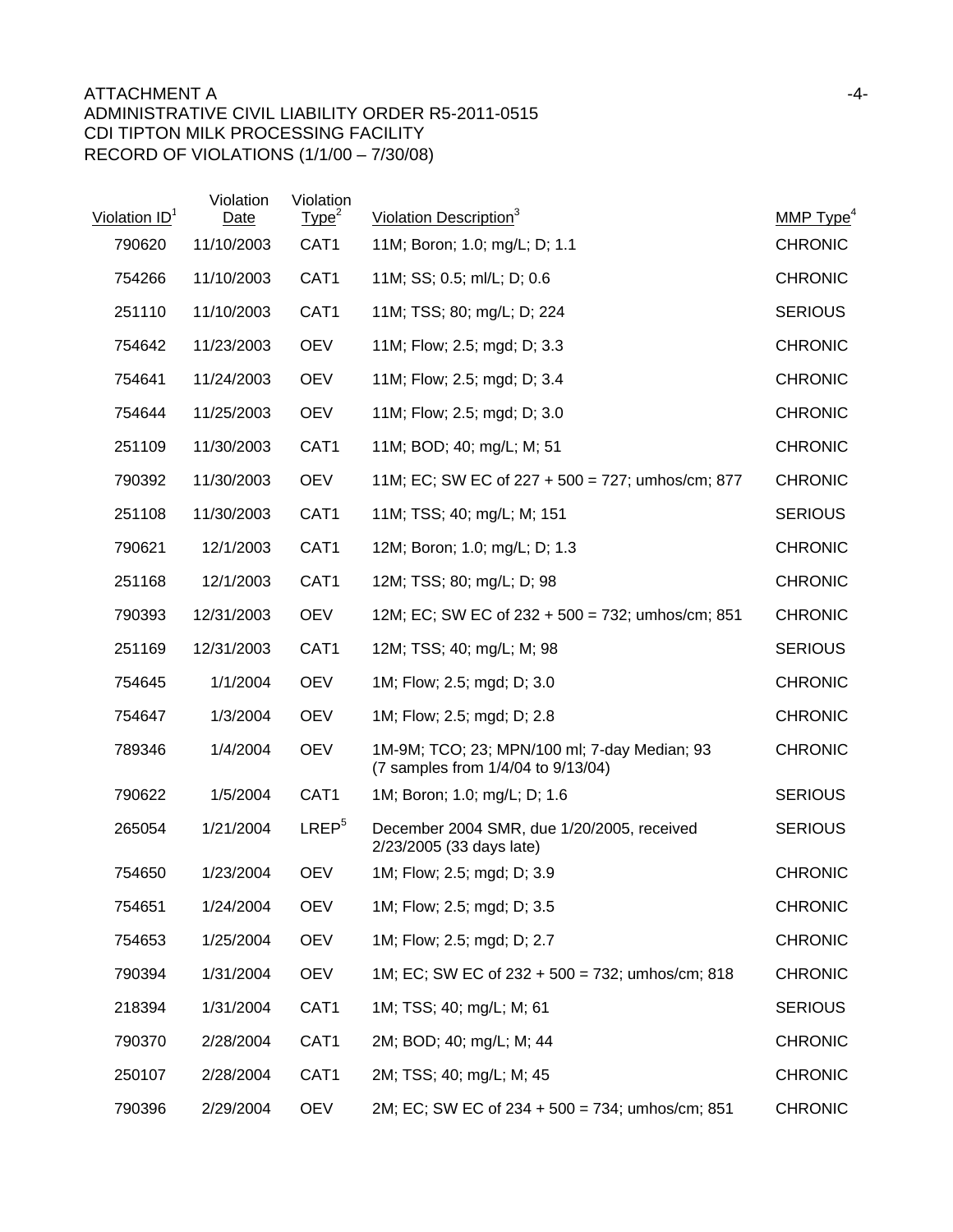ATTACHMENT A
ADMINISTRATIVE CIVIL LIABILITY ORDER R5-2011-0515
CDI TIPTON MILK PROCESSING FACILITY
RECORD OF VIOLATIONS (1/1/00 – 7/30/08)

| Violation ID[1] | Violation Date | Violation Type[2] | Violation Description[3] | MMP Type[4] |
|---|---|---|---|---|
| 790620 | 11/10/2003 | CAT1 | 11M; Boron; 1.0; mg/L; D; 1.1 | CHRONIC |
| 754266 | 11/10/2003 | CAT1 | 11M; SS; 0.5; ml/L; D; 0.6 | CHRONIC |
| 251110 | 11/10/2003 | CAT1 | 11M; TSS; 80; mg/L; D; 224 | SERIOUS |
| 754642 | 11/23/2003 | OEV | 11M; Flow; 2.5; mgd; D; 3.3 | CHRONIC |
| 754641 | 11/24/2003 | OEV | 11M; Flow; 2.5; mgd; D; 3.4 | CHRONIC |
| 754644 | 11/25/2003 | OEV | 11M; Flow; 2.5; mgd; D; 3.0 | CHRONIC |
| 251109 | 11/30/2003 | CAT1 | 11M; BOD; 40; mg/L; M; 51 | CHRONIC |
| 790392 | 11/30/2003 | OEV | 11M; EC; SW EC of 227 + 500 = 727; umhos/cm; 877 | CHRONIC |
| 251108 | 11/30/2003 | CAT1 | 11M; TSS; 40; mg/L; M; 151 | SERIOUS |
| 790621 | 12/1/2003 | CAT1 | 12M; Boron; 1.0; mg/L; D; 1.3 | CHRONIC |
| 251168 | 12/1/2003 | CAT1 | 12M; TSS; 80; mg/L; D; 98 | CHRONIC |
| 790393 | 12/31/2003 | OEV | 12M; EC; SW EC of 232 + 500 = 732; umhos/cm; 851 | CHRONIC |
| 251169 | 12/31/2003 | CAT1 | 12M; TSS; 40; mg/L; M; 98 | SERIOUS |
| 754645 | 1/1/2004 | OEV | 1M; Flow; 2.5; mgd; D; 3.0 | CHRONIC |
| 754647 | 1/3/2004 | OEV | 1M; Flow; 2.5; mgd; D; 2.8 | CHRONIC |
| 789346 | 1/4/2004 | OEV | 1M-9M; TCO; 23; MPN/100 ml; 7-day Median; 93 (7 samples from 1/4/04 to 9/13/04) | CHRONIC |
| 790622 | 1/5/2004 | CAT1 | 1M; Boron; 1.0; mg/L; D; 1.6 | SERIOUS |
| 265054 | 1/21/2004 | LREP[5] | December 2004 SMR, due 1/20/2005, received 2/23/2005 (33 days late) | SERIOUS |
| 754650 | 1/23/2004 | OEV | 1M; Flow; 2.5; mgd; D; 3.9 | CHRONIC |
| 754651 | 1/24/2004 | OEV | 1M; Flow; 2.5; mgd; D; 3.5 | CHRONIC |
| 754653 | 1/25/2004 | OEV | 1M; Flow; 2.5; mgd; D; 2.7 | CHRONIC |
| 790394 | 1/31/2004 | OEV | 1M; EC; SW EC of 232 + 500 = 732; umhos/cm; 818 | CHRONIC |
| 218394 | 1/31/2004 | CAT1 | 1M; TSS; 40; mg/L; M; 61 | SERIOUS |
| 790370 | 2/28/2004 | CAT1 | 2M; BOD; 40; mg/L; M; 44 | CHRONIC |
| 250107 | 2/28/2004 | CAT1 | 2M; TSS; 40; mg/L; M; 45 | CHRONIC |
| 790396 | 2/29/2004 | OEV | 2M; EC; SW EC of 234 + 500 = 734; umhos/cm; 851 | CHRONIC |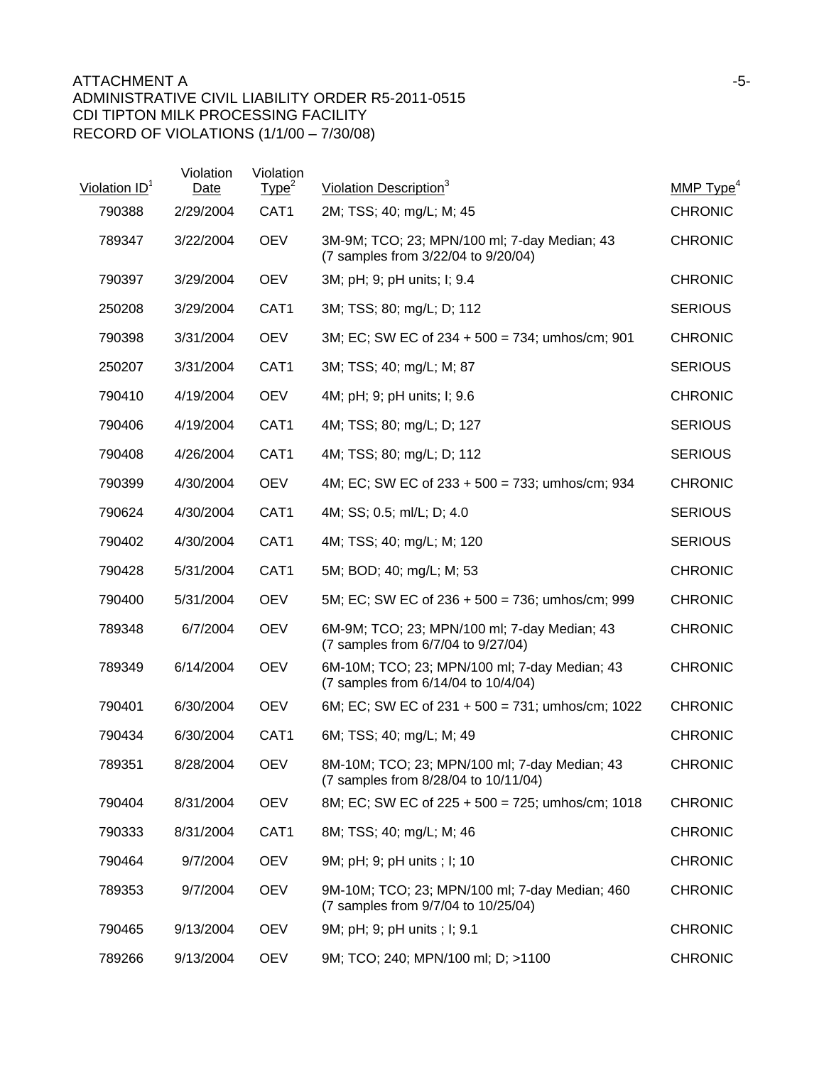ATTACHMENT A
ADMINISTRATIVE CIVIL LIABILITY ORDER R5-2011-0515
CDI TIPTON MILK PROCESSING FACILITY
RECORD OF VIOLATIONS (1/1/00 – 7/30/08)

| Violation ID[1] | Violation Date | Violation Type[2] | Violation Description[3] | MMP Type[4] |
|---|---|---|---|---|
| 790388 | 2/29/2004 | CAT1 | 2M; TSS; 40; mg/L; M; 45 | CHRONIC |
| 789347 | 3/22/2004 | OEV | 3M-9M; TCO; 23; MPN/100 ml; 7-day Median; 43 (7 samples from 3/22/04 to 9/20/04) | CHRONIC |
| 790397 | 3/29/2004 | OEV | 3M; pH; 9; pH units; I; 9.4 | CHRONIC |
| 250208 | 3/29/2004 | CAT1 | 3M; TSS; 80; mg/L; D; 112 | SERIOUS |
| 790398 | 3/31/2004 | OEV | 3M; EC; SW EC of 234 + 500 = 734; umhos/cm; 901 | CHRONIC |
| 250207 | 3/31/2004 | CAT1 | 3M; TSS; 40; mg/L; M; 87 | SERIOUS |
| 790410 | 4/19/2004 | OEV | 4M; pH; 9; pH units; I; 9.6 | CHRONIC |
| 790406 | 4/19/2004 | CAT1 | 4M; TSS; 80; mg/L; D; 127 | SERIOUS |
| 790408 | 4/26/2004 | CAT1 | 4M; TSS; 80; mg/L; D; 112 | SERIOUS |
| 790399 | 4/30/2004 | OEV | 4M; EC; SW EC of 233 + 500 = 733; umhos/cm; 934 | CHRONIC |
| 790624 | 4/30/2004 | CAT1 | 4M; SS; 0.5; ml/L; D; 4.0 | SERIOUS |
| 790402 | 4/30/2004 | CAT1 | 4M; TSS; 40; mg/L; M; 120 | SERIOUS |
| 790428 | 5/31/2004 | CAT1 | 5M; BOD; 40; mg/L; M; 53 | CHRONIC |
| 790400 | 5/31/2004 | OEV | 5M; EC; SW EC of 236 + 500 = 736; umhos/cm; 999 | CHRONIC |
| 789348 | 6/7/2004 | OEV | 6M-9M; TCO; 23; MPN/100 ml; 7-day Median; 43 (7 samples from 6/7/04 to 9/27/04) | CHRONIC |
| 789349 | 6/14/2004 | OEV | 6M-10M; TCO; 23; MPN/100 ml; 7-day Median; 43 (7 samples from 6/14/04 to 10/4/04) | CHRONIC |
| 790401 | 6/30/2004 | OEV | 6M; EC; SW EC of 231 + 500 = 731; umhos/cm; 1022 | CHRONIC |
| 790434 | 6/30/2004 | CAT1 | 6M; TSS; 40; mg/L; M; 49 | CHRONIC |
| 789351 | 8/28/2004 | OEV | 8M-10M; TCO; 23; MPN/100 ml; 7-day Median; 43 (7 samples from 8/28/04 to 10/11/04) | CHRONIC |
| 790404 | 8/31/2004 | OEV | 8M; EC; SW EC of 225 + 500 = 725; umhos/cm; 1018 | CHRONIC |
| 790333 | 8/31/2004 | CAT1 | 8M; TSS; 40; mg/L; M; 46 | CHRONIC |
| 790464 | 9/7/2004 | OEV | 9M; pH; 9; pH units ; I; 10 | CHRONIC |
| 789353 | 9/7/2004 | OEV | 9M-10M; TCO; 23; MPN/100 ml; 7-day Median; 460 (7 samples from 9/7/04 to 10/25/04) | CHRONIC |
| 790465 | 9/13/2004 | OEV | 9M; pH; 9; pH units ; I; 9.1 | CHRONIC |
| 789266 | 9/13/2004 | OEV | 9M; TCO; 240; MPN/100 ml; D; >1100 | CHRONIC |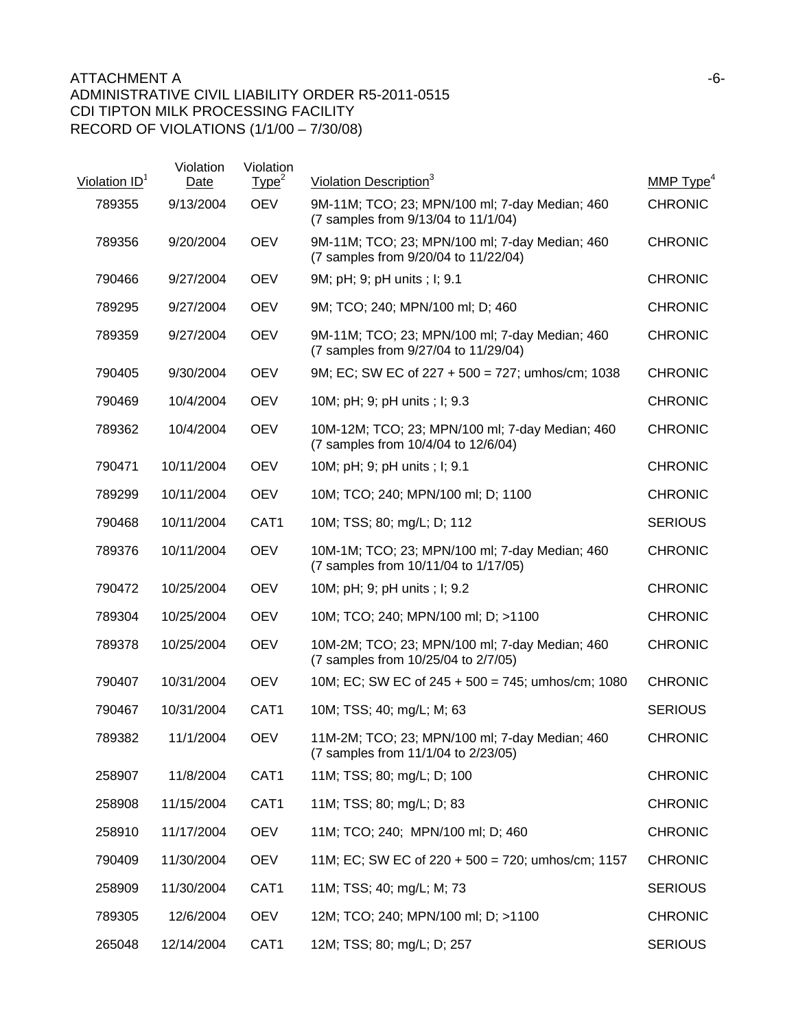ATTACHMENT A
ADMINISTRATIVE CIVIL LIABILITY ORDER R5-2011-0515
CDI TIPTON MILK PROCESSING FACILITY
RECORD OF VIOLATIONS (1/1/00 – 7/30/08)

| Violation ID[1] | Violation Date | Violation Type[2] | Violation Description[3] | MMP Type[4] |
|---|---|---|---|---|
| 789355 | 9/13/2004 | OEV | 9M-11M; TCO; 23; MPN/100 ml; 7-day Median; 460 (7 samples from 9/13/04 to 11/1/04) | CHRONIC |
| 789356 | 9/20/2004 | OEV | 9M-11M; TCO; 23; MPN/100 ml; 7-day Median; 460 (7 samples from 9/20/04 to 11/22/04) | CHRONIC |
| 790466 | 9/27/2004 | OEV | 9M; pH; 9; pH units ; I; 9.1 | CHRONIC |
| 789295 | 9/27/2004 | OEV | 9M; TCO; 240; MPN/100 ml; D; 460 | CHRONIC |
| 789359 | 9/27/2004 | OEV | 9M-11M; TCO; 23; MPN/100 ml; 7-day Median; 460 (7 samples from 9/27/04 to 11/29/04) | CHRONIC |
| 790405 | 9/30/2004 | OEV | 9M; EC; SW EC of 227 + 500 = 727; umhos/cm; 1038 | CHRONIC |
| 790469 | 10/4/2004 | OEV | 10M; pH; 9; pH units ; I; 9.3 | CHRONIC |
| 789362 | 10/4/2004 | OEV | 10M-12M; TCO; 23; MPN/100 ml; 7-day Median; 460 (7 samples from 10/4/04 to 12/6/04) | CHRONIC |
| 790471 | 10/11/2004 | OEV | 10M; pH; 9; pH units ; I; 9.1 | CHRONIC |
| 789299 | 10/11/2004 | OEV | 10M; TCO; 240; MPN/100 ml; D; 1100 | CHRONIC |
| 790468 | 10/11/2004 | CAT1 | 10M; TSS; 80; mg/L; D; 112 | SERIOUS |
| 789376 | 10/11/2004 | OEV | 10M-1M; TCO; 23; MPN/100 ml; 7-day Median; 460 (7 samples from 10/11/04 to 1/17/05) | CHRONIC |
| 790472 | 10/25/2004 | OEV | 10M; pH; 9; pH units ; I; 9.2 | CHRONIC |
| 789304 | 10/25/2004 | OEV | 10M; TCO; 240; MPN/100 ml; D; >1100 | CHRONIC |
| 789378 | 10/25/2004 | OEV | 10M-2M; TCO; 23; MPN/100 ml; 7-day Median; 460 (7 samples from 10/25/04 to 2/7/05) | CHRONIC |
| 790407 | 10/31/2004 | OEV | 10M; EC; SW EC of 245 + 500 = 745; umhos/cm; 1080 | CHRONIC |
| 790467 | 10/31/2004 | CAT1 | 10M; TSS; 40; mg/L; M; 63 | SERIOUS |
| 789382 | 11/1/2004 | OEV | 11M-2M; TCO; 23; MPN/100 ml; 7-day Median; 460 (7 samples from 11/1/04 to 2/23/05) | CHRONIC |
| 258907 | 11/8/2004 | CAT1 | 11M; TSS; 80; mg/L; D; 100 | CHRONIC |
| 258908 | 11/15/2004 | CAT1 | 11M; TSS; 80; mg/L; D; 83 | CHRONIC |
| 258910 | 11/17/2004 | OEV | 11M; TCO; 240; MPN/100 ml; D; 460 | CHRONIC |
| 790409 | 11/30/2004 | OEV | 11M; EC; SW EC of 220 + 500 = 720; umhos/cm; 1157 | CHRONIC |
| 258909 | 11/30/2004 | CAT1 | 11M; TSS; 40; mg/L; M; 73 | SERIOUS |
| 789305 | 12/6/2004 | OEV | 12M; TCO; 240; MPN/100 ml; D; >1100 | CHRONIC |
| 265048 | 12/14/2004 | CAT1 | 12M; TSS; 80; mg/L; D; 257 | SERIOUS |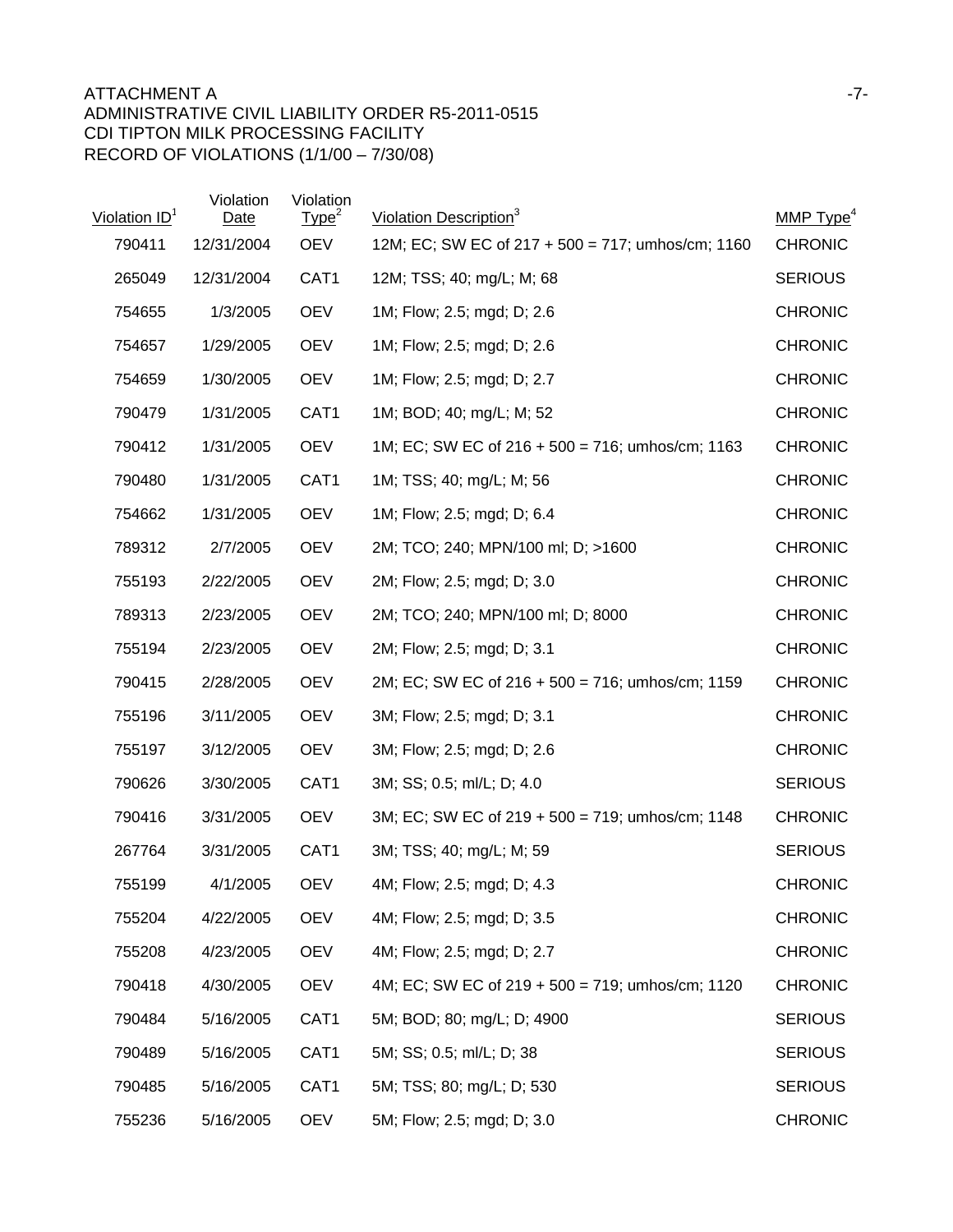ATTACHMENT A

ADMINISTRATIVE CIVIL LIABILITY ORDER R5-2011-0515

CDI TIPTON MILK PROCESSING FACILITY

RECORD OF VIOLATIONS (1/1/00 – 7/30/08)

| Violation ID[1] | Violation Date | Violation Type[2] | Violation Description[3] | MMP Type[4] |
|---|---|---|---|---|
| 790411 | 12/31/2004 | OEV | 12M; EC; SW EC of 217 + 500 = 717; umhos/cm; 1160 | CHRONIC |
| 265049 | 12/31/2004 | CAT1 | 12M; TSS; 40; mg/L; M; 68 | SERIOUS |
| 754655 | 1/3/2005 | OEV | 1M; Flow; 2.5; mgd; D; 2.6 | CHRONIC |
| 754657 | 1/29/2005 | OEV | 1M; Flow; 2.5; mgd; D; 2.6 | CHRONIC |
| 754659 | 1/30/2005 | OEV | 1M; Flow; 2.5; mgd; D; 2.7 | CHRONIC |
| 790479 | 1/31/2005 | CAT1 | 1M; BOD; 40; mg/L; M; 52 | CHRONIC |
| 790412 | 1/31/2005 | OEV | 1M; EC; SW EC of 216 + 500 = 716; umhos/cm; 1163 | CHRONIC |
| 790480 | 1/31/2005 | CAT1 | 1M; TSS; 40; mg/L; M; 56 | CHRONIC |
| 754662 | 1/31/2005 | OEV | 1M; Flow; 2.5; mgd; D; 6.4 | CHRONIC |
| 789312 | 2/7/2005 | OEV | 2M; TCO; 240; MPN/100 ml; D; >1600 | CHRONIC |
| 755193 | 2/22/2005 | OEV | 2M; Flow; 2.5; mgd; D; 3.0 | CHRONIC |
| 789313 | 2/23/2005 | OEV | 2M; TCO; 240; MPN/100 ml; D; 8000 | CHRONIC |
| 755194 | 2/23/2005 | OEV | 2M; Flow; 2.5; mgd; D; 3.1 | CHRONIC |
| 790415 | 2/28/2005 | OEV | 2M; EC; SW EC of 216 + 500 = 716; umhos/cm; 1159 | CHRONIC |
| 755196 | 3/11/2005 | OEV | 3M; Flow; 2.5; mgd; D; 3.1 | CHRONIC |
| 755197 | 3/12/2005 | OEV | 3M; Flow; 2.5; mgd; D; 2.6 | CHRONIC |
| 790626 | 3/30/2005 | CAT1 | 3M; SS; 0.5; ml/L; D; 4.0 | SERIOUS |
| 790416 | 3/31/2005 | OEV | 3M; EC; SW EC of 219 + 500 = 719; umhos/cm; 1148 | CHRONIC |
| 267764 | 3/31/2005 | CAT1 | 3M; TSS; 40; mg/L; M; 59 | SERIOUS |
| 755199 | 4/1/2005 | OEV | 4M; Flow; 2.5; mgd; D; 4.3 | CHRONIC |
| 755204 | 4/22/2005 | OEV | 4M; Flow; 2.5; mgd; D; 3.5 | CHRONIC |
| 755208 | 4/23/2005 | OEV | 4M; Flow; 2.5; mgd; D; 2.7 | CHRONIC |
| 790418 | 4/30/2005 | OEV | 4M; EC; SW EC of 219 + 500 = 719; umhos/cm; 1120 | CHRONIC |
| 790484 | 5/16/2005 | CAT1 | 5M; BOD; 80; mg/L; D; 4900 | SERIOUS |
| 790489 | 5/16/2005 | CAT1 | 5M; SS; 0.5; ml/L; D; 38 | SERIOUS |
| 790485 | 5/16/2005 | CAT1 | 5M; TSS; 80; mg/L; D; 530 | SERIOUS |
| 755236 | 5/16/2005 | OEV | 5M; Flow; 2.5; mgd; D; 3.0 | CHRONIC |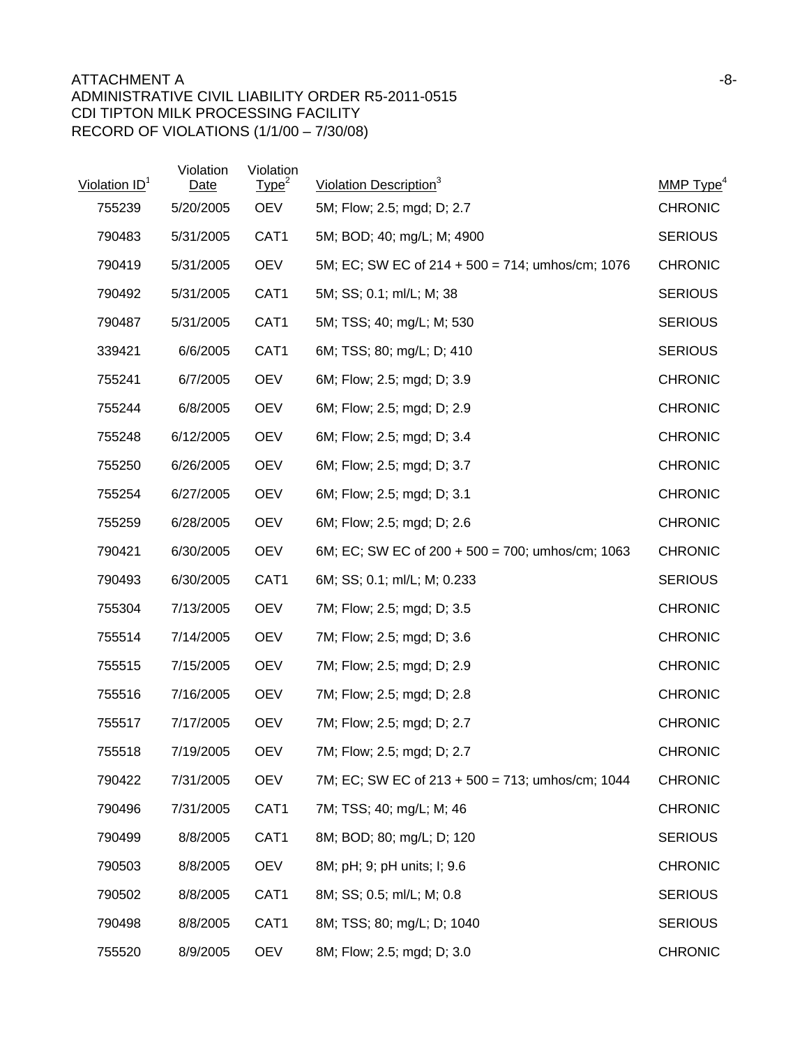ATTACHMENT A
ADMINISTRATIVE CIVIL LIABILITY ORDER R5-2011-0515
CDI TIPTON MILK PROCESSING FACILITY
RECORD OF VIOLATIONS (1/1/00 – 7/30/08)

| Violation ID[1] | Violation Date | Violation Type[2] | Violation Description[3] | MMP Type[4] |
|---|---|---|---|---|
| 755239 | 5/20/2005 | OEV | 5M; Flow; 2.5; mgd; D; 2.7 | CHRONIC |
| 790483 | 5/31/2005 | CAT1 | 5M; BOD; 40; mg/L; M; 4900 | SERIOUS |
| 790419 | 5/31/2005 | OEV | 5M; EC; SW EC of 214 + 500 = 714; umhos/cm; 1076 | CHRONIC |
| 790492 | 5/31/2005 | CAT1 | 5M; SS; 0.1; ml/L; M; 38 | SERIOUS |
| 790487 | 5/31/2005 | CAT1 | 5M; TSS; 40; mg/L; M; 530 | SERIOUS |
| 339421 | 6/6/2005 | CAT1 | 6M; TSS; 80; mg/L; D; 410 | SERIOUS |
| 755241 | 6/7/2005 | OEV | 6M; Flow; 2.5; mgd; D; 3.9 | CHRONIC |
| 755244 | 6/8/2005 | OEV | 6M; Flow; 2.5; mgd; D; 2.9 | CHRONIC |
| 755248 | 6/12/2005 | OEV | 6M; Flow; 2.5; mgd; D; 3.4 | CHRONIC |
| 755250 | 6/26/2005 | OEV | 6M; Flow; 2.5; mgd; D; 3.7 | CHRONIC |
| 755254 | 6/27/2005 | OEV | 6M; Flow; 2.5; mgd; D; 3.1 | CHRONIC |
| 755259 | 6/28/2005 | OEV | 6M; Flow; 2.5; mgd; D; 2.6 | CHRONIC |
| 790421 | 6/30/2005 | OEV | 6M; EC; SW EC of 200 + 500 = 700; umhos/cm; 1063 | CHRONIC |
| 790493 | 6/30/2005 | CAT1 | 6M; SS; 0.1; ml/L; M; 0.233 | SERIOUS |
| 755304 | 7/13/2005 | OEV | 7M; Flow; 2.5; mgd; D; 3.5 | CHRONIC |
| 755514 | 7/14/2005 | OEV | 7M; Flow; 2.5; mgd; D; 3.6 | CHRONIC |
| 755515 | 7/15/2005 | OEV | 7M; Flow; 2.5; mgd; D; 2.9 | CHRONIC |
| 755516 | 7/16/2005 | OEV | 7M; Flow; 2.5; mgd; D; 2.8 | CHRONIC |
| 755517 | 7/17/2005 | OEV | 7M; Flow; 2.5; mgd; D; 2.7 | CHRONIC |
| 755518 | 7/19/2005 | OEV | 7M; Flow; 2.5; mgd; D; 2.7 | CHRONIC |
| 790422 | 7/31/2005 | OEV | 7M; EC; SW EC of 213 + 500 = 713; umhos/cm; 1044 | CHRONIC |
| 790496 | 7/31/2005 | CAT1 | 7M; TSS; 40; mg/L; M; 46 | CHRONIC |
| 790499 | 8/8/2005 | CAT1 | 8M; BOD; 80; mg/L; D; 120 | SERIOUS |
| 790503 | 8/8/2005 | OEV | 8M; pH; 9; pH units; I; 9.6 | CHRONIC |
| 790502 | 8/8/2005 | CAT1 | 8M; SS; 0.5; ml/L; M; 0.8 | SERIOUS |
| 790498 | 8/8/2005 | CAT1 | 8M; TSS; 80; mg/L; D; 1040 | SERIOUS |
| 755520 | 8/9/2005 | OEV | 8M; Flow; 2.5; mgd; D; 3.0 | CHRONIC |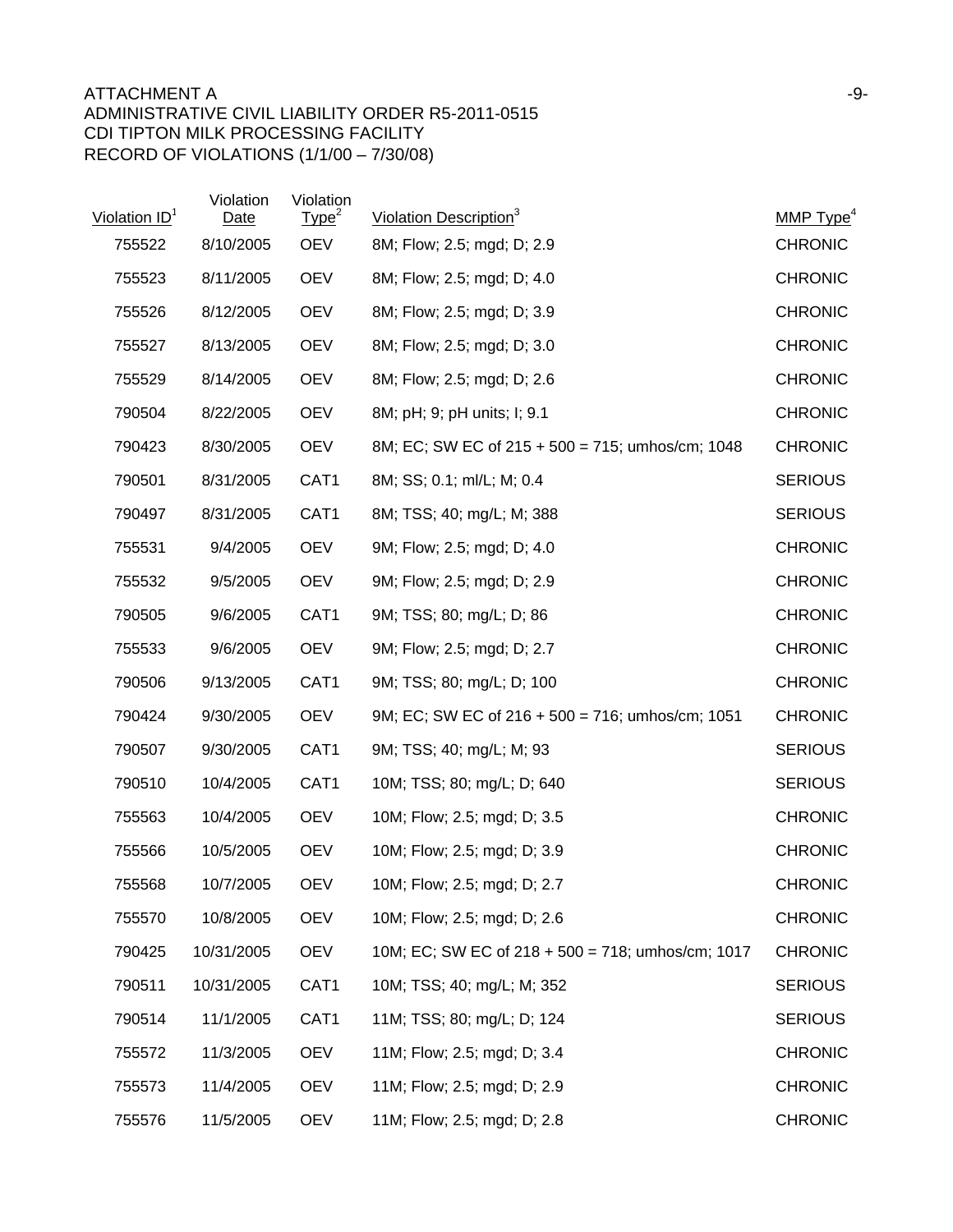ATTACHMENT A
ADMINISTRATIVE CIVIL LIABILITY ORDER R5-2011-0515
CDI TIPTON MILK PROCESSING FACILITY
RECORD OF VIOLATIONS (1/1/00 – 7/30/08)

| Violation ID[1] | Violation Date | Violation Type[2] | Violation Description[3] | MMP Type[4] |
|---|---|---|---|---|
| 755522 | 8/10/2005 | OEV | 8M; Flow; 2.5; mgd; D; 2.9 | CHRONIC |
| 755523 | 8/11/2005 | OEV | 8M; Flow; 2.5; mgd; D; 4.0 | CHRONIC |
| 755526 | 8/12/2005 | OEV | 8M; Flow; 2.5; mgd; D; 3.9 | CHRONIC |
| 755527 | 8/13/2005 | OEV | 8M; Flow; 2.5; mgd; D; 3.0 | CHRONIC |
| 755529 | 8/14/2005 | OEV | 8M; Flow; 2.5; mgd; D; 2.6 | CHRONIC |
| 790504 | 8/22/2005 | OEV | 8M; pH; 9; pH units; I; 9.1 | CHRONIC |
| 790423 | 8/30/2005 | OEV | 8M; EC; SW EC of 215 + 500 = 715; umhos/cm; 1048 | CHRONIC |
| 790501 | 8/31/2005 | CAT1 | 8M; SS; 0.1; ml/L; M; 0.4 | SERIOUS |
| 790497 | 8/31/2005 | CAT1 | 8M; TSS; 40; mg/L; M; 388 | SERIOUS |
| 755531 | 9/4/2005 | OEV | 9M; Flow; 2.5; mgd; D; 4.0 | CHRONIC |
| 755532 | 9/5/2005 | OEV | 9M; Flow; 2.5; mgd; D; 2.9 | CHRONIC |
| 790505 | 9/6/2005 | CAT1 | 9M; TSS; 80; mg/L; D; 86 | CHRONIC |
| 755533 | 9/6/2005 | OEV | 9M; Flow; 2.5; mgd; D; 2.7 | CHRONIC |
| 790506 | 9/13/2005 | CAT1 | 9M; TSS; 80; mg/L; D; 100 | CHRONIC |
| 790424 | 9/30/2005 | OEV | 9M; EC; SW EC of 216 + 500 = 716; umhos/cm; 1051 | CHRONIC |
| 790507 | 9/30/2005 | CAT1 | 9M; TSS; 40; mg/L; M; 93 | SERIOUS |
| 790510 | 10/4/2005 | CAT1 | 10M; TSS; 80; mg/L; D; 640 | SERIOUS |
| 755563 | 10/4/2005 | OEV | 10M; Flow; 2.5; mgd; D; 3.5 | CHRONIC |
| 755566 | 10/5/2005 | OEV | 10M; Flow; 2.5; mgd; D; 3.9 | CHRONIC |
| 755568 | 10/7/2005 | OEV | 10M; Flow; 2.5; mgd; D; 2.7 | CHRONIC |
| 755570 | 10/8/2005 | OEV | 10M; Flow; 2.5; mgd; D; 2.6 | CHRONIC |
| 790425 | 10/31/2005 | OEV | 10M; EC; SW EC of 218 + 500 = 718; umhos/cm; 1017 | CHRONIC |
| 790511 | 10/31/2005 | CAT1 | 10M; TSS; 40; mg/L; M; 352 | SERIOUS |
| 790514 | 11/1/2005 | CAT1 | 11M; TSS; 80; mg/L; D; 124 | SERIOUS |
| 755572 | 11/3/2005 | OEV | 11M; Flow; 2.5; mgd; D; 3.4 | CHRONIC |
| 755573 | 11/4/2005 | OEV | 11M; Flow; 2.5; mgd; D; 2.9 | CHRONIC |
| 755576 | 11/5/2005 | OEV | 11M; Flow; 2.5; mgd; D; 2.8 | CHRONIC |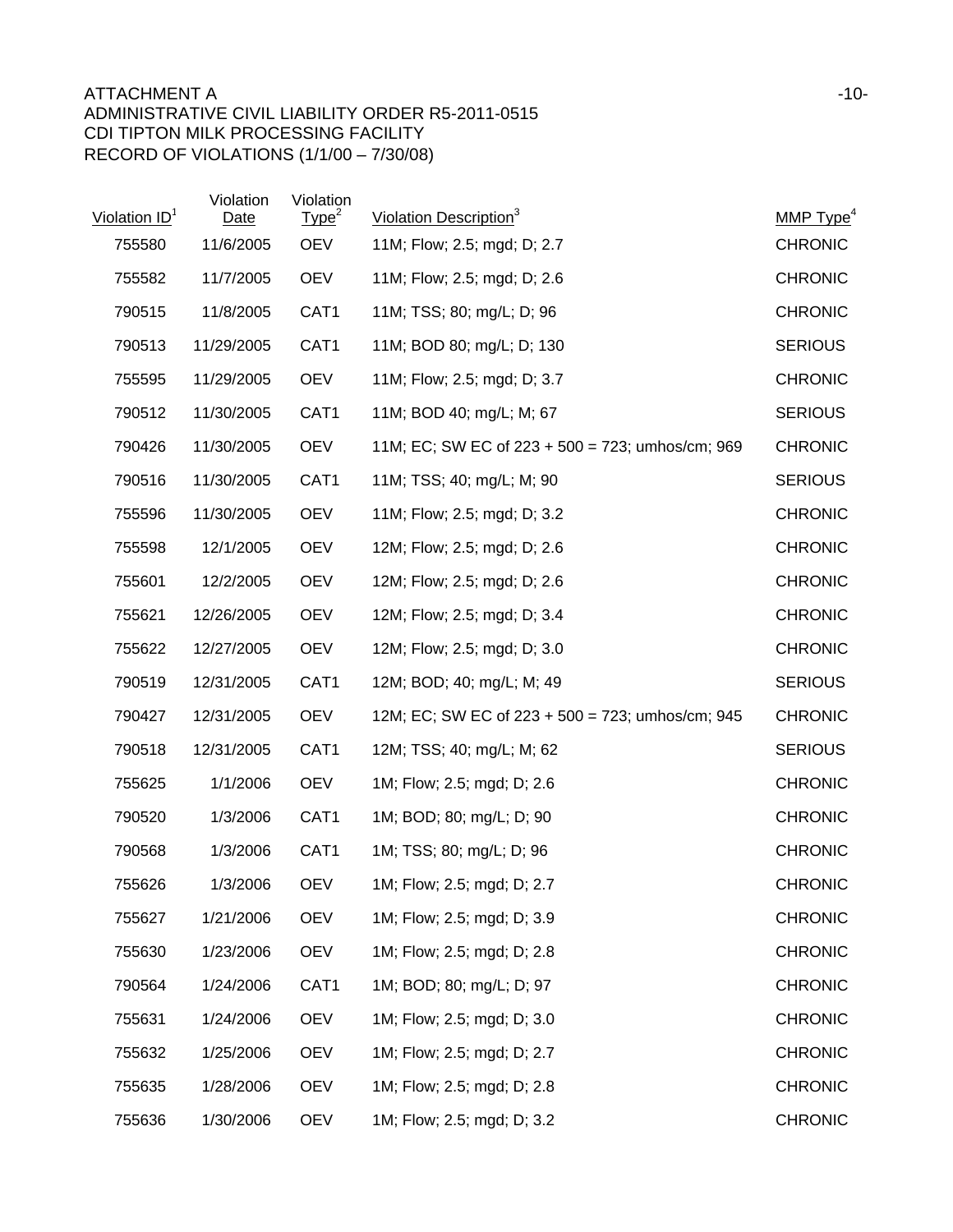ATTACHMENT A
ADMINISTRATIVE CIVIL LIABILITY ORDER R5-2011-0515
CDI TIPTON MILK PROCESSING FACILITY
RECORD OF VIOLATIONS (1/1/00 – 7/30/08)

| Violation ID[1] | Violation Date | Violation Type[2] | Violation Description[3] | MMP Type[4] |
|---|---|---|---|---|
| 755580 | 11/6/2005 | OEV | 11M; Flow; 2.5; mgd; D; 2.7 | CHRONIC |
| 755582 | 11/7/2005 | OEV | 11M; Flow; 2.5; mgd; D; 2.6 | CHRONIC |
| 790515 | 11/8/2005 | CAT1 | 11M; TSS; 80; mg/L; D; 96 | CHRONIC |
| 790513 | 11/29/2005 | CAT1 | 11M; BOD 80; mg/L; D; 130 | SERIOUS |
| 755595 | 11/29/2005 | OEV | 11M; Flow; 2.5; mgd; D; 3.7 | CHRONIC |
| 790512 | 11/30/2005 | CAT1 | 11M; BOD 40; mg/L; M; 67 | SERIOUS |
| 790426 | 11/30/2005 | OEV | 11M; EC; SW EC of 223 + 500 = 723; umhos/cm; 969 | CHRONIC |
| 790516 | 11/30/2005 | CAT1 | 11M; TSS; 40; mg/L; M; 90 | SERIOUS |
| 755596 | 11/30/2005 | OEV | 11M; Flow; 2.5; mgd; D; 3.2 | CHRONIC |
| 755598 | 12/1/2005 | OEV | 12M; Flow; 2.5; mgd; D; 2.6 | CHRONIC |
| 755601 | 12/2/2005 | OEV | 12M; Flow; 2.5; mgd; D; 2.6 | CHRONIC |
| 755621 | 12/26/2005 | OEV | 12M; Flow; 2.5; mgd; D; 3.4 | CHRONIC |
| 755622 | 12/27/2005 | OEV | 12M; Flow; 2.5; mgd; D; 3.0 | CHRONIC |
| 790519 | 12/31/2005 | CAT1 | 12M; BOD; 40; mg/L; M; 49 | SERIOUS |
| 790427 | 12/31/2005 | OEV | 12M; EC; SW EC of 223 + 500 = 723; umhos/cm; 945 | CHRONIC |
| 790518 | 12/31/2005 | CAT1 | 12M; TSS; 40; mg/L; M; 62 | SERIOUS |
| 755625 | 1/1/2006 | OEV | 1M; Flow; 2.5; mgd; D; 2.6 | CHRONIC |
| 790520 | 1/3/2006 | CAT1 | 1M; BOD; 80; mg/L; D; 90 | CHRONIC |
| 790568 | 1/3/2006 | CAT1 | 1M; TSS; 80; mg/L; D; 96 | CHRONIC |
| 755626 | 1/3/2006 | OEV | 1M; Flow; 2.5; mgd; D; 2.7 | CHRONIC |
| 755627 | 1/21/2006 | OEV | 1M; Flow; 2.5; mgd; D; 3.9 | CHRONIC |
| 755630 | 1/23/2006 | OEV | 1M; Flow; 2.5; mgd; D; 2.8 | CHRONIC |
| 790564 | 1/24/2006 | CAT1 | 1M; BOD; 80; mg/L; D; 97 | CHRONIC |
| 755631 | 1/24/2006 | OEV | 1M; Flow; 2.5; mgd; D; 3.0 | CHRONIC |
| 755632 | 1/25/2006 | OEV | 1M; Flow; 2.5; mgd; D; 2.7 | CHRONIC |
| 755635 | 1/28/2006 | OEV | 1M; Flow; 2.5; mgd; D; 2.8 | CHRONIC |
| 755636 | 1/30/2006 | OEV | 1M; Flow; 2.5; mgd; D; 3.2 | CHRONIC |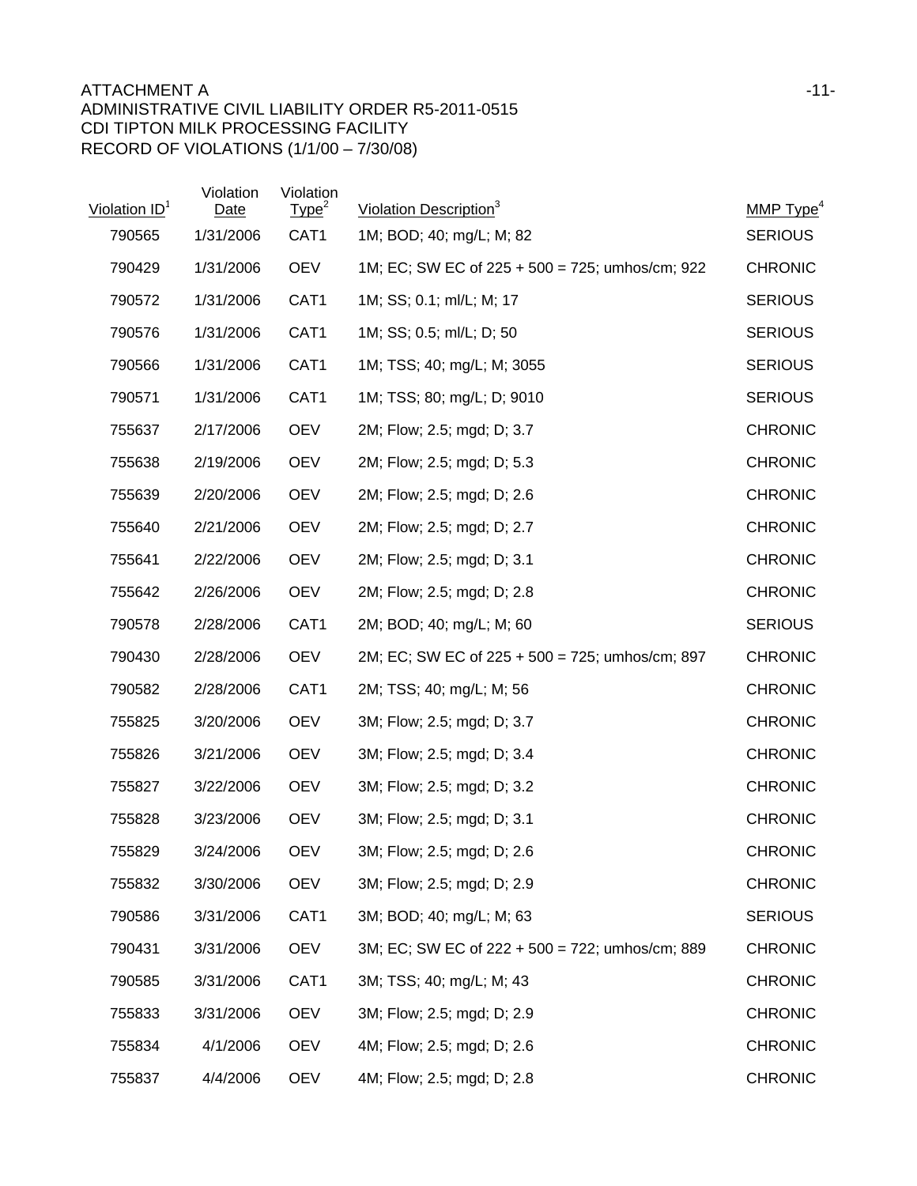ATTACHMENT A
ADMINISTRATIVE CIVIL LIABILITY ORDER R5-2011-0515
CDI TIPTON MILK PROCESSING FACILITY
RECORD OF VIOLATIONS (1/1/00 – 7/30/08)

| Violation ID[1] | Violation Date | Violation Type[2] | Violation Description[3] | MMP Type[4] |
|---|---|---|---|---|
| 790565 | 1/31/2006 | CAT1 | 1M; BOD; 40; mg/L; M; 82 | SERIOUS |
| 790429 | 1/31/2006 | OEV | 1M; EC; SW EC of 225 + 500 = 725; umhos/cm; 922 | CHRONIC |
| 790572 | 1/31/2006 | CAT1 | 1M; SS; 0.1; ml/L; M; 17 | SERIOUS |
| 790576 | 1/31/2006 | CAT1 | 1M; SS; 0.5; ml/L; D; 50 | SERIOUS |
| 790566 | 1/31/2006 | CAT1 | 1M; TSS; 40; mg/L; M; 3055 | SERIOUS |
| 790571 | 1/31/2006 | CAT1 | 1M; TSS; 80; mg/L; D; 9010 | SERIOUS |
| 755637 | 2/17/2006 | OEV | 2M; Flow; 2.5; mgd; D; 3.7 | CHRONIC |
| 755638 | 2/19/2006 | OEV | 2M; Flow; 2.5; mgd; D; 5.3 | CHRONIC |
| 755639 | 2/20/2006 | OEV | 2M; Flow; 2.5; mgd; D; 2.6 | CHRONIC |
| 755640 | 2/21/2006 | OEV | 2M; Flow; 2.5; mgd; D; 2.7 | CHRONIC |
| 755641 | 2/22/2006 | OEV | 2M; Flow; 2.5; mgd; D; 3.1 | CHRONIC |
| 755642 | 2/26/2006 | OEV | 2M; Flow; 2.5; mgd; D; 2.8 | CHRONIC |
| 790578 | 2/28/2006 | CAT1 | 2M; BOD; 40; mg/L; M; 60 | SERIOUS |
| 790430 | 2/28/2006 | OEV | 2M; EC; SW EC of 225 + 500 = 725; umhos/cm; 897 | CHRONIC |
| 790582 | 2/28/2006 | CAT1 | 2M; TSS; 40; mg/L; M; 56 | CHRONIC |
| 755825 | 3/20/2006 | OEV | 3M; Flow; 2.5; mgd; D; 3.7 | CHRONIC |
| 755826 | 3/21/2006 | OEV | 3M; Flow; 2.5; mgd; D; 3.4 | CHRONIC |
| 755827 | 3/22/2006 | OEV | 3M; Flow; 2.5; mgd; D; 3.2 | CHRONIC |
| 755828 | 3/23/2006 | OEV | 3M; Flow; 2.5; mgd; D; 3.1 | CHRONIC |
| 755829 | 3/24/2006 | OEV | 3M; Flow; 2.5; mgd; D; 2.6 | CHRONIC |
| 755832 | 3/30/2006 | OEV | 3M; Flow; 2.5; mgd; D; 2.9 | CHRONIC |
| 790586 | 3/31/2006 | CAT1 | 3M; BOD; 40; mg/L; M; 63 | SERIOUS |
| 790431 | 3/31/2006 | OEV | 3M; EC; SW EC of 222 + 500 = 722; umhos/cm; 889 | CHRONIC |
| 790585 | 3/31/2006 | CAT1 | 3M; TSS; 40; mg/L; M; 43 | CHRONIC |
| 755833 | 3/31/2006 | OEV | 3M; Flow; 2.5; mgd; D; 2.9 | CHRONIC |
| 755834 | 4/1/2006 | OEV | 4M; Flow; 2.5; mgd; D; 2.6 | CHRONIC |
| 755837 | 4/4/2006 | OEV | 4M; Flow; 2.5; mgd; D; 2.8 | CHRONIC |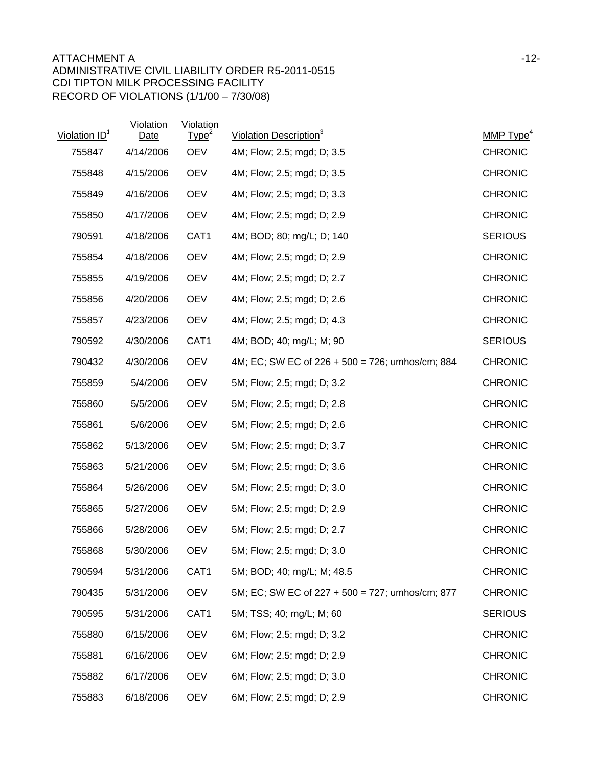ATTACHMENT A
ADMINISTRATIVE CIVIL LIABILITY ORDER R5-2011-0515
CDI TIPTON MILK PROCESSING FACILITY
RECORD OF VIOLATIONS (1/1/00 – 7/30/08)

| Violation ID[1] | Violation Date | Violation Type[2] | Violation Description[3] | MMP Type[4] |
|---|---|---|---|---|
| 755847 | 4/14/2006 | OEV | 4M; Flow; 2.5; mgd; D; 3.5 | CHRONIC |
| 755848 | 4/15/2006 | OEV | 4M; Flow; 2.5; mgd; D; 3.5 | CHRONIC |
| 755849 | 4/16/2006 | OEV | 4M; Flow; 2.5; mgd; D; 3.3 | CHRONIC |
| 755850 | 4/17/2006 | OEV | 4M; Flow; 2.5; mgd; D; 2.9 | CHRONIC |
| 790591 | 4/18/2006 | CAT1 | 4M; BOD; 80; mg/L; D; 140 | SERIOUS |
| 755854 | 4/18/2006 | OEV | 4M; Flow; 2.5; mgd; D; 2.9 | CHRONIC |
| 755855 | 4/19/2006 | OEV | 4M; Flow; 2.5; mgd; D; 2.7 | CHRONIC |
| 755856 | 4/20/2006 | OEV | 4M; Flow; 2.5; mgd; D; 2.6 | CHRONIC |
| 755857 | 4/23/2006 | OEV | 4M; Flow; 2.5; mgd; D; 4.3 | CHRONIC |
| 790592 | 4/30/2006 | CAT1 | 4M; BOD; 40; mg/L; M; 90 | SERIOUS |
| 790432 | 4/30/2006 | OEV | 4M; EC; SW EC of 226 + 500 = 726; umhos/cm; 884 | CHRONIC |
| 755859 | 5/4/2006 | OEV | 5M; Flow; 2.5; mgd; D; 3.2 | CHRONIC |
| 755860 | 5/5/2006 | OEV | 5M; Flow; 2.5; mgd; D; 2.8 | CHRONIC |
| 755861 | 5/6/2006 | OEV | 5M; Flow; 2.5; mgd; D; 2.6 | CHRONIC |
| 755862 | 5/13/2006 | OEV | 5M; Flow; 2.5; mgd; D; 3.7 | CHRONIC |
| 755863 | 5/21/2006 | OEV | 5M; Flow; 2.5; mgd; D; 3.6 | CHRONIC |
| 755864 | 5/26/2006 | OEV | 5M; Flow; 2.5; mgd; D; 3.0 | CHRONIC |
| 755865 | 5/27/2006 | OEV | 5M; Flow; 2.5; mgd; D; 2.9 | CHRONIC |
| 755866 | 5/28/2006 | OEV | 5M; Flow; 2.5; mgd; D; 2.7 | CHRONIC |
| 755868 | 5/30/2006 | OEV | 5M; Flow; 2.5; mgd; D; 3.0 | CHRONIC |
| 790594 | 5/31/2006 | CAT1 | 5M; BOD; 40; mg/L; M; 48.5 | CHRONIC |
| 790435 | 5/31/2006 | OEV | 5M; EC; SW EC of 227 + 500 = 727; umhos/cm; 877 | CHRONIC |
| 790595 | 5/31/2006 | CAT1 | 5M; TSS; 40; mg/L; M; 60 | SERIOUS |
| 755880 | 6/15/2006 | OEV | 6M; Flow; 2.5; mgd; D; 3.2 | CHRONIC |
| 755881 | 6/16/2006 | OEV | 6M; Flow; 2.5; mgd; D; 2.9 | CHRONIC |
| 755882 | 6/17/2006 | OEV | 6M; Flow; 2.5; mgd; D; 3.0 | CHRONIC |
| 755883 | 6/18/2006 | OEV | 6M; Flow; 2.5; mgd; D; 2.9 | CHRONIC |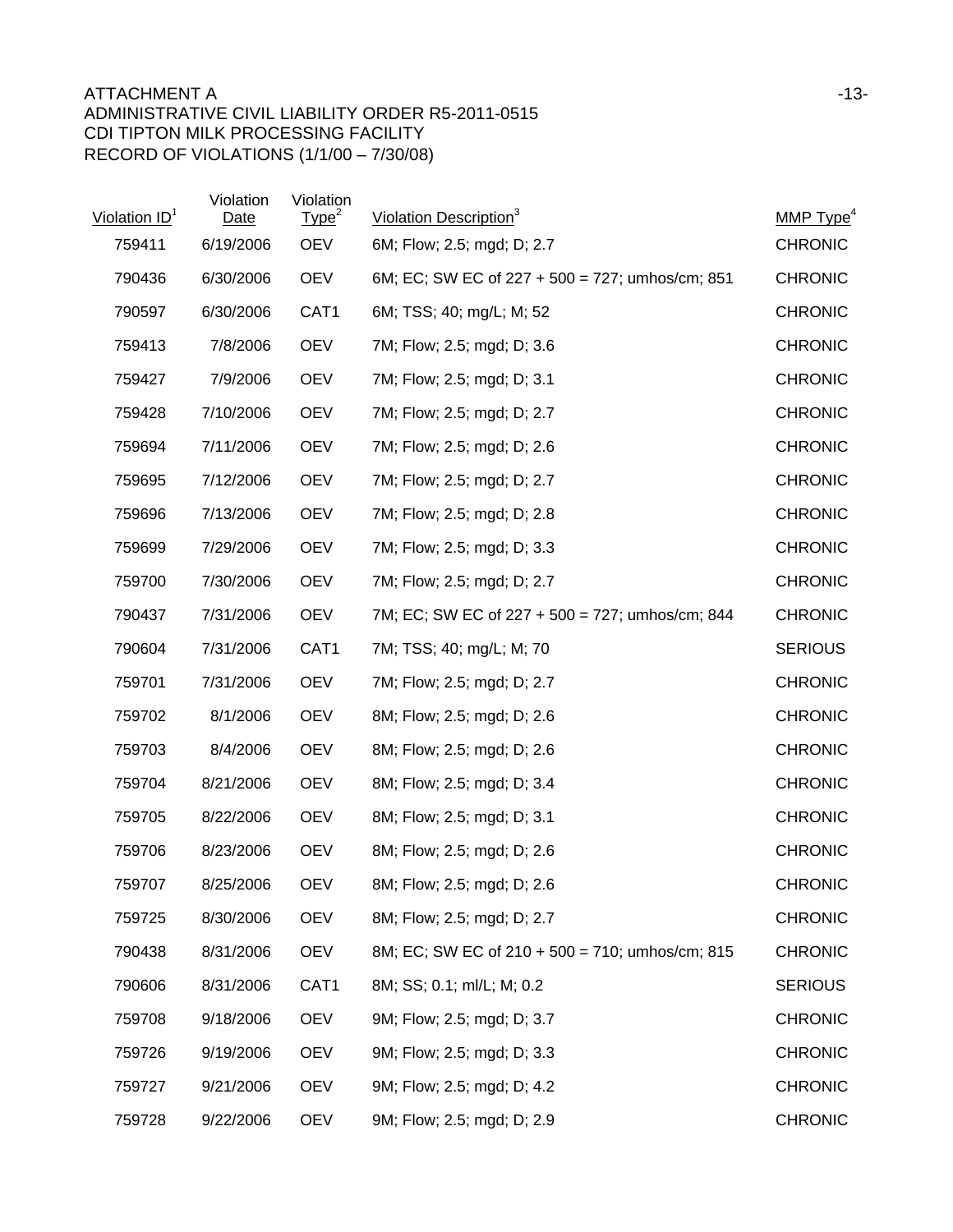ATTACHMENT A

ADMINISTRATIVE CIVIL LIABILITY ORDER R5-2011-0515

CDI TIPTON MILK PROCESSING FACILITY

RECORD OF VIOLATIONS (1/1/00 – 7/30/08)

| Violation ID[1] | Violation Date | Violation Type[2] | Violation Description[3] | MMP Type[4] |
|---|---|---|---|---|
| 759411 | 6/19/2006 | OEV | 6M; Flow; 2.5; mgd; D; 2.7 | CHRONIC |
| 790436 | 6/30/2006 | OEV | 6M; EC; SW EC of 227 + 500 = 727; umhos/cm; 851 | CHRONIC |
| 790597 | 6/30/2006 | CAT1 | 6M; TSS; 40; mg/L; M; 52 | CHRONIC |
| 759413 | 7/8/2006 | OEV | 7M; Flow; 2.5; mgd; D; 3.6 | CHRONIC |
| 759427 | 7/9/2006 | OEV | 7M; Flow; 2.5; mgd; D; 3.1 | CHRONIC |
| 759428 | 7/10/2006 | OEV | 7M; Flow; 2.5; mgd; D; 2.7 | CHRONIC |
| 759694 | 7/11/2006 | OEV | 7M; Flow; 2.5; mgd; D; 2.6 | CHRONIC |
| 759695 | 7/12/2006 | OEV | 7M; Flow; 2.5; mgd; D; 2.7 | CHRONIC |
| 759696 | 7/13/2006 | OEV | 7M; Flow; 2.5; mgd; D; 2.8 | CHRONIC |
| 759699 | 7/29/2006 | OEV | 7M; Flow; 2.5; mgd; D; 3.3 | CHRONIC |
| 759700 | 7/30/2006 | OEV | 7M; Flow; 2.5; mgd; D; 2.7 | CHRONIC |
| 790437 | 7/31/2006 | OEV | 7M; EC; SW EC of 227 + 500 = 727; umhos/cm; 844 | CHRONIC |
| 790604 | 7/31/2006 | CAT1 | 7M; TSS; 40; mg/L; M; 70 | SERIOUS |
| 759701 | 7/31/2006 | OEV | 7M; Flow; 2.5; mgd; D; 2.7 | CHRONIC |
| 759702 | 8/1/2006 | OEV | 8M; Flow; 2.5; mgd; D; 2.6 | CHRONIC |
| 759703 | 8/4/2006 | OEV | 8M; Flow; 2.5; mgd; D; 2.6 | CHRONIC |
| 759704 | 8/21/2006 | OEV | 8M; Flow; 2.5; mgd; D; 3.4 | CHRONIC |
| 759705 | 8/22/2006 | OEV | 8M; Flow; 2.5; mgd; D; 3.1 | CHRONIC |
| 759706 | 8/23/2006 | OEV | 8M; Flow; 2.5; mgd; D; 2.6 | CHRONIC |
| 759707 | 8/25/2006 | OEV | 8M; Flow; 2.5; mgd; D; 2.6 | CHRONIC |
| 759725 | 8/30/2006 | OEV | 8M; Flow; 2.5; mgd; D; 2.7 | CHRONIC |
| 790438 | 8/31/2006 | OEV | 8M; EC; SW EC of 210 + 500 = 710; umhos/cm; 815 | CHRONIC |
| 790606 | 8/31/2006 | CAT1 | 8M; SS; 0.1; ml/L; M; 0.2 | SERIOUS |
| 759708 | 9/18/2006 | OEV | 9M; Flow; 2.5; mgd; D; 3.7 | CHRONIC |
| 759726 | 9/19/2006 | OEV | 9M; Flow; 2.5; mgd; D; 3.3 | CHRONIC |
| 759727 | 9/21/2006 | OEV | 9M; Flow; 2.5; mgd; D; 4.2 | CHRONIC |
| 759728 | 9/22/2006 | OEV | 9M; Flow; 2.5; mgd; D; 2.9 | CHRONIC |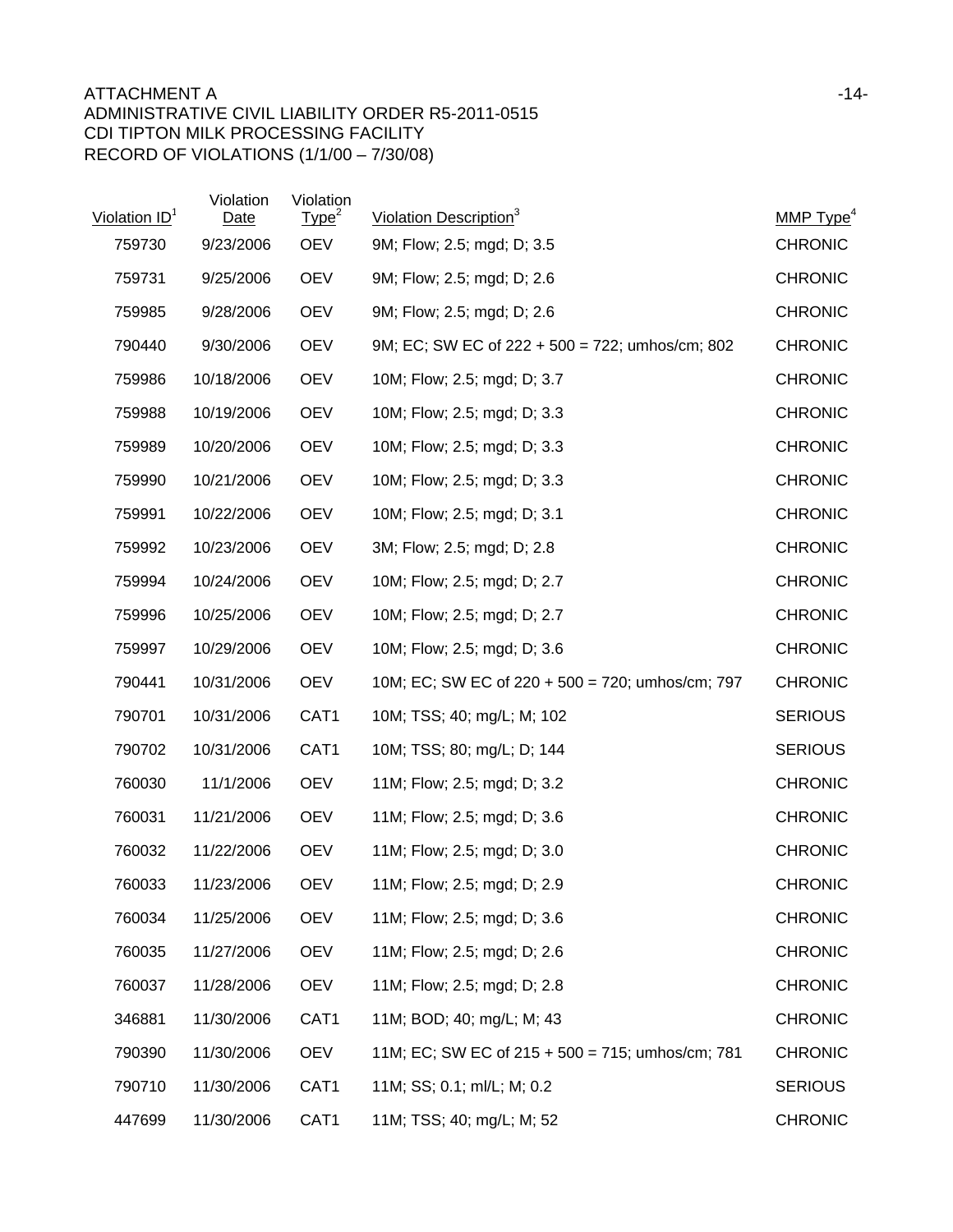ATTACHMENT A
ADMINISTRATIVE CIVIL LIABILITY ORDER R5-2011-0515
CDI TIPTON MILK PROCESSING FACILITY
RECORD OF VIOLATIONS (1/1/00 – 7/30/08)

| Violation ID[1] | Violation Date | Violation Type[2] | Violation Description[3] | MMP Type[4] |
|---|---|---|---|---|
| 759730 | 9/23/2006 | OEV | 9M; Flow; 2.5; mgd; D; 3.5 | CHRONIC |
| 759731 | 9/25/2006 | OEV | 9M; Flow; 2.5; mgd; D; 2.6 | CHRONIC |
| 759985 | 9/28/2006 | OEV | 9M; Flow; 2.5; mgd; D; 2.6 | CHRONIC |
| 790440 | 9/30/2006 | OEV | 9M; EC; SW EC of 222 + 500 = 722; umhos/cm; 802 | CHRONIC |
| 759986 | 10/18/2006 | OEV | 10M; Flow; 2.5; mgd; D; 3.7 | CHRONIC |
| 759988 | 10/19/2006 | OEV | 10M; Flow; 2.5; mgd; D; 3.3 | CHRONIC |
| 759989 | 10/20/2006 | OEV | 10M; Flow; 2.5; mgd; D; 3.3 | CHRONIC |
| 759990 | 10/21/2006 | OEV | 10M; Flow; 2.5; mgd; D; 3.3 | CHRONIC |
| 759991 | 10/22/2006 | OEV | 10M; Flow; 2.5; mgd; D; 3.1 | CHRONIC |
| 759992 | 10/23/2006 | OEV | 3M; Flow; 2.5; mgd; D; 2.8 | CHRONIC |
| 759994 | 10/24/2006 | OEV | 10M; Flow; 2.5; mgd; D; 2.7 | CHRONIC |
| 759996 | 10/25/2006 | OEV | 10M; Flow; 2.5; mgd; D; 2.7 | CHRONIC |
| 759997 | 10/29/2006 | OEV | 10M; Flow; 2.5; mgd; D; 3.6 | CHRONIC |
| 790441 | 10/31/2006 | OEV | 10M; EC; SW EC of 220 + 500 = 720; umhos/cm; 797 | CHRONIC |
| 790701 | 10/31/2006 | CAT1 | 10M; TSS; 40; mg/L; M; 102 | SERIOUS |
| 790702 | 10/31/2006 | CAT1 | 10M; TSS; 80; mg/L; D; 144 | SERIOUS |
| 760030 | 11/1/2006 | OEV | 11M; Flow; 2.5; mgd; D; 3.2 | CHRONIC |
| 760031 | 11/21/2006 | OEV | 11M; Flow; 2.5; mgd; D; 3.6 | CHRONIC |
| 760032 | 11/22/2006 | OEV | 11M; Flow; 2.5; mgd; D; 3.0 | CHRONIC |
| 760033 | 11/23/2006 | OEV | 11M; Flow; 2.5; mgd; D; 2.9 | CHRONIC |
| 760034 | 11/25/2006 | OEV | 11M; Flow; 2.5; mgd; D; 3.6 | CHRONIC |
| 760035 | 11/27/2006 | OEV | 11M; Flow; 2.5; mgd; D; 2.6 | CHRONIC |
| 760037 | 11/28/2006 | OEV | 11M; Flow; 2.5; mgd; D; 2.8 | CHRONIC |
| 346881 | 11/30/2006 | CAT1 | 11M; BOD; 40; mg/L; M; 43 | CHRONIC |
| 790390 | 11/30/2006 | OEV | 11M; EC; SW EC of 215 + 500 = 715; umhos/cm; 781 | CHRONIC |
| 790710 | 11/30/2006 | CAT1 | 11M; SS; 0.1; ml/L; M; 0.2 | SERIOUS |
| 447699 | 11/30/2006 | CAT1 | 11M; TSS; 40; mg/L; M; 52 | CHRONIC |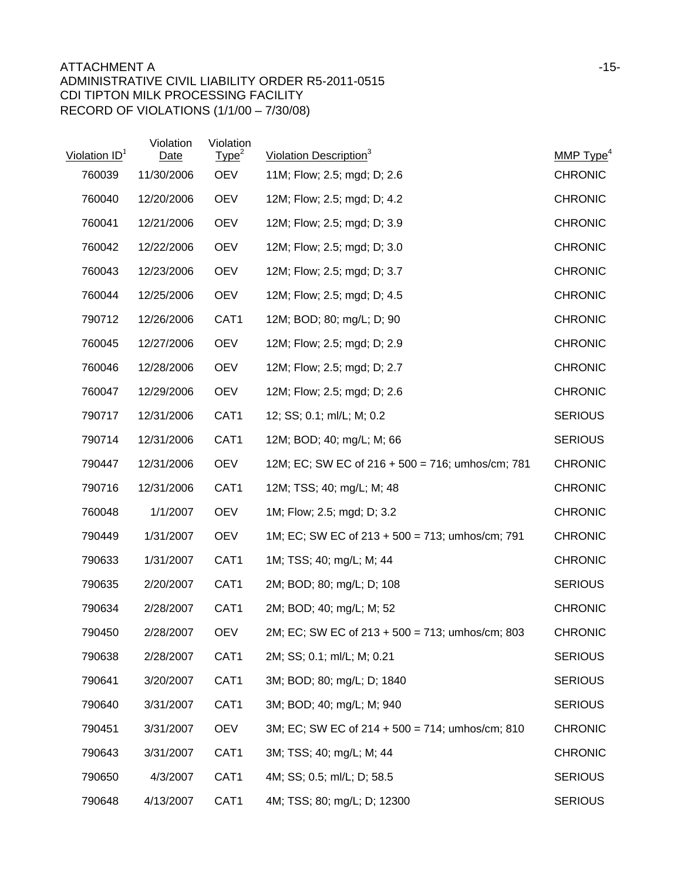ATTACHMENT A
ADMINISTRATIVE CIVIL LIABILITY ORDER R5-2011-0515
CDI TIPTON MILK PROCESSING FACILITY
RECORD OF VIOLATIONS (1/1/00 – 7/30/08)

| Violation ID[1] | Violation Date | Violation Type[2] | Violation Description[3] | MMP Type[4] |
|---|---|---|---|---|
| 760039 | 11/30/2006 | OEV | 11M; Flow; 2.5; mgd; D; 2.6 | CHRONIC |
| 760040 | 12/20/2006 | OEV | 12M; Flow; 2.5; mgd; D; 4.2 | CHRONIC |
| 760041 | 12/21/2006 | OEV | 12M; Flow; 2.5; mgd; D; 3.9 | CHRONIC |
| 760042 | 12/22/2006 | OEV | 12M; Flow; 2.5; mgd; D; 3.0 | CHRONIC |
| 760043 | 12/23/2006 | OEV | 12M; Flow; 2.5; mgd; D; 3.7 | CHRONIC |
| 760044 | 12/25/2006 | OEV | 12M; Flow; 2.5; mgd; D; 4.5 | CHRONIC |
| 790712 | 12/26/2006 | CAT1 | 12M; BOD; 80; mg/L; D; 90 | CHRONIC |
| 760045 | 12/27/2006 | OEV | 12M; Flow; 2.5; mgd; D; 2.9 | CHRONIC |
| 760046 | 12/28/2006 | OEV | 12M; Flow; 2.5; mgd; D; 2.7 | CHRONIC |
| 760047 | 12/29/2006 | OEV | 12M; Flow; 2.5; mgd; D; 2.6 | CHRONIC |
| 790717 | 12/31/2006 | CAT1 | 12; SS; 0.1; ml/L; M; 0.2 | SERIOUS |
| 790714 | 12/31/2006 | CAT1 | 12M; BOD; 40; mg/L; M; 66 | SERIOUS |
| 790447 | 12/31/2006 | OEV | 12M; EC; SW EC of 216 + 500 = 716; umhos/cm; 781 | CHRONIC |
| 790716 | 12/31/2006 | CAT1 | 12M; TSS; 40; mg/L; M; 48 | CHRONIC |
| 760048 | 1/1/2007 | OEV | 1M; Flow; 2.5; mgd; D; 3.2 | CHRONIC |
| 790449 | 1/31/2007 | OEV | 1M; EC; SW EC of 213 + 500 = 713; umhos/cm; 791 | CHRONIC |
| 790633 | 1/31/2007 | CAT1 | 1M; TSS; 40; mg/L; M; 44 | CHRONIC |
| 790635 | 2/20/2007 | CAT1 | 2M; BOD; 80; mg/L; D; 108 | SERIOUS |
| 790634 | 2/28/2007 | CAT1 | 2M; BOD; 40; mg/L; M; 52 | CHRONIC |
| 790450 | 2/28/2007 | OEV | 2M; EC; SW EC of 213 + 500 = 713; umhos/cm; 803 | CHRONIC |
| 790638 | 2/28/2007 | CAT1 | 2M; SS; 0.1; ml/L; M; 0.21 | SERIOUS |
| 790641 | 3/20/2007 | CAT1 | 3M; BOD; 80; mg/L; D; 1840 | SERIOUS |
| 790640 | 3/31/2007 | CAT1 | 3M; BOD; 40; mg/L; M; 940 | SERIOUS |
| 790451 | 3/31/2007 | OEV | 3M; EC; SW EC of 214 + 500 = 714; umhos/cm; 810 | CHRONIC |
| 790643 | 3/31/2007 | CAT1 | 3M; TSS; 40; mg/L; M; 44 | CHRONIC |
| 790650 | 4/3/2007 | CAT1 | 4M; SS; 0.5; ml/L; D; 58.5 | SERIOUS |
| 790648 | 4/13/2007 | CAT1 | 4M; TSS; 80; mg/L; D; 12300 | SERIOUS |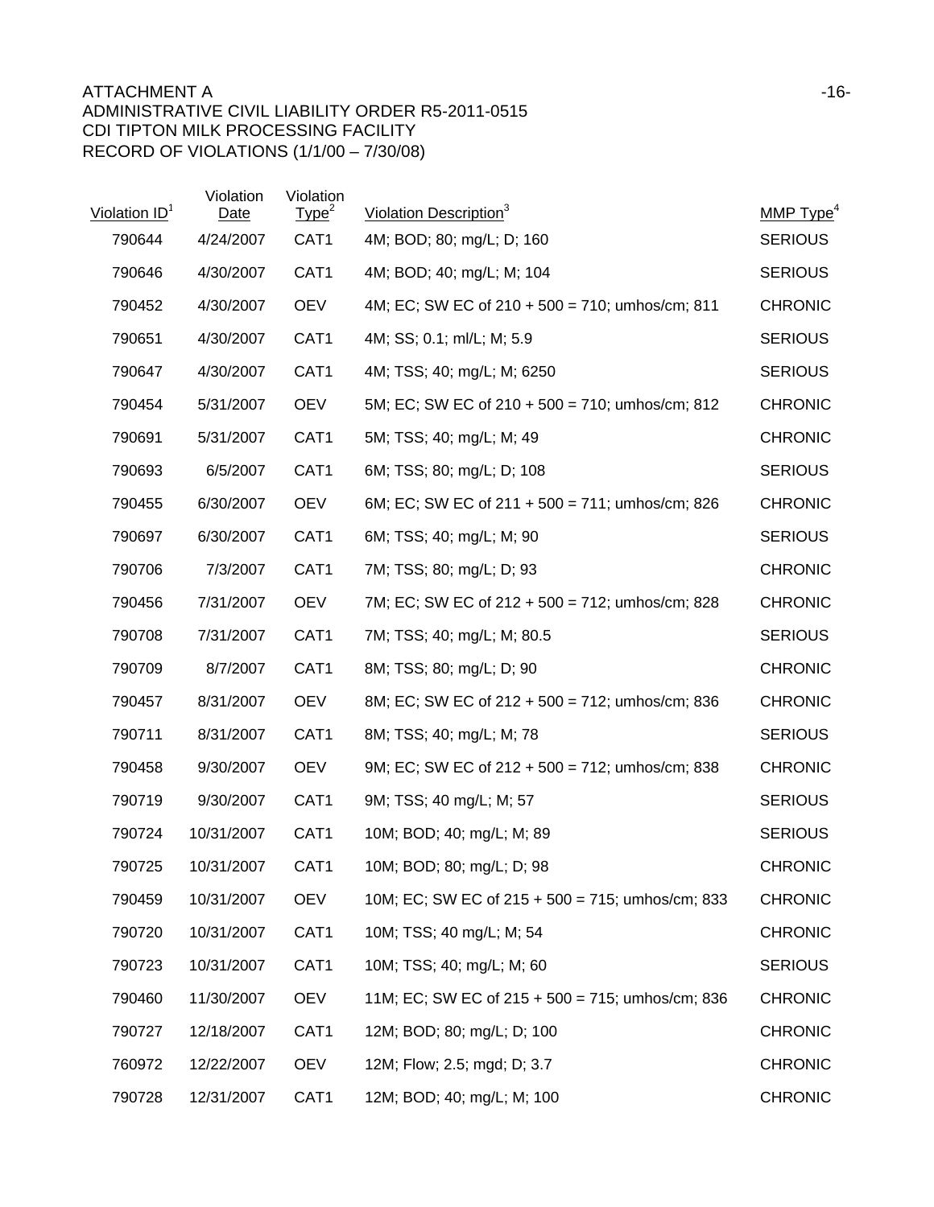ATTACHMENT A

ADMINISTRATIVE CIVIL LIABILITY ORDER R5-2011-0515

CDI TIPTON MILK PROCESSING FACILITY

RECORD OF VIOLATIONS (1/1/00 – 7/30/08)

| Violation ID[1] | Violation Date | Violation Type[2] | Violation Description[3] | MMP Type[4] |
|---|---|---|---|---|
| 790644 | 4/24/2007 | CAT1 | 4M; BOD; 80; mg/L; D; 160 | SERIOUS |
| 790646 | 4/30/2007 | CAT1 | 4M; BOD; 40; mg/L; M; 104 | SERIOUS |
| 790452 | 4/30/2007 | OEV | 4M; EC; SW EC of 210 + 500 = 710; umhos/cm; 811 | CHRONIC |
| 790651 | 4/30/2007 | CAT1 | 4M; SS; 0.1; ml/L; M; 5.9 | SERIOUS |
| 790647 | 4/30/2007 | CAT1 | 4M; TSS; 40; mg/L; M; 6250 | SERIOUS |
| 790454 | 5/31/2007 | OEV | 5M; EC; SW EC of 210 + 500 = 710; umhos/cm; 812 | CHRONIC |
| 790691 | 5/31/2007 | CAT1 | 5M; TSS; 40; mg/L; M; 49 | CHRONIC |
| 790693 | 6/5/2007 | CAT1 | 6M; TSS; 80; mg/L; D; 108 | SERIOUS |
| 790455 | 6/30/2007 | OEV | 6M; EC; SW EC of 211 + 500 = 711; umhos/cm; 826 | CHRONIC |
| 790697 | 6/30/2007 | CAT1 | 6M; TSS; 40; mg/L; M; 90 | SERIOUS |
| 790706 | 7/3/2007 | CAT1 | 7M; TSS; 80; mg/L; D; 93 | CHRONIC |
| 790456 | 7/31/2007 | OEV | 7M; EC; SW EC of 212 + 500 = 712; umhos/cm; 828 | CHRONIC |
| 790708 | 7/31/2007 | CAT1 | 7M; TSS; 40; mg/L; M; 80.5 | SERIOUS |
| 790709 | 8/7/2007 | CAT1 | 8M; TSS; 80; mg/L; D; 90 | CHRONIC |
| 790457 | 8/31/2007 | OEV | 8M; EC; SW EC of 212 + 500 = 712; umhos/cm; 836 | CHRONIC |
| 790711 | 8/31/2007 | CAT1 | 8M; TSS; 40; mg/L; M; 78 | SERIOUS |
| 790458 | 9/30/2007 | OEV | 9M; EC; SW EC of 212 + 500 = 712; umhos/cm; 838 | CHRONIC |
| 790719 | 9/30/2007 | CAT1 | 9M; TSS; 40 mg/L; M; 57 | SERIOUS |
| 790724 | 10/31/2007 | CAT1 | 10M; BOD; 40; mg/L; M; 89 | SERIOUS |
| 790725 | 10/31/2007 | CAT1 | 10M; BOD; 80; mg/L; D; 98 | CHRONIC |
| 790459 | 10/31/2007 | OEV | 10M; EC; SW EC of 215 + 500 = 715; umhos/cm; 833 | CHRONIC |
| 790720 | 10/31/2007 | CAT1 | 10M; TSS; 40 mg/L; M; 54 | CHRONIC |
| 790723 | 10/31/2007 | CAT1 | 10M; TSS; 40; mg/L; M; 60 | SERIOUS |
| 790460 | 11/30/2007 | OEV | 11M; EC; SW EC of 215 + 500 = 715; umhos/cm; 836 | CHRONIC |
| 790727 | 12/18/2007 | CAT1 | 12M; BOD; 80; mg/L; D; 100 | CHRONIC |
| 760972 | 12/22/2007 | OEV | 12M; Flow; 2.5; mgd; D; 3.7 | CHRONIC |
| 790728 | 12/31/2007 | CAT1 | 12M; BOD; 40; mg/L; M; 100 | CHRONIC |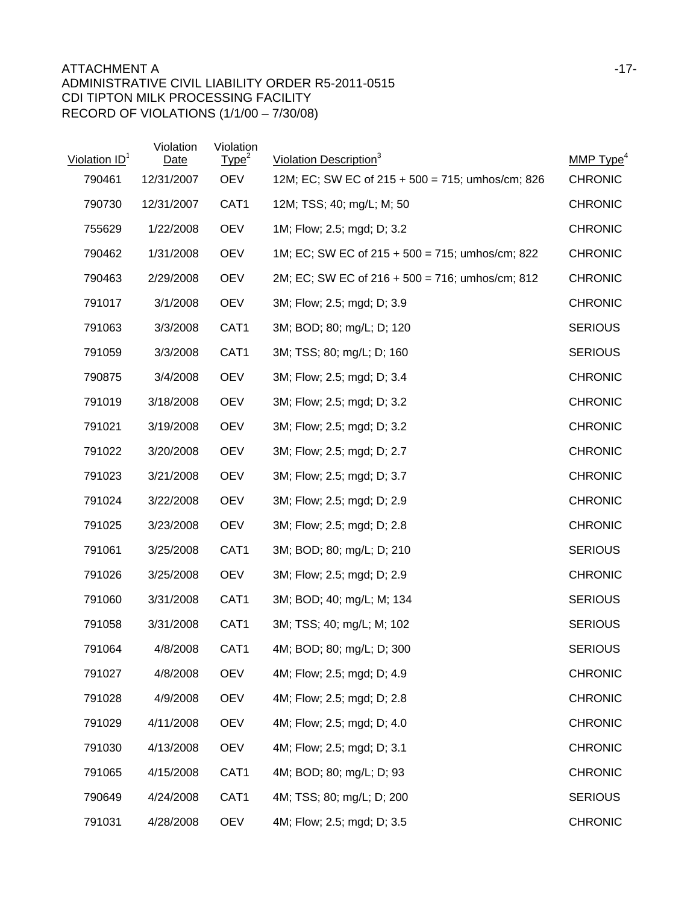ATTACHMENT A
ADMINISTRATIVE CIVIL LIABILITY ORDER R5-2011-0515
CDI TIPTON MILK PROCESSING FACILITY
RECORD OF VIOLATIONS (1/1/00 – 7/30/08)

| Violation ID[1] | Violation Date | Violation Type[2] | Violation Description[3] | MMP Type[4] |
|---|---|---|---|---|
| 790461 | 12/31/2007 | OEV | 12M; EC; SW EC of 215 + 500 = 715; umhos/cm; 826 | CHRONIC |
| 790730 | 12/31/2007 | CAT1 | 12M; TSS; 40; mg/L; M; 50 | CHRONIC |
| 755629 | 1/22/2008 | OEV | 1M; Flow; 2.5; mgd; D; 3.2 | CHRONIC |
| 790462 | 1/31/2008 | OEV | 1M; EC; SW EC of 215 + 500 = 715; umhos/cm; 822 | CHRONIC |
| 790463 | 2/29/2008 | OEV | 2M; EC; SW EC of 216 + 500 = 716; umhos/cm; 812 | CHRONIC |
| 791017 | 3/1/2008 | OEV | 3M; Flow; 2.5; mgd; D; 3.9 | CHRONIC |
| 791063 | 3/3/2008 | CAT1 | 3M; BOD; 80; mg/L; D; 120 | SERIOUS |
| 791059 | 3/3/2008 | CAT1 | 3M; TSS; 80; mg/L; D; 160 | SERIOUS |
| 790875 | 3/4/2008 | OEV | 3M; Flow; 2.5; mgd; D; 3.4 | CHRONIC |
| 791019 | 3/18/2008 | OEV | 3M; Flow; 2.5; mgd; D; 3.2 | CHRONIC |
| 791021 | 3/19/2008 | OEV | 3M; Flow; 2.5; mgd; D; 3.2 | CHRONIC |
| 791022 | 3/20/2008 | OEV | 3M; Flow; 2.5; mgd; D; 2.7 | CHRONIC |
| 791023 | 3/21/2008 | OEV | 3M; Flow; 2.5; mgd; D; 3.7 | CHRONIC |
| 791024 | 3/22/2008 | OEV | 3M; Flow; 2.5; mgd; D; 2.9 | CHRONIC |
| 791025 | 3/23/2008 | OEV | 3M; Flow; 2.5; mgd; D; 2.8 | CHRONIC |
| 791061 | 3/25/2008 | CAT1 | 3M; BOD; 80; mg/L; D; 210 | SERIOUS |
| 791026 | 3/25/2008 | OEV | 3M; Flow; 2.5; mgd; D; 2.9 | CHRONIC |
| 791060 | 3/31/2008 | CAT1 | 3M; BOD; 40; mg/L; M; 134 | SERIOUS |
| 791058 | 3/31/2008 | CAT1 | 3M; TSS; 40; mg/L; M; 102 | SERIOUS |
| 791064 | 4/8/2008 | CAT1 | 4M; BOD; 80; mg/L; D; 300 | SERIOUS |
| 791027 | 4/8/2008 | OEV | 4M; Flow; 2.5; mgd; D; 4.9 | CHRONIC |
| 791028 | 4/9/2008 | OEV | 4M; Flow; 2.5; mgd; D; 2.8 | CHRONIC |
| 791029 | 4/11/2008 | OEV | 4M; Flow; 2.5; mgd; D; 4.0 | CHRONIC |
| 791030 | 4/13/2008 | OEV | 4M; Flow; 2.5; mgd; D; 3.1 | CHRONIC |
| 791065 | 4/15/2008 | CAT1 | 4M; BOD; 80; mg/L; D; 93 | CHRONIC |
| 790649 | 4/24/2008 | CAT1 | 4M; TSS; 80; mg/L; D; 200 | SERIOUS |
| 791031 | 4/28/2008 | OEV | 4M; Flow; 2.5; mgd; D; 3.5 | CHRONIC |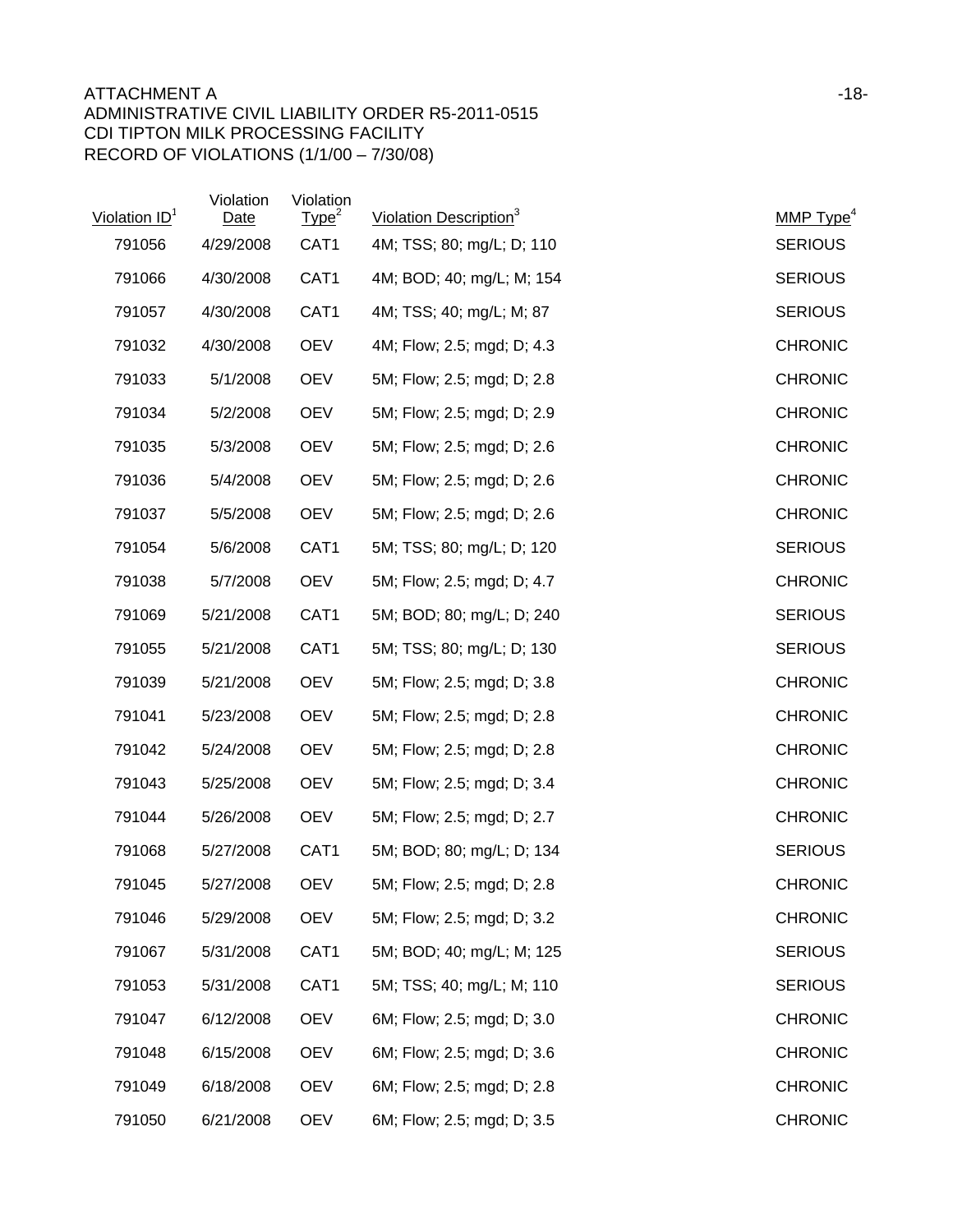ATTACHMENT A
ADMINISTRATIVE CIVIL LIABILITY ORDER R5-2011-0515
CDI TIPTON MILK PROCESSING FACILITY
RECORD OF VIOLATIONS (1/1/00 – 7/30/08)

| Violation ID[1] | Violation Date | Violation Type[2] | Violation Description[3] | MMP Type[4] |
|---|---|---|---|---|
| 791056 | 4/29/2008 | CAT1 | 4M; TSS; 80; mg/L; D; 110 | SERIOUS |
| 791066 | 4/30/2008 | CAT1 | 4M; BOD; 40; mg/L; M; 154 | SERIOUS |
| 791057 | 4/30/2008 | CAT1 | 4M; TSS; 40; mg/L; M; 87 | SERIOUS |
| 791032 | 4/30/2008 | OEV | 4M; Flow; 2.5; mgd; D; 4.3 | CHRONIC |
| 791033 | 5/1/2008 | OEV | 5M; Flow; 2.5; mgd; D; 2.8 | CHRONIC |
| 791034 | 5/2/2008 | OEV | 5M; Flow; 2.5; mgd; D; 2.9 | CHRONIC |
| 791035 | 5/3/2008 | OEV | 5M; Flow; 2.5; mgd; D; 2.6 | CHRONIC |
| 791036 | 5/4/2008 | OEV | 5M; Flow; 2.5; mgd; D; 2.6 | CHRONIC |
| 791037 | 5/5/2008 | OEV | 5M; Flow; 2.5; mgd; D; 2.6 | CHRONIC |
| 791054 | 5/6/2008 | CAT1 | 5M; TSS; 80; mg/L; D; 120 | SERIOUS |
| 791038 | 5/7/2008 | OEV | 5M; Flow; 2.5; mgd; D; 4.7 | CHRONIC |
| 791069 | 5/21/2008 | CAT1 | 5M; BOD; 80; mg/L; D; 240 | SERIOUS |
| 791055 | 5/21/2008 | CAT1 | 5M; TSS; 80; mg/L; D; 130 | SERIOUS |
| 791039 | 5/21/2008 | OEV | 5M; Flow; 2.5; mgd; D; 3.8 | CHRONIC |
| 791041 | 5/23/2008 | OEV | 5M; Flow; 2.5; mgd; D; 2.8 | CHRONIC |
| 791042 | 5/24/2008 | OEV | 5M; Flow; 2.5; mgd; D; 2.8 | CHRONIC |
| 791043 | 5/25/2008 | OEV | 5M; Flow; 2.5; mgd; D; 3.4 | CHRONIC |
| 791044 | 5/26/2008 | OEV | 5M; Flow; 2.5; mgd; D; 2.7 | CHRONIC |
| 791068 | 5/27/2008 | CAT1 | 5M; BOD; 80; mg/L; D; 134 | SERIOUS |
| 791045 | 5/27/2008 | OEV | 5M; Flow; 2.5; mgd; D; 2.8 | CHRONIC |
| 791046 | 5/29/2008 | OEV | 5M; Flow; 2.5; mgd; D; 3.2 | CHRONIC |
| 791067 | 5/31/2008 | CAT1 | 5M; BOD; 40; mg/L; M; 125 | SERIOUS |
| 791053 | 5/31/2008 | CAT1 | 5M; TSS; 40; mg/L; M; 110 | SERIOUS |
| 791047 | 6/12/2008 | OEV | 6M; Flow; 2.5; mgd; D; 3.0 | CHRONIC |
| 791048 | 6/15/2008 | OEV | 6M; Flow; 2.5; mgd; D; 3.6 | CHRONIC |
| 791049 | 6/18/2008 | OEV | 6M; Flow; 2.5; mgd; D; 2.8 | CHRONIC |
| 791050 | 6/21/2008 | OEV | 6M; Flow; 2.5; mgd; D; 3.5 | CHRONIC |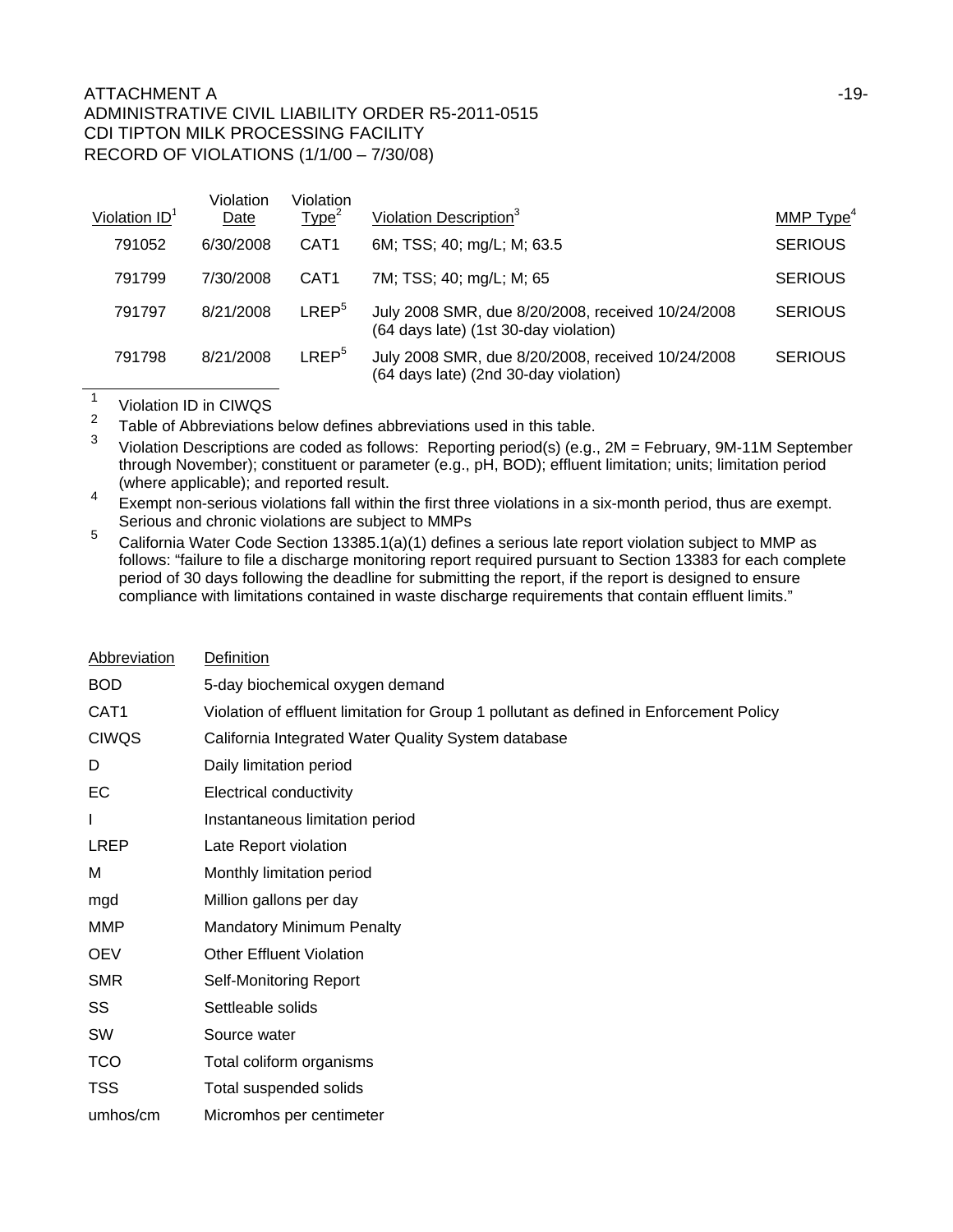ATTACHMENT A
ADMINISTRATIVE CIVIL LIABILITY ORDER R5-2011-0515
CDI TIPTON MILK PROCESSING FACILITY
RECORD OF VIOLATIONS (1/1/00 – 7/30/08)

| Violation ID[1] | Violation Date | Violation Type[2] | Violation Description[3] | MMP Type[4] |
|---|---|---|---|---|
| 791052 | 6/30/2008 | CAT1 | 6M; TSS; 40; mg/L; M; 63.5 | SERIOUS |
| 791799 | 7/30/2008 | CAT1 | 7M; TSS; 40; mg/L; M; 65 | SERIOUS |
| 791797 | 8/21/2008 | LREP[5] | July 2008 SMR, due 8/20/2008, received 10/24/2008 (64 days late) (1st 30-day violation) | SERIOUS |
| 791798 | 8/21/2008 | LREP[5] | July 2008 SMR, due 8/20/2008, received 10/24/2008 (64 days late) (2nd 30-day violation) | SERIOUS |

[1] Violation ID in CIWQS

[2] Table of Abbreviations below defines abbreviations used in this table.

[3] Violation Descriptions are coded as follows: Reporting period(s) (e.g., 2M = February, 9M-11M September through November); constituent or parameter (e.g., pH, BOD); effluent limitation; units; limitation period (where applicable); and reported result.

[4] Exempt non-serious violations fall within the first three violations in a six-month period, thus are exempt. Serious and chronic violations are subject to MMPs

[5] California Water Code Section 13385.1(a)(1) defines a serious late report violation subject to MMP as follows: "failure to file a discharge monitoring report required pursuant to Section 13383 for each complete period of 30 days following the deadline for submitting the report, if the report is designed to ensure compliance with limitations contained in waste discharge requirements that contain effluent limits."

| Abbreviation | Definition |
|---|---|
| BOD | 5-day biochemical oxygen demand |
| CAT1 | Violation of effluent limitation for Group 1 pollutant as defined in Enforcement Policy |
| CIWQS | California Integrated Water Quality System database |
| D | Daily limitation period |
| EC | Electrical conductivity |
| I | Instantaneous limitation period |
| LREP | Late Report violation |
| M | Monthly limitation period |
| mgd | Million gallons per day |
| MMP | Mandatory Minimum Penalty |
| OEV | Other Effluent Violation |
| SMR | Self-Monitoring Report |
| SS | Settleable solids |
| SW | Source water |
| TCO | Total coliform organisms |
| TSS | Total suspended solids |
| umhos/cm | Micromhos per centimeter |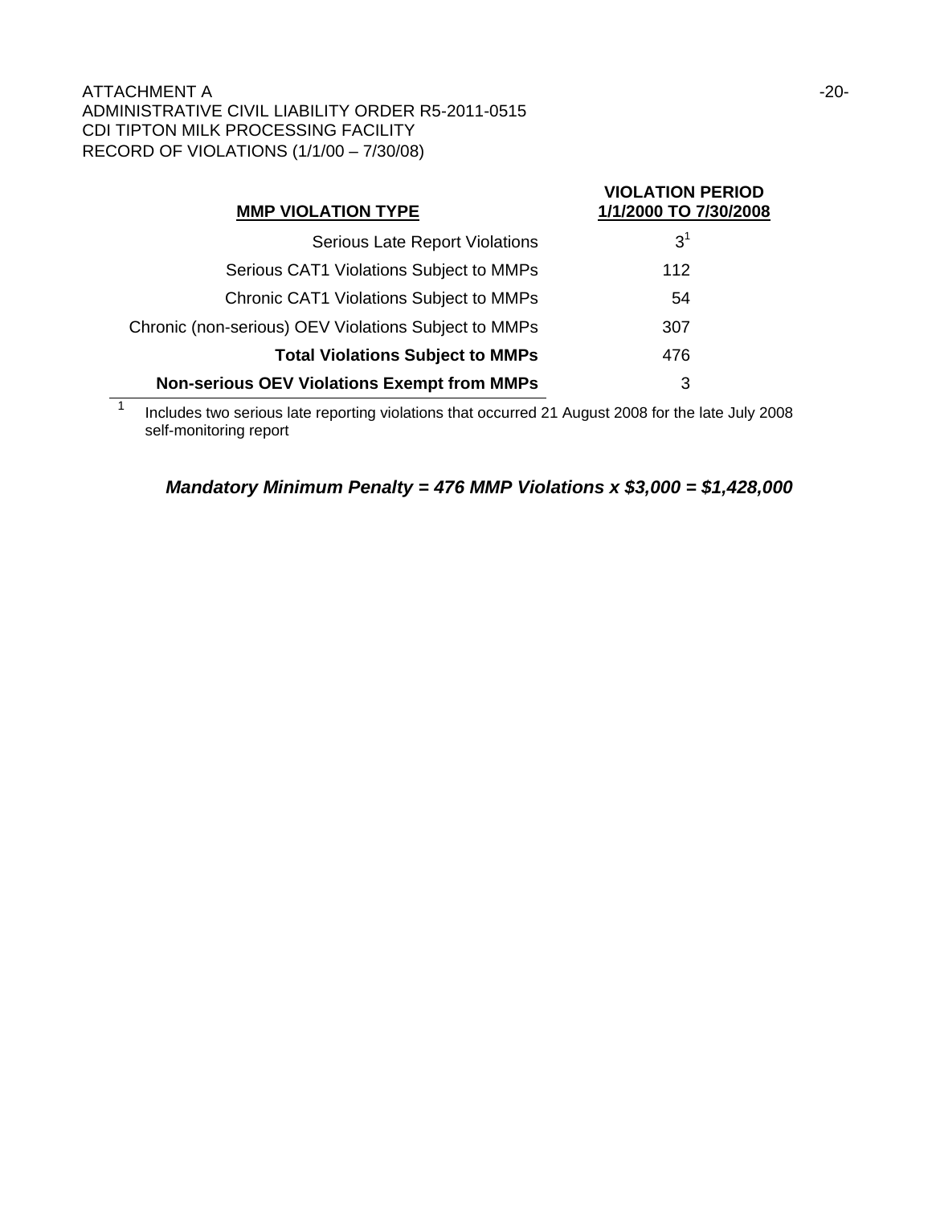ATTACHMENT A
ADMINISTRATIVE CIVIL LIABILITY ORDER R5-2011-0515
CDI TIPTON MILK PROCESSING FACILITY
RECORD OF VIOLATIONS (1/1/00 – 7/30/08)

| MMP VIOLATION TYPE | VIOLATION PERIOD 1/1/2000 TO 7/30/2008 |
|---|---|
| Serious Late Report Violations | 3[1] |
| Serious CAT1 Violations Subject to MMPs | 112 |
| Chronic CAT1 Violations Subject to MMPs | 54 |
| Chronic (non-serious) OEV Violations Subject to MMPs | 307 |
| **Total Violations Subject to MMPs** | 476 |
| **Non-serious OEV Violations Exempt from MMPs** | 3 |

[1] Includes two serious late reporting violations that occurred 21 August 2008 for the late July 2008 self-monitoring report

***Mandatory Minimum Penalty = 476 MMP Violations x $3,000 = $1,428,000***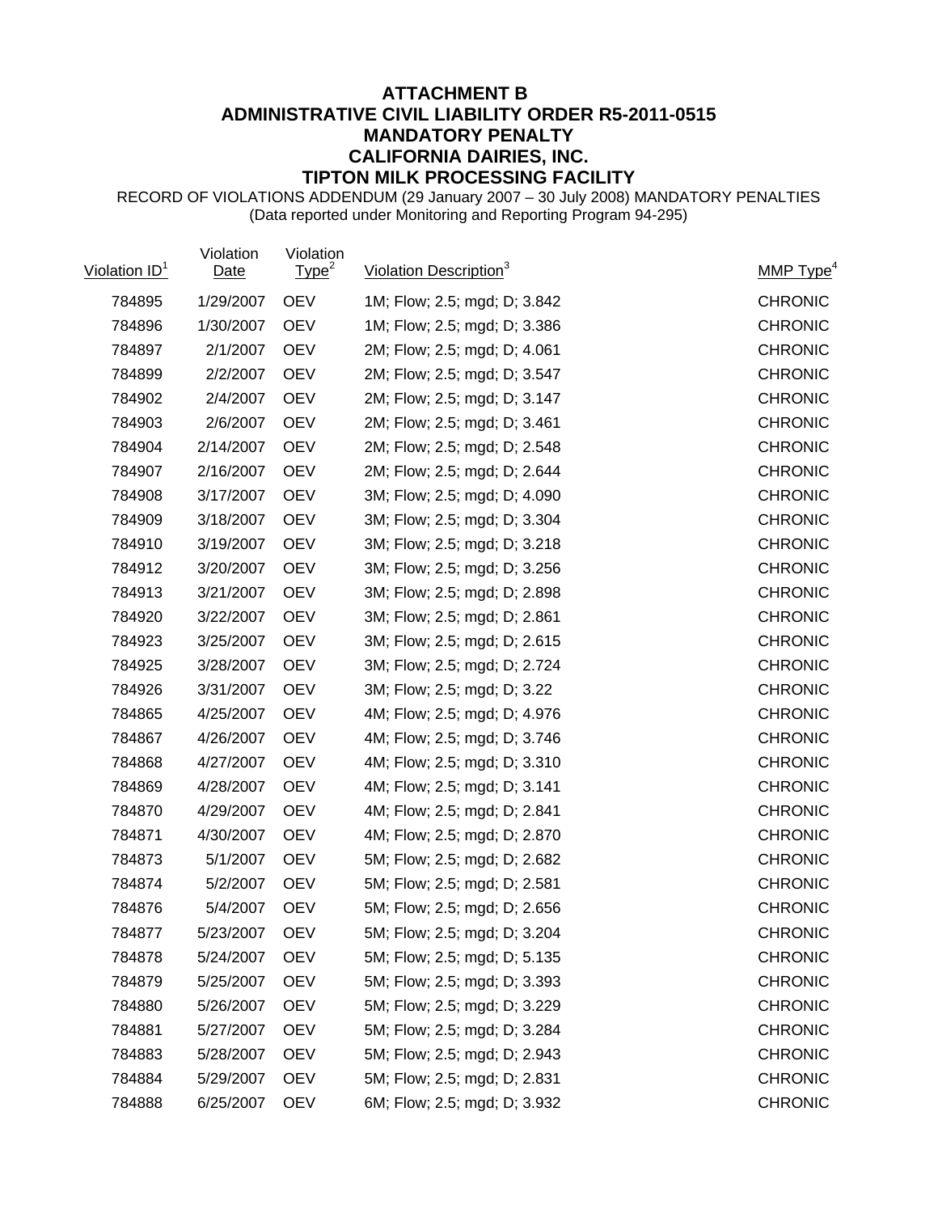**ATTACHMENT B**
**ADMINISTRATIVE CIVIL LIABILITY ORDER R5-2011-0515**
**MANDATORY PENALTY**
**CALIFORNIA DAIRIES, INC.**
**TIPTON MILK PROCESSING FACILITY**

RECORD OF VIOLATIONS ADDENDUM (29 January 2007 – 30 July 2008) MANDATORY PENALTIES
(Data reported under Monitoring and Reporting Program 94-295)

| Violation ID[1] | Violation Date | Violation Type[2] | Violation Description[3] | MMP Type[4] |
|---|---|---|---|---|
| 784895 | 1/29/2007 | OEV | 1M; Flow; 2.5; mgd; D; 3.842 | CHRONIC |
| 784896 | 1/30/2007 | OEV | 1M; Flow; 2.5; mgd; D; 3.386 | CHRONIC |
| 784897 | 2/1/2007 | OEV | 2M; Flow; 2.5; mgd; D; 4.061 | CHRONIC |
| 784899 | 2/2/2007 | OEV | 2M; Flow; 2.5; mgd; D; 3.547 | CHRONIC |
| 784902 | 2/4/2007 | OEV | 2M; Flow; 2.5; mgd; D; 3.147 | CHRONIC |
| 784903 | 2/6/2007 | OEV | 2M; Flow; 2.5; mgd; D; 3.461 | CHRONIC |
| 784904 | 2/14/2007 | OEV | 2M; Flow; 2.5; mgd; D; 2.548 | CHRONIC |
| 784907 | 2/16/2007 | OEV | 2M; Flow; 2.5; mgd; D; 2.644 | CHRONIC |
| 784908 | 3/17/2007 | OEV | 3M; Flow; 2.5; mgd; D; 4.090 | CHRONIC |
| 784909 | 3/18/2007 | OEV | 3M; Flow; 2.5; mgd; D; 3.304 | CHRONIC |
| 784910 | 3/19/2007 | OEV | 3M; Flow; 2.5; mgd; D; 3.218 | CHRONIC |
| 784912 | 3/20/2007 | OEV | 3M; Flow; 2.5; mgd; D; 3.256 | CHRONIC |
| 784913 | 3/21/2007 | OEV | 3M; Flow; 2.5; mgd; D; 2.898 | CHRONIC |
| 784920 | 3/22/2007 | OEV | 3M; Flow; 2.5; mgd; D; 2.861 | CHRONIC |
| 784923 | 3/25/2007 | OEV | 3M; Flow; 2.5; mgd; D; 2.615 | CHRONIC |
| 784925 | 3/28/2007 | OEV | 3M; Flow; 2.5; mgd; D; 2.724 | CHRONIC |
| 784926 | 3/31/2007 | OEV | 3M; Flow; 2.5; mgd; D; 3.22 | CHRONIC |
| 784865 | 4/25/2007 | OEV | 4M; Flow; 2.5; mgd; D; 4.976 | CHRONIC |
| 784867 | 4/26/2007 | OEV | 4M; Flow; 2.5; mgd; D; 3.746 | CHRONIC |
| 784868 | 4/27/2007 | OEV | 4M; Flow; 2.5; mgd; D; 3.310 | CHRONIC |
| 784869 | 4/28/2007 | OEV | 4M; Flow; 2.5; mgd; D; 3.141 | CHRONIC |
| 784870 | 4/29/2007 | OEV | 4M; Flow; 2.5; mgd; D; 2.841 | CHRONIC |
| 784871 | 4/30/2007 | OEV | 4M; Flow; 2.5; mgd; D; 2.870 | CHRONIC |
| 784873 | 5/1/2007 | OEV | 5M; Flow; 2.5; mgd; D; 2.682 | CHRONIC |
| 784874 | 5/2/2007 | OEV | 5M; Flow; 2.5; mgd; D; 2.581 | CHRONIC |
| 784876 | 5/4/2007 | OEV | 5M; Flow; 2.5; mgd; D; 2.656 | CHRONIC |
| 784877 | 5/23/2007 | OEV | 5M; Flow; 2.5; mgd; D; 3.204 | CHRONIC |
| 784878 | 5/24/2007 | OEV | 5M; Flow; 2.5; mgd; D; 5.135 | CHRONIC |
| 784879 | 5/25/2007 | OEV | 5M; Flow; 2.5; mgd; D; 3.393 | CHRONIC |
| 784880 | 5/26/2007 | OEV | 5M; Flow; 2.5; mgd; D; 3.229 | CHRONIC |
| 784881 | 5/27/2007 | OEV | 5M; Flow; 2.5; mgd; D; 3.284 | CHRONIC |
| 784883 | 5/28/2007 | OEV | 5M; Flow; 2.5; mgd; D; 2.943 | CHRONIC |
| 784884 | 5/29/2007 | OEV | 5M; Flow; 2.5; mgd; D; 2.831 | CHRONIC |
| 784888 | 6/25/2007 | OEV | 6M; Flow; 2.5; mgd; D; 3.932 | CHRONIC |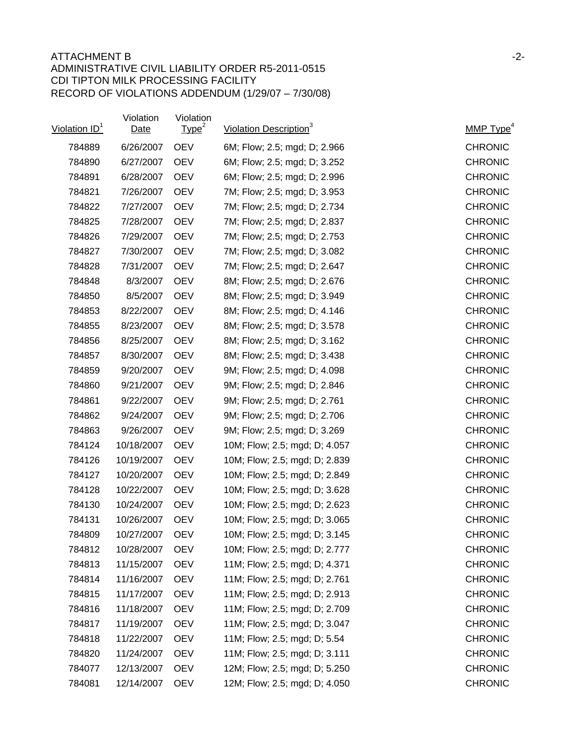ATTACHMENT B

ADMINISTRATIVE CIVIL LIABILITY ORDER R5-2011-0515

CDI TIPTON MILK PROCESSING FACILITY

RECORD OF VIOLATIONS ADDENDUM (1/29/07 – 7/30/08)

| Violation ID[1] | Violation Date | Violation Type[2] | Violation Description[3] | MMP Type[4] |
|---|---|---|---|---|
| 784889 | 6/26/2007 | OEV | 6M; Flow; 2.5; mgd; D; 2.966 | CHRONIC |
| 784890 | 6/27/2007 | OEV | 6M; Flow; 2.5; mgd; D; 3.252 | CHRONIC |
| 784891 | 6/28/2007 | OEV | 6M; Flow; 2.5; mgd; D; 2.996 | CHRONIC |
| 784821 | 7/26/2007 | OEV | 7M; Flow; 2.5; mgd; D; 3.953 | CHRONIC |
| 784822 | 7/27/2007 | OEV | 7M; Flow; 2.5; mgd; D; 2.734 | CHRONIC |
| 784825 | 7/28/2007 | OEV | 7M; Flow; 2.5; mgd; D; 2.837 | CHRONIC |
| 784826 | 7/29/2007 | OEV | 7M; Flow; 2.5; mgd; D; 2.753 | CHRONIC |
| 784827 | 7/30/2007 | OEV | 7M; Flow; 2.5; mgd; D; 3.082 | CHRONIC |
| 784828 | 7/31/2007 | OEV | 7M; Flow; 2.5; mgd; D; 2.647 | CHRONIC |
| 784848 | 8/3/2007 | OEV | 8M; Flow; 2.5; mgd; D; 2.676 | CHRONIC |
| 784850 | 8/5/2007 | OEV | 8M; Flow; 2.5; mgd; D; 3.949 | CHRONIC |
| 784853 | 8/22/2007 | OEV | 8M; Flow; 2.5; mgd; D; 4.146 | CHRONIC |
| 784855 | 8/23/2007 | OEV | 8M; Flow; 2.5; mgd; D; 3.578 | CHRONIC |
| 784856 | 8/25/2007 | OEV | 8M; Flow; 2.5; mgd; D; 3.162 | CHRONIC |
| 784857 | 8/30/2007 | OEV | 8M; Flow; 2.5; mgd; D; 3.438 | CHRONIC |
| 784859 | 9/20/2007 | OEV | 9M; Flow; 2.5; mgd; D; 4.098 | CHRONIC |
| 784860 | 9/21/2007 | OEV | 9M; Flow; 2.5; mgd; D; 2.846 | CHRONIC |
| 784861 | 9/22/2007 | OEV | 9M; Flow; 2.5; mgd; D; 2.761 | CHRONIC |
| 784862 | 9/24/2007 | OEV | 9M; Flow; 2.5; mgd; D; 2.706 | CHRONIC |
| 784863 | 9/26/2007 | OEV | 9M; Flow; 2.5; mgd; D; 3.269 | CHRONIC |
| 784124 | 10/18/2007 | OEV | 10M; Flow; 2.5; mgd; D; 4.057 | CHRONIC |
| 784126 | 10/19/2007 | OEV | 10M; Flow; 2.5; mgd; D; 2.839 | CHRONIC |
| 784127 | 10/20/2007 | OEV | 10M; Flow; 2.5; mgd; D; 2.849 | CHRONIC |
| 784128 | 10/22/2007 | OEV | 10M; Flow; 2.5; mgd; D; 3.628 | CHRONIC |
| 784130 | 10/24/2007 | OEV | 10M; Flow; 2.5; mgd; D; 2.623 | CHRONIC |
| 784131 | 10/26/2007 | OEV | 10M; Flow; 2.5; mgd; D; 3.065 | CHRONIC |
| 784809 | 10/27/2007 | OEV | 10M; Flow; 2.5; mgd; D; 3.145 | CHRONIC |
| 784812 | 10/28/2007 | OEV | 10M; Flow; 2.5; mgd; D; 2.777 | CHRONIC |
| 784813 | 11/15/2007 | OEV | 11M; Flow; 2.5; mgd; D; 4.371 | CHRONIC |
| 784814 | 11/16/2007 | OEV | 11M; Flow; 2.5; mgd; D; 2.761 | CHRONIC |
| 784815 | 11/17/2007 | OEV | 11M; Flow; 2.5; mgd; D; 2.913 | CHRONIC |
| 784816 | 11/18/2007 | OEV | 11M; Flow; 2.5; mgd; D; 2.709 | CHRONIC |
| 784817 | 11/19/2007 | OEV | 11M; Flow; 2.5; mgd; D; 3.047 | CHRONIC |
| 784818 | 11/22/2007 | OEV | 11M; Flow; 2.5; mgd; D; 5.54 | CHRONIC |
| 784820 | 11/24/2007 | OEV | 11M; Flow; 2.5; mgd; D; 3.111 | CHRONIC |
| 784077 | 12/13/2007 | OEV | 12M; Flow; 2.5; mgd; D; 5.250 | CHRONIC |
| 784081 | 12/14/2007 | OEV | 12M; Flow; 2.5; mgd; D; 4.050 | CHRONIC |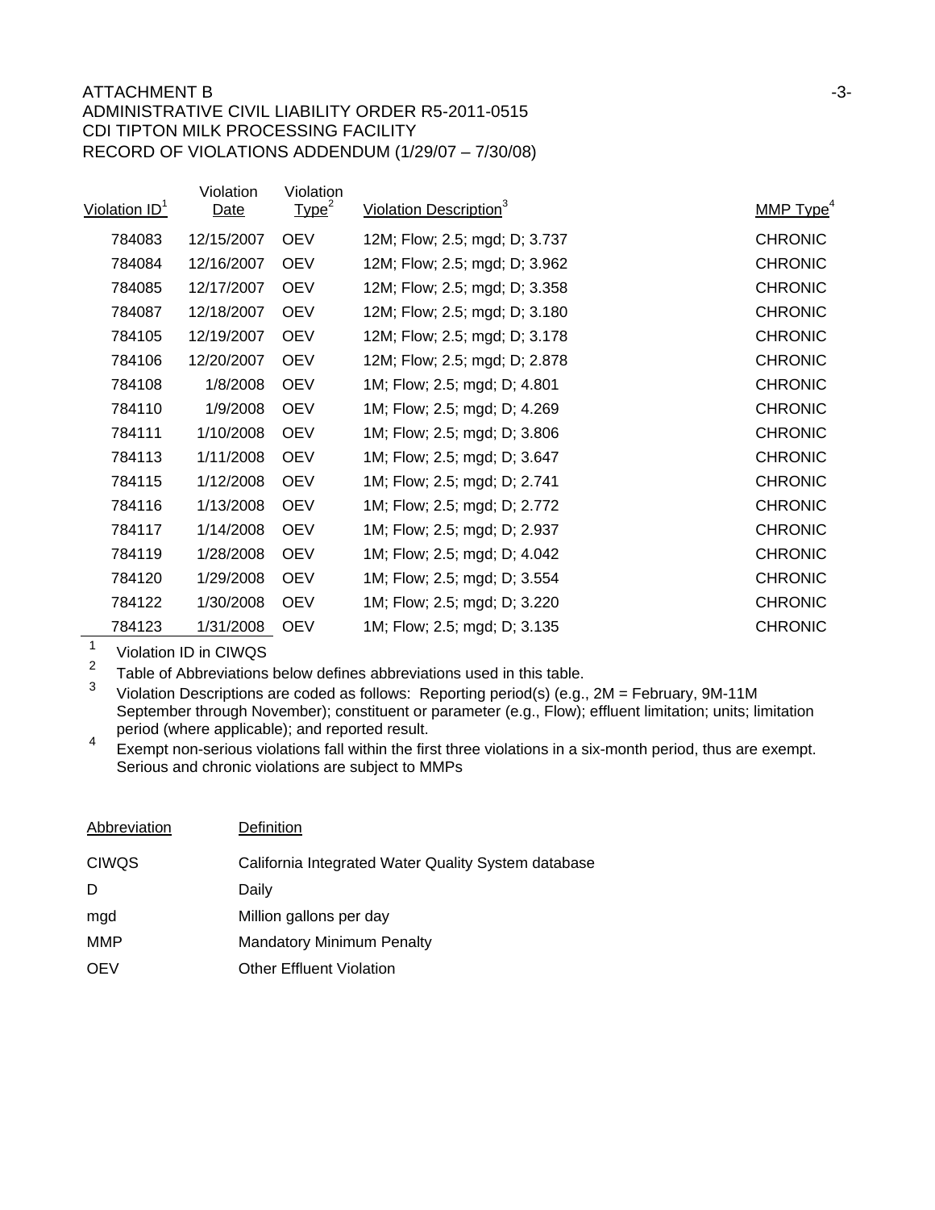ATTACHMENT B

ADMINISTRATIVE CIVIL LIABILITY ORDER R5-2011-0515

CDI TIPTON MILK PROCESSING FACILITY

RECORD OF VIOLATIONS ADDENDUM (1/29/07 – 7/30/08)

| Violation ID[1] | Violation Date | Violation Type[2] | Violation Description[3] | MMP Type[4] |
|---|---|---|---|---|
| 784083 | 12/15/2007 | OEV | 12M; Flow; 2.5; mgd; D; 3.737 | CHRONIC |
| 784084 | 12/16/2007 | OEV | 12M; Flow; 2.5; mgd; D; 3.962 | CHRONIC |
| 784085 | 12/17/2007 | OEV | 12M; Flow; 2.5; mgd; D; 3.358 | CHRONIC |
| 784087 | 12/18/2007 | OEV | 12M; Flow; 2.5; mgd; D; 3.180 | CHRONIC |
| 784105 | 12/19/2007 | OEV | 12M; Flow; 2.5; mgd; D; 3.178 | CHRONIC |
| 784106 | 12/20/2007 | OEV | 12M; Flow; 2.5; mgd; D; 2.878 | CHRONIC |
| 784108 | 1/8/2008 | OEV | 1M; Flow; 2.5; mgd; D; 4.801 | CHRONIC |
| 784110 | 1/9/2008 | OEV | 1M; Flow; 2.5; mgd; D; 4.269 | CHRONIC |
| 784111 | 1/10/2008 | OEV | 1M; Flow; 2.5; mgd; D; 3.806 | CHRONIC |
| 784113 | 1/11/2008 | OEV | 1M; Flow; 2.5; mgd; D; 3.647 | CHRONIC |
| 784115 | 1/12/2008 | OEV | 1M; Flow; 2.5; mgd; D; 2.741 | CHRONIC |
| 784116 | 1/13/2008 | OEV | 1M; Flow; 2.5; mgd; D; 2.772 | CHRONIC |
| 784117 | 1/14/2008 | OEV | 1M; Flow; 2.5; mgd; D; 2.937 | CHRONIC |
| 784119 | 1/28/2008 | OEV | 1M; Flow; 2.5; mgd; D; 4.042 | CHRONIC |
| 784120 | 1/29/2008 | OEV | 1M; Flow; 2.5; mgd; D; 3.554 | CHRONIC |
| 784122 | 1/30/2008 | OEV | 1M; Flow; 2.5; mgd; D; 3.220 | CHRONIC |
| 784123 | 1/31/2008 | OEV | 1M; Flow; 2.5; mgd; D; 3.135 | CHRONIC |

[1] Violation ID in CIWQS

[2] Table of Abbreviations below defines abbreviations used in this table.

[3] Violation Descriptions are coded as follows: Reporting period(s) (e.g., 2M = February, 9M-11M September through November); constituent or parameter (e.g., Flow); effluent limitation; units; limitation period (where applicable); and reported result.

[4] Exempt non-serious violations fall within the first three violations in a six-month period, thus are exempt. Serious and chronic violations are subject to MMPs

| Abbreviation | Definition |
|---|---|
| CIWQS | California Integrated Water Quality System database |
| D | Daily |
| mgd | Million gallons per day |
| MMP | Mandatory Minimum Penalty |
| OEV | Other Effluent Violation |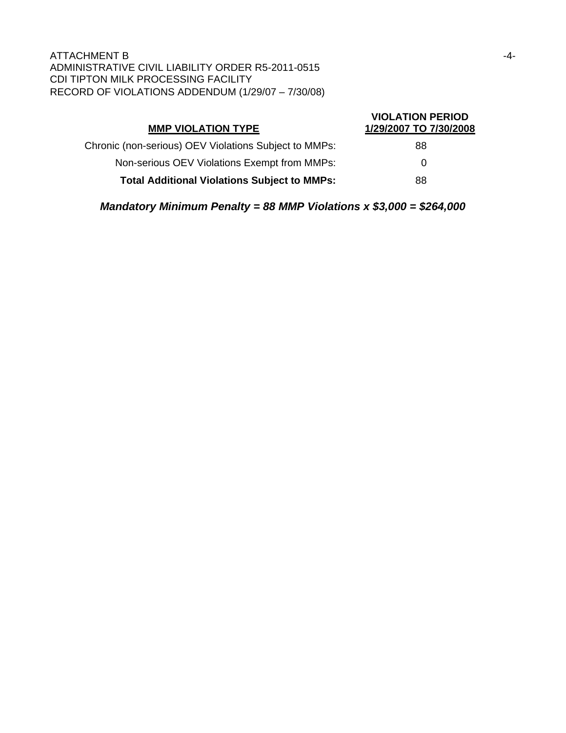ATTACHMENT B
ADMINISTRATIVE CIVIL LIABILITY ORDER R5-2011-0515
CDI TIPTON MILK PROCESSING FACILITY
RECORD OF VIOLATIONS ADDENDUM (1/29/07 – 7/30/08)

| MMP VIOLATION TYPE | VIOLATION PERIOD 1/29/2007 TO 7/30/2008 |
|---|---|
| Chronic (non-serious) OEV Violations Subject to MMPs: | 88 |
| Non-serious OEV Violations Exempt from MMPs: | 0 |
| **Total Additional Violations Subject to MMPs:** | 88 |

***Mandatory Minimum Penalty = 88 MMP Violations x $3,000 = $264,000***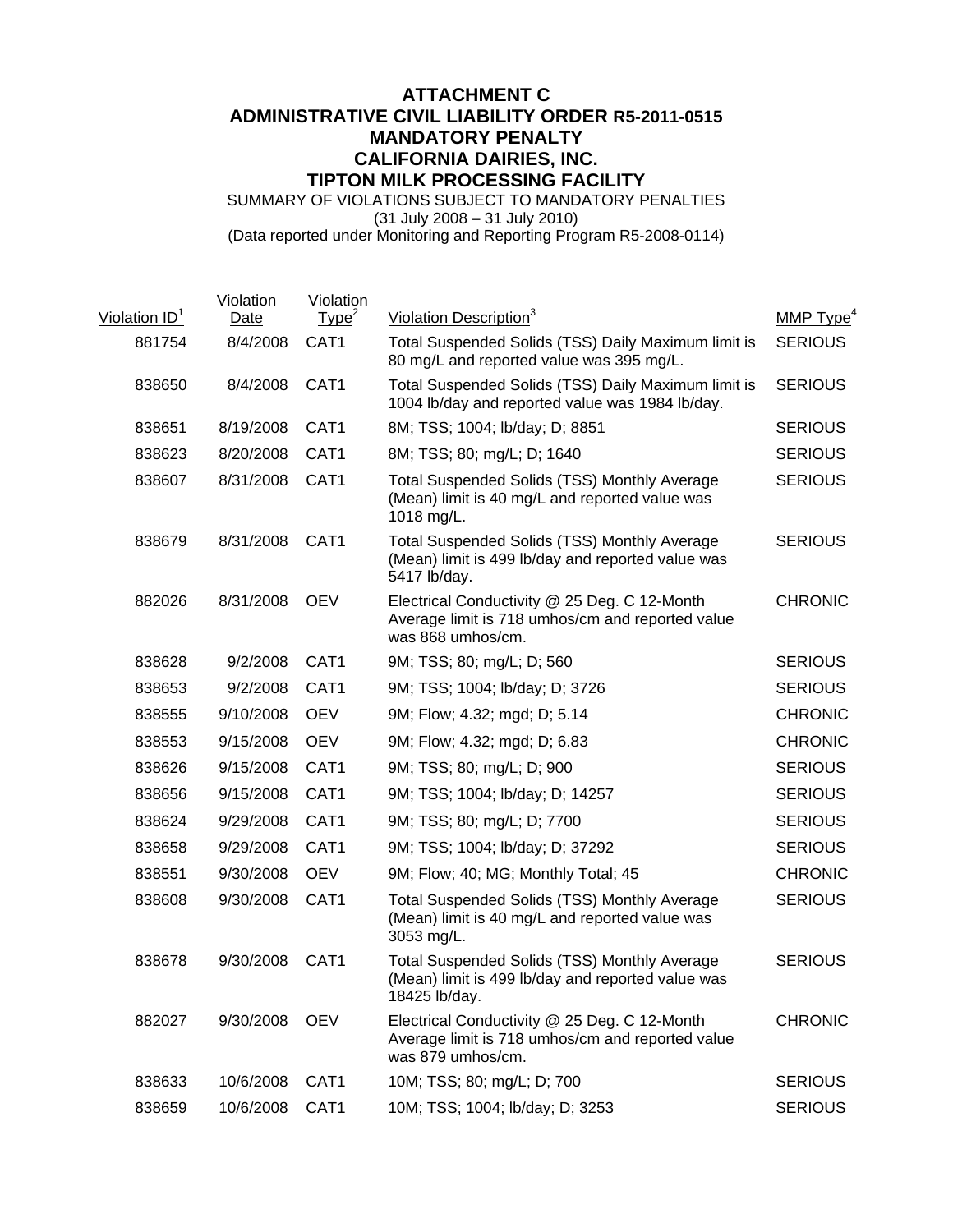# ATTACHMENT C
# ADMINISTRATIVE CIVIL LIABILITY ORDER R5-2011-0515
# MANDATORY PENALTY
# CALIFORNIA DAIRIES, INC.
# TIPTON MILK PROCESSING FACILITY

SUMMARY OF VIOLATIONS SUBJECT TO MANDATORY PENALTIES
(31 July 2008 – 31 July 2010)
(Data reported under Monitoring and Reporting Program R5-2008-0114)

| Violation ID[1] | Violation Date | Violation Type[2] | Violation Description[3] | MMP Type[4] |
|---|---|---|---|---|
| 881754 | 8/4/2008 | CAT1 | Total Suspended Solids (TSS) Daily Maximum limit is 80 mg/L and reported value was 395 mg/L. | SERIOUS |
| 838650 | 8/4/2008 | CAT1 | Total Suspended Solids (TSS) Daily Maximum limit is 1004 lb/day and reported value was 1984 lb/day. | SERIOUS |
| 838651 | 8/19/2008 | CAT1 | 8M; TSS; 1004; lb/day; D; 8851 | SERIOUS |
| 838623 | 8/20/2008 | CAT1 | 8M; TSS; 80; mg/L; D; 1640 | SERIOUS |
| 838607 | 8/31/2008 | CAT1 | Total Suspended Solids (TSS) Monthly Average (Mean) limit is 40 mg/L and reported value was 1018 mg/L. | SERIOUS |
| 838679 | 8/31/2008 | CAT1 | Total Suspended Solids (TSS) Monthly Average (Mean) limit is 499 lb/day and reported value was 5417 lb/day. | SERIOUS |
| 882026 | 8/31/2008 | OEV | Electrical Conductivity @ 25 Deg. C 12-Month Average limit is 718 umhos/cm and reported value was 868 umhos/cm. | CHRONIC |
| 838628 | 9/2/2008 | CAT1 | 9M; TSS; 80; mg/L; D; 560 | SERIOUS |
| 838653 | 9/2/2008 | CAT1 | 9M; TSS; 1004; lb/day; D; 3726 | SERIOUS |
| 838555 | 9/10/2008 | OEV | 9M; Flow; 4.32; mgd; D; 5.14 | CHRONIC |
| 838553 | 9/15/2008 | OEV | 9M; Flow; 4.32; mgd; D; 6.83 | CHRONIC |
| 838626 | 9/15/2008 | CAT1 | 9M; TSS; 80; mg/L; D; 900 | SERIOUS |
| 838656 | 9/15/2008 | CAT1 | 9M; TSS; 1004; lb/day; D; 14257 | SERIOUS |
| 838624 | 9/29/2008 | CAT1 | 9M; TSS; 80; mg/L; D; 7700 | SERIOUS |
| 838658 | 9/29/2008 | CAT1 | 9M; TSS; 1004; lb/day; D; 37292 | SERIOUS |
| 838551 | 9/30/2008 | OEV | 9M; Flow; 40; MG; Monthly Total; 45 | CHRONIC |
| 838608 | 9/30/2008 | CAT1 | Total Suspended Solids (TSS) Monthly Average (Mean) limit is 40 mg/L and reported value was 3053 mg/L. | SERIOUS |
| 838678 | 9/30/2008 | CAT1 | Total Suspended Solids (TSS) Monthly Average (Mean) limit is 499 lb/day and reported value was 18425 lb/day. | SERIOUS |
| 882027 | 9/30/2008 | OEV | Electrical Conductivity @ 25 Deg. C 12-Month Average limit is 718 umhos/cm and reported value was 879 umhos/cm. | CHRONIC |
| 838633 | 10/6/2008 | CAT1 | 10M; TSS; 80; mg/L; D; 700 | SERIOUS |
| 838659 | 10/6/2008 | CAT1 | 10M; TSS; 1004; lb/day; D; 3253 | SERIOUS |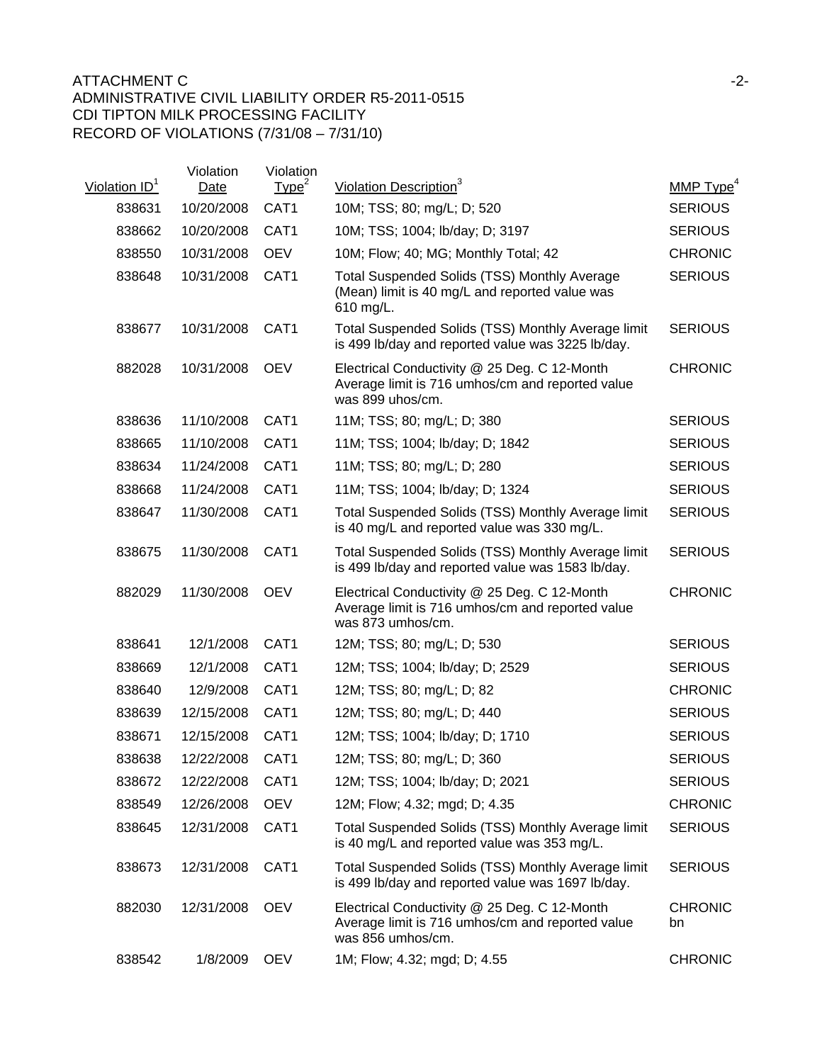ATTACHMENT C

ADMINISTRATIVE CIVIL LIABILITY ORDER R5-2011-0515

CDI TIPTON MILK PROCESSING FACILITY

RECORD OF VIOLATIONS (7/31/08 – 7/31/10)

| Violation ID[1] | Violation Date | Violation Type[2] | Violation Description[3] | MMP Type[4] |
|---|---|---|---|---|
| 838631 | 10/20/2008 | CAT1 | 10M; TSS; 80; mg/L; D; 520 | SERIOUS |
| 838662 | 10/20/2008 | CAT1 | 10M; TSS; 1004; lb/day; D; 3197 | SERIOUS |
| 838550 | 10/31/2008 | OEV | 10M; Flow; 40; MG; Monthly Total; 42 | CHRONIC |
| 838648 | 10/31/2008 | CAT1 | Total Suspended Solids (TSS) Monthly Average (Mean) limit is 40 mg/L and reported value was 610 mg/L. | SERIOUS |
| 838677 | 10/31/2008 | CAT1 | Total Suspended Solids (TSS) Monthly Average limit is 499 lb/day and reported value was 3225 lb/day. | SERIOUS |
| 882028 | 10/31/2008 | OEV | Electrical Conductivity @ 25 Deg. C 12-Month Average limit is 716 umhos/cm and reported value was 899 uhos/cm. | CHRONIC |
| 838636 | 11/10/2008 | CAT1 | 11M; TSS; 80; mg/L; D; 380 | SERIOUS |
| 838665 | 11/10/2008 | CAT1 | 11M; TSS; 1004; lb/day; D; 1842 | SERIOUS |
| 838634 | 11/24/2008 | CAT1 | 11M; TSS; 80; mg/L; D; 280 | SERIOUS |
| 838668 | 11/24/2008 | CAT1 | 11M; TSS; 1004; lb/day; D; 1324 | SERIOUS |
| 838647 | 11/30/2008 | CAT1 | Total Suspended Solids (TSS) Monthly Average limit is 40 mg/L and reported value was 330 mg/L. | SERIOUS |
| 838675 | 11/30/2008 | CAT1 | Total Suspended Solids (TSS) Monthly Average limit is 499 lb/day and reported value was 1583 lb/day. | SERIOUS |
| 882029 | 11/30/2008 | OEV | Electrical Conductivity @ 25 Deg. C 12-Month Average limit is 716 umhos/cm and reported value was 873 umhos/cm. | CHRONIC |
| 838641 | 12/1/2008 | CAT1 | 12M; TSS; 80; mg/L; D; 530 | SERIOUS |
| 838669 | 12/1/2008 | CAT1 | 12M; TSS; 1004; lb/day; D; 2529 | SERIOUS |
| 838640 | 12/9/2008 | CAT1 | 12M; TSS; 80; mg/L; D; 82 | CHRONIC |
| 838639 | 12/15/2008 | CAT1 | 12M; TSS; 80; mg/L; D; 440 | SERIOUS |
| 838671 | 12/15/2008 | CAT1 | 12M; TSS; 1004; lb/day; D; 1710 | SERIOUS |
| 838638 | 12/22/2008 | CAT1 | 12M; TSS; 80; mg/L; D; 360 | SERIOUS |
| 838672 | 12/22/2008 | CAT1 | 12M; TSS; 1004; lb/day; D; 2021 | SERIOUS |
| 838549 | 12/26/2008 | OEV | 12M; Flow; 4.32; mgd; D; 4.35 | CHRONIC |
| 838645 | 12/31/2008 | CAT1 | Total Suspended Solids (TSS) Monthly Average limit is 40 mg/L and reported value was 353 mg/L. | SERIOUS |
| 838673 | 12/31/2008 | CAT1 | Total Suspended Solids (TSS) Monthly Average limit is 499 lb/day and reported value was 1697 lb/day. | SERIOUS |
| 882030 | 12/31/2008 | OEV | Electrical Conductivity @ 25 Deg. C 12-Month Average limit is 716 umhos/cm and reported value was 856 umhos/cm. | CHRONIC bn |
| 838542 | 1/8/2009 | OEV | 1M; Flow; 4.32; mgd; D; 4.55 | CHRONIC |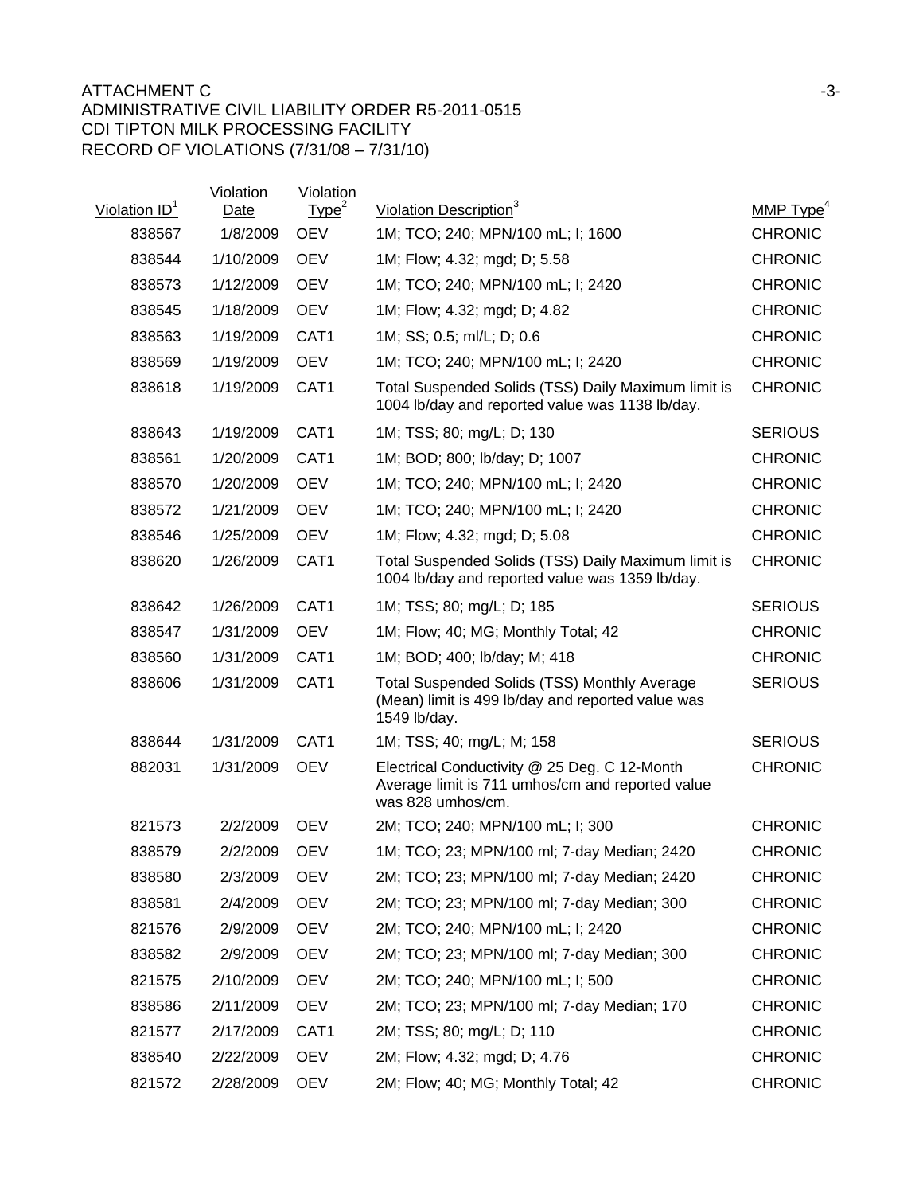ATTACHMENT C
ADMINISTRATIVE CIVIL LIABILITY ORDER R5-2011-0515
CDI TIPTON MILK PROCESSING FACILITY
RECORD OF VIOLATIONS (7/31/08 – 7/31/10)

| Violation ID[1] | Violation Date | Violation Type[2] | Violation Description[3] | MMP Type[4] |
|---|---|---|---|---|
| 838567 | 1/8/2009 | OEV | 1M; TCO; 240; MPN/100 mL; I; 1600 | CHRONIC |
| 838544 | 1/10/2009 | OEV | 1M; Flow; 4.32; mgd; D; 5.58 | CHRONIC |
| 838573 | 1/12/2009 | OEV | 1M; TCO; 240; MPN/100 mL; I; 2420 | CHRONIC |
| 838545 | 1/18/2009 | OEV | 1M; Flow; 4.32; mgd; D; 4.82 | CHRONIC |
| 838563 | 1/19/2009 | CAT1 | 1M; SS; 0.5; ml/L; D; 0.6 | CHRONIC |
| 838569 | 1/19/2009 | OEV | 1M; TCO; 240; MPN/100 mL; I; 2420 | CHRONIC |
| 838618 | 1/19/2009 | CAT1 | Total Suspended Solids (TSS) Daily Maximum limit is 1004 lb/day and reported value was 1138 lb/day. | CHRONIC |
| 838643 | 1/19/2009 | CAT1 | 1M; TSS; 80; mg/L; D; 130 | SERIOUS |
| 838561 | 1/20/2009 | CAT1 | 1M; BOD; 800; lb/day; D; 1007 | CHRONIC |
| 838570 | 1/20/2009 | OEV | 1M; TCO; 240; MPN/100 mL; I; 2420 | CHRONIC |
| 838572 | 1/21/2009 | OEV | 1M; TCO; 240; MPN/100 mL; I; 2420 | CHRONIC |
| 838546 | 1/25/2009 | OEV | 1M; Flow; 4.32; mgd; D; 5.08 | CHRONIC |
| 838620 | 1/26/2009 | CAT1 | Total Suspended Solids (TSS) Daily Maximum limit is 1004 lb/day and reported value was 1359 lb/day. | CHRONIC |
| 838642 | 1/26/2009 | CAT1 | 1M; TSS; 80; mg/L; D; 185 | SERIOUS |
| 838547 | 1/31/2009 | OEV | 1M; Flow; 40; MG; Monthly Total; 42 | CHRONIC |
| 838560 | 1/31/2009 | CAT1 | 1M; BOD; 400; lb/day; M; 418 | CHRONIC |
| 838606 | 1/31/2009 | CAT1 | Total Suspended Solids (TSS) Monthly Average (Mean) limit is 499 lb/day and reported value was 1549 lb/day. | SERIOUS |
| 838644 | 1/31/2009 | CAT1 | 1M; TSS; 40; mg/L; M; 158 | SERIOUS |
| 882031 | 1/31/2009 | OEV | Electrical Conductivity @ 25 Deg. C 12-Month Average limit is 711 umhos/cm and reported value was 828 umhos/cm. | CHRONIC |
| 821573 | 2/2/2009 | OEV | 2M; TCO; 240; MPN/100 mL; I; 300 | CHRONIC |
| 838579 | 2/2/2009 | OEV | 1M; TCO; 23; MPN/100 ml; 7-day Median; 2420 | CHRONIC |
| 838580 | 2/3/2009 | OEV | 2M; TCO; 23; MPN/100 ml; 7-day Median; 2420 | CHRONIC |
| 838581 | 2/4/2009 | OEV | 2M; TCO; 23; MPN/100 ml; 7-day Median; 300 | CHRONIC |
| 821576 | 2/9/2009 | OEV | 2M; TCO; 240; MPN/100 mL; I; 2420 | CHRONIC |
| 838582 | 2/9/2009 | OEV | 2M; TCO; 23; MPN/100 ml; 7-day Median; 300 | CHRONIC |
| 821575 | 2/10/2009 | OEV | 2M; TCO; 240; MPN/100 mL; I; 500 | CHRONIC |
| 838586 | 2/11/2009 | OEV | 2M; TCO; 23; MPN/100 ml; 7-day Median; 170 | CHRONIC |
| 821577 | 2/17/2009 | CAT1 | 2M; TSS; 80; mg/L; D; 110 | CHRONIC |
| 838540 | 2/22/2009 | OEV | 2M; Flow; 4.32; mgd; D; 4.76 | CHRONIC |
| 821572 | 2/28/2009 | OEV | 2M; Flow; 40; MG; Monthly Total; 42 | CHRONIC |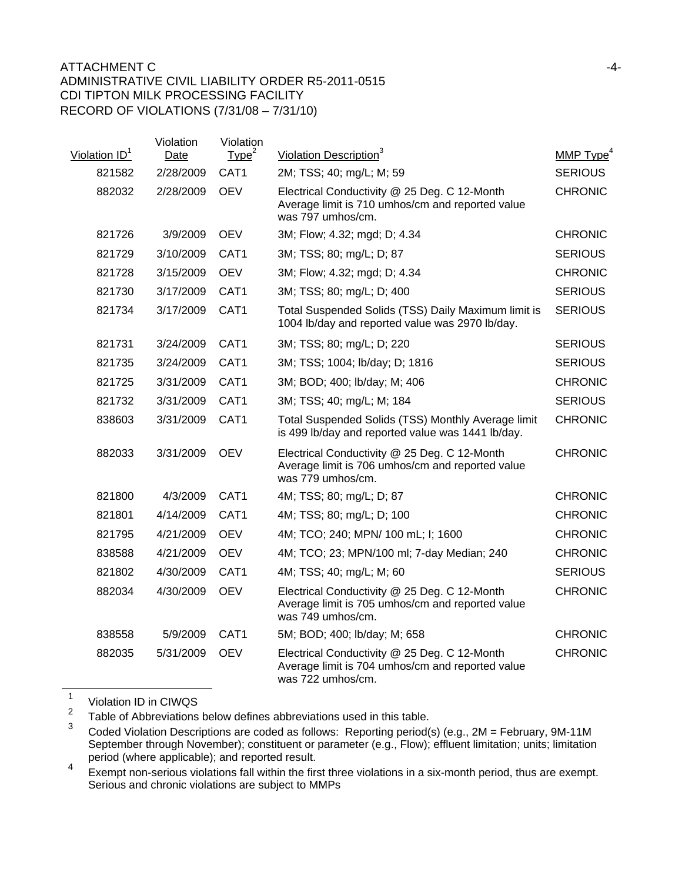ATTACHMENT C
ADMINISTRATIVE CIVIL LIABILITY ORDER R5-2011-0515
CDI TIPTON MILK PROCESSING FACILITY
RECORD OF VIOLATIONS (7/31/08 – 7/31/10)

| Violation ID[1] | Violation Date | Violation Type[2] | Violation Description[3] | MMP Type[4] |
|---|---|---|---|---|
| 821582 | 2/28/2009 | CAT1 | 2M; TSS; 40; mg/L; M; 59 | SERIOUS |
| 882032 | 2/28/2009 | OEV | Electrical Conductivity @ 25 Deg. C 12-Month Average limit is 710 umhos/cm and reported value was 797 umhos/cm. | CHRONIC |
| 821726 | 3/9/2009 | OEV | 3M; Flow; 4.32; mgd; D; 4.34 | CHRONIC |
| 821729 | 3/10/2009 | CAT1 | 3M; TSS; 80; mg/L; D; 87 | SERIOUS |
| 821728 | 3/15/2009 | OEV | 3M; Flow; 4.32; mgd; D; 4.34 | CHRONIC |
| 821730 | 3/17/2009 | CAT1 | 3M; TSS; 80; mg/L; D; 400 | SERIOUS |
| 821734 | 3/17/2009 | CAT1 | Total Suspended Solids (TSS) Daily Maximum limit is 1004 lb/day and reported value was 2970 lb/day. | SERIOUS |
| 821731 | 3/24/2009 | CAT1 | 3M; TSS; 80; mg/L; D; 220 | SERIOUS |
| 821735 | 3/24/2009 | CAT1 | 3M; TSS; 1004; lb/day; D; 1816 | SERIOUS |
| 821725 | 3/31/2009 | CAT1 | 3M; BOD; 400; lb/day; M; 406 | CHRONIC |
| 821732 | 3/31/2009 | CAT1 | 3M; TSS; 40; mg/L; M; 184 | SERIOUS |
| 838603 | 3/31/2009 | CAT1 | Total Suspended Solids (TSS) Monthly Average limit is 499 lb/day and reported value was 1441 lb/day. | CHRONIC |
| 882033 | 3/31/2009 | OEV | Electrical Conductivity @ 25 Deg. C 12-Month Average limit is 706 umhos/cm and reported value was 779 umhos/cm. | CHRONIC |
| 821800 | 4/3/2009 | CAT1 | 4M; TSS; 80; mg/L; D; 87 | CHRONIC |
| 821801 | 4/14/2009 | CAT1 | 4M; TSS; 80; mg/L; D; 100 | CHRONIC |
| 821795 | 4/21/2009 | OEV | 4M; TCO; 240; MPN/ 100 mL; I; 1600 | CHRONIC |
| 838588 | 4/21/2009 | OEV | 4M; TCO; 23; MPN/100 ml; 7-day Median; 240 | CHRONIC |
| 821802 | 4/30/2009 | CAT1 | 4M; TSS; 40; mg/L; M; 60 | SERIOUS |
| 882034 | 4/30/2009 | OEV | Electrical Conductivity @ 25 Deg. C 12-Month Average limit is 705 umhos/cm and reported value was 749 umhos/cm. | CHRONIC |
| 838558 | 5/9/2009 | CAT1 | 5M; BOD; 400; lb/day; M; 658 | CHRONIC |
| 882035 | 5/31/2009 | OEV | Electrical Conductivity @ 25 Deg. C 12-Month Average limit is 704 umhos/cm and reported value was 722 umhos/cm. | CHRONIC |

[1] Violation ID in CIWQS

[2] Table of Abbreviations below defines abbreviations used in this table.

[3] Coded Violation Descriptions are coded as follows: Reporting period(s) (e.g., 2M = February, 9M-11M September through November); constituent or parameter (e.g., Flow); effluent limitation; units; limitation period (where applicable); and reported result.

[4] Exempt non-serious violations fall within the first three violations in a six-month period, thus are exempt. Serious and chronic violations are subject to MMPs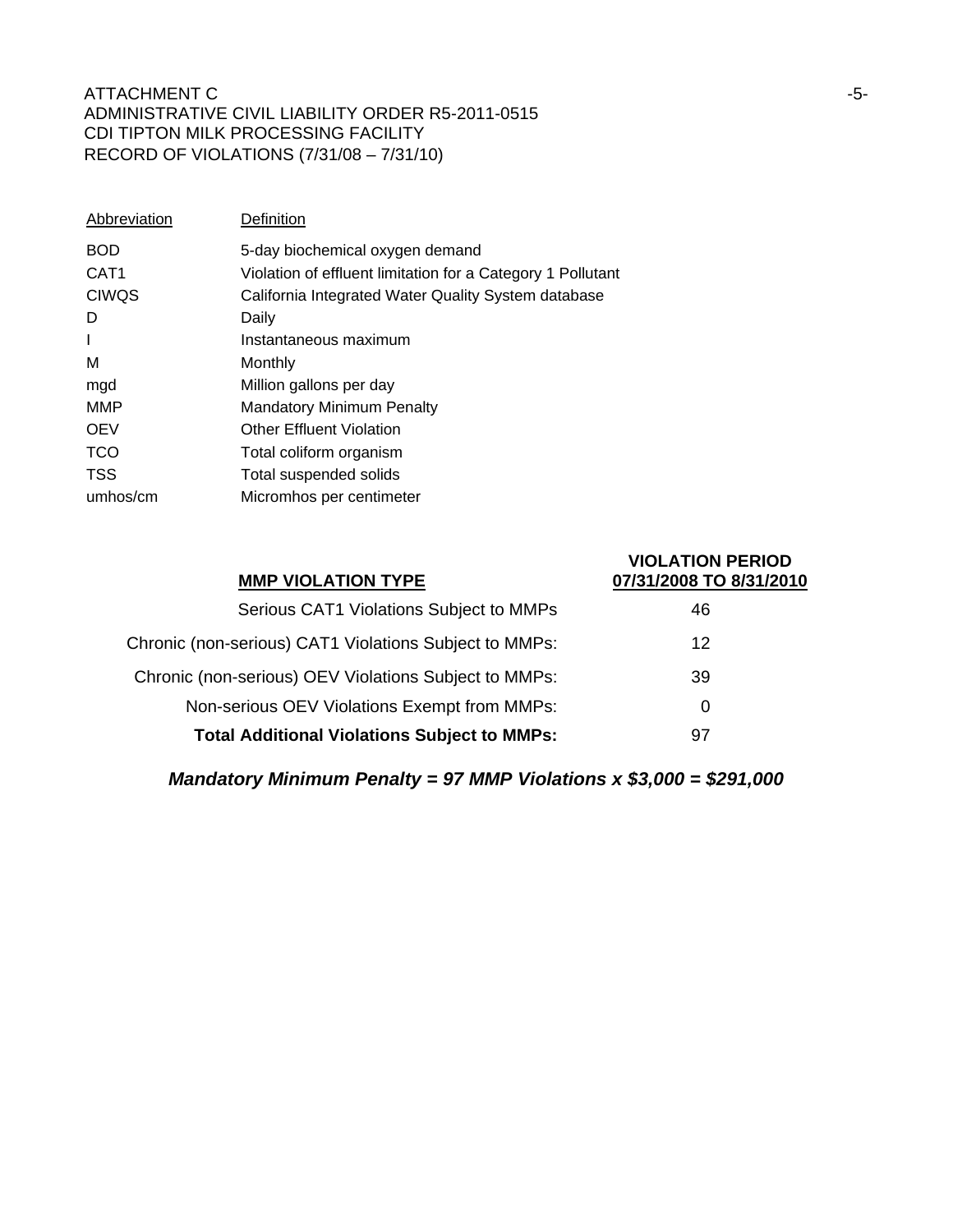ATTACHMENT C
ADMINISTRATIVE CIVIL LIABILITY ORDER R5-2011-0515
CDI TIPTON MILK PROCESSING FACILITY
RECORD OF VIOLATIONS (7/31/08 – 7/31/10)

| Abbreviation | Definition |
|---|---|
| BOD | 5-day biochemical oxygen demand |
| CAT1 | Violation of effluent limitation for a Category 1 Pollutant |
| CIWQS | California Integrated Water Quality System database |
| D | Daily |
| I | Instantaneous maximum |
| M | Monthly |
| mgd | Million gallons per day |
| MMP | Mandatory Minimum Penalty |
| OEV | Other Effluent Violation |
| TCO | Total coliform organism |
| TSS | Total suspended solids |
| umhos/cm | Micromhos per centimeter |

| MMP VIOLATION TYPE | VIOLATION PERIOD 07/31/2008 TO 8/31/2010 |
|---|---|
| Serious CAT1 Violations Subject to MMPs | 46 |
| Chronic (non-serious) CAT1 Violations Subject to MMPs: | 12 |
| Chronic (non-serious) OEV Violations Subject to MMPs: | 39 |
| Non-serious OEV Violations Exempt from MMPs: | 0 |
| **Total Additional Violations Subject to MMPs:** | 97 |

***Mandatory Minimum Penalty = 97 MMP Violations x $3,000 = $291,000***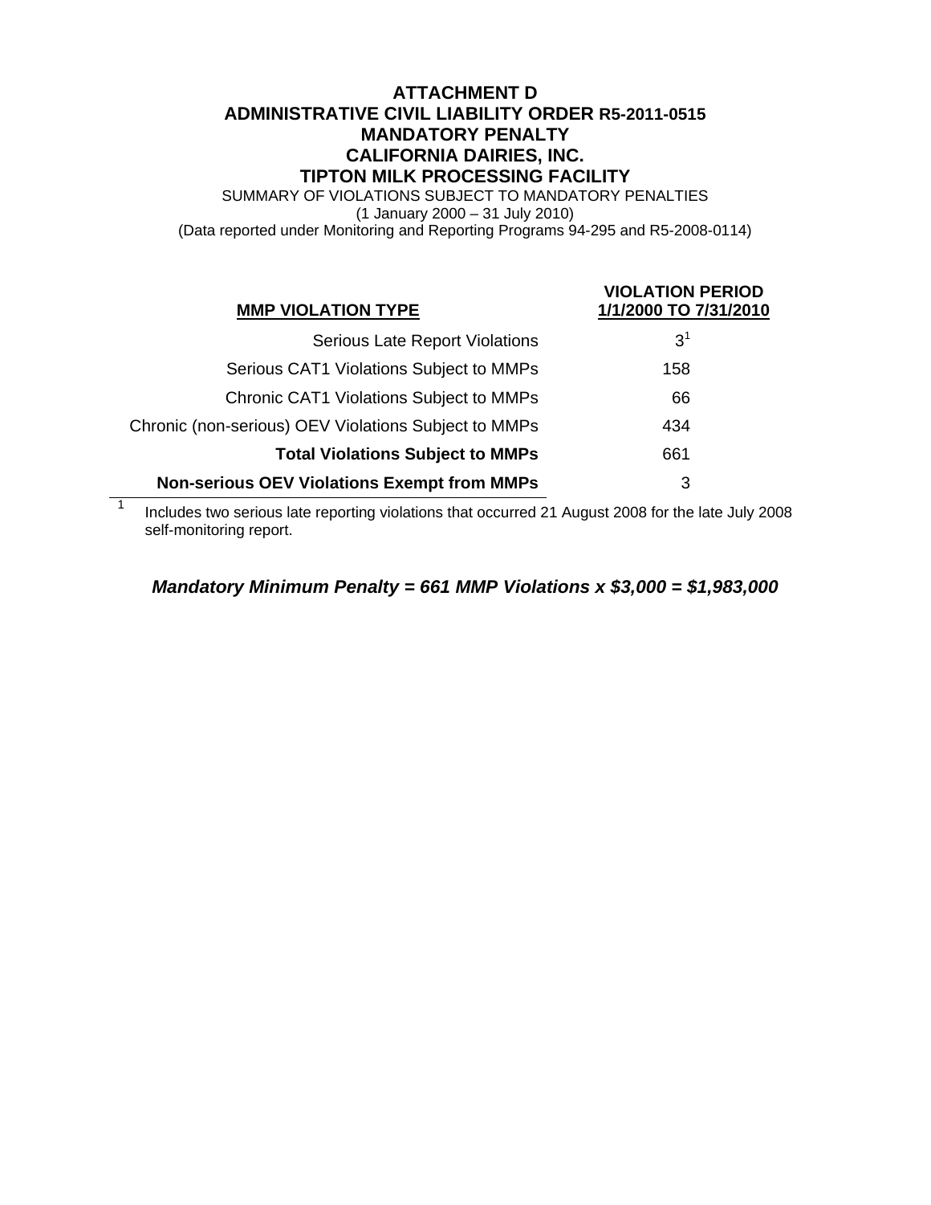# ATTACHMENT D
# ADMINISTRATIVE CIVIL LIABILITY ORDER R5-2011-0515
# MANDATORY PENALTY
# CALIFORNIA DAIRIES, INC.
# TIPTON MILK PROCESSING FACILITY

SUMMARY OF VIOLATIONS SUBJECT TO MANDATORY PENALTIES
(1 January 2000 – 31 July 2010)
(Data reported under Monitoring and Reporting Programs 94-295 and R5-2008-0114)

| MMP VIOLATION TYPE | VIOLATION PERIOD 1/1/2000 TO 7/31/2010 |
|---|---|
| Serious Late Report Violations | 3[1] |
| Serious CAT1 Violations Subject to MMPs | 158 |
| Chronic CAT1 Violations Subject to MMPs | 66 |
| Chronic (non-serious) OEV Violations Subject to MMPs | 434 |
| **Total Violations Subject to MMPs** | 661 |
| **Non-serious OEV Violations Exempt from MMPs** | 3 |

[1] Includes two serious late reporting violations that occurred 21 August 2008 for the late July 2008 self-monitoring report.

***Mandatory Minimum Penalty = 661 MMP Violations x $3,000 = $1,983,000***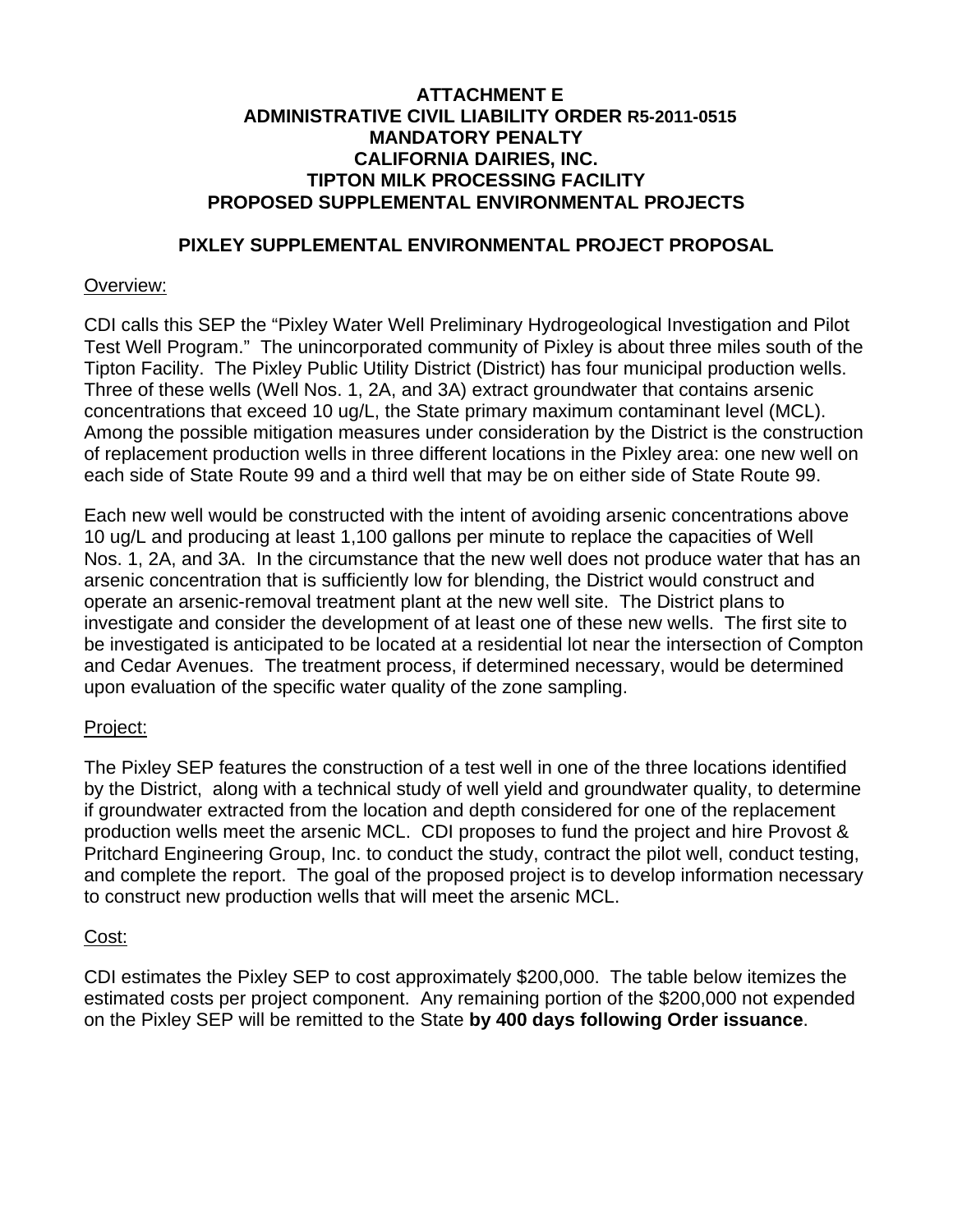# ATTACHMENT E
# ADMINISTRATIVE CIVIL LIABILITY ORDER R5-2011-0515
# MANDATORY PENALTY
# CALIFORNIA DAIRIES, INC.
# TIPTON MILK PROCESSING FACILITY
# PROPOSED SUPPLEMENTAL ENVIRONMENTAL PROJECTS

## PIXLEY SUPPLEMENTAL ENVIRONMENTAL PROJECT PROPOSAL

Overview:

CDI calls this SEP the "Pixley Water Well Preliminary Hydrogeological Investigation and Pilot Test Well Program." The unincorporated community of Pixley is about three miles south of the Tipton Facility. The Pixley Public Utility District (District) has four municipal production wells. Three of these wells (Well Nos. 1, 2A, and 3A) extract groundwater that contains arsenic concentrations that exceed 10 ug/L, the State primary maximum contaminant level (MCL). Among the possible mitigation measures under consideration by the District is the construction of replacement production wells in three different locations in the Pixley area: one new well on each side of State Route 99 and a third well that may be on either side of State Route 99.

Each new well would be constructed with the intent of avoiding arsenic concentrations above 10 ug/L and producing at least 1,100 gallons per minute to replace the capacities of Well Nos. 1, 2A, and 3A. In the circumstance that the new well does not produce water that has an arsenic concentration that is sufficiently low for blending, the District would construct and operate an arsenic-removal treatment plant at the new well site. The District plans to investigate and consider the development of at least one of these new wells. The first site to be investigated is anticipated to be located at a residential lot near the intersection of Compton and Cedar Avenues. The treatment process, if determined necessary, would be determined upon evaluation of the specific water quality of the zone sampling.

Project:

The Pixley SEP features the construction of a test well in one of the three locations identified by the District, along with a technical study of well yield and groundwater quality, to determine if groundwater extracted from the location and depth considered for one of the replacement production wells meet the arsenic MCL. CDI proposes to fund the project and hire Provost & Pritchard Engineering Group, Inc. to conduct the study, contract the pilot well, conduct testing, and complete the report. The goal of the proposed project is to develop information necessary to construct new production wells that will meet the arsenic MCL.

Cost:

CDI estimates the Pixley SEP to cost approximately $200,000. The table below itemizes the estimated costs per project component. Any remaining portion of the $200,000 not expended on the Pixley SEP will be remitted to the State **by 400 days following Order issuance**.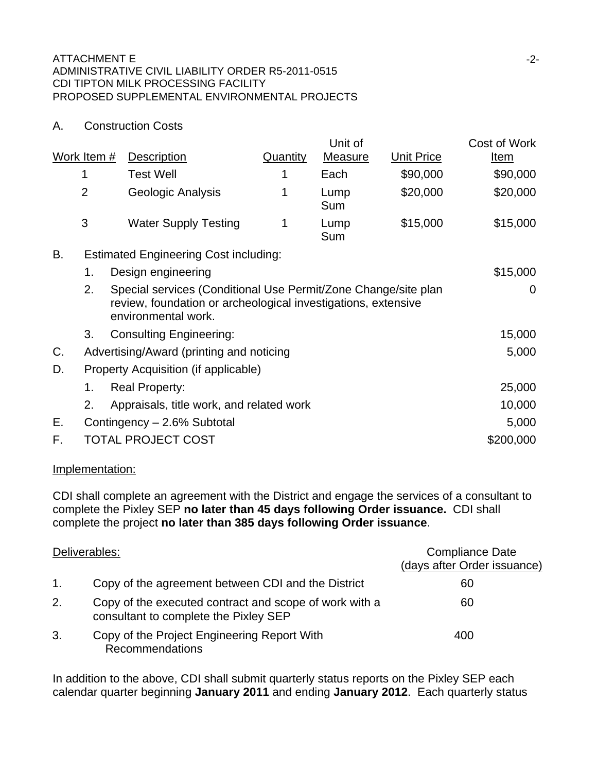ATTACHMENT E
ADMINISTRATIVE CIVIL LIABILITY ORDER R5-2011-0515
CDI TIPTON MILK PROCESSING FACILITY
PROPOSED SUPPLEMENTAL ENVIRONMENTAL PROJECTS

A. Construction Costs

| Work Item # | Description | Quantity | Unit of Measure | Unit Price | Cost of Work Item |
|---|---|---|---|---|---|
| 1 | Test Well | 1 | Each | $90,000 | $90,000 |
| 2 | Geologic Analysis | 1 | Lump Sum | $20,000 | $20,000 |
| 3 | Water Supply Testing | 1 | Lump Sum | $15,000 | $15,000 |

| | | |
|---|---|---|
| B. | Estimated Engineering Cost including: | |
| | 1. Design engineering | $15,000 |
| | 2. Special services (Conditional Use Permit/Zone Change/site plan review, foundation or archeological investigations, extensive environmental work. | 0 |
| | 3. Consulting Engineering: | 15,000 |
| C. | Advertising/Award (printing and noticing | 5,000 |
| D. | Property Acquisition (if applicable) | |
| | 1. Real Property: | 25,000 |
| | 2. Appraisals, title work, and related work | 10,000 |
| E. | Contingency – 2.6% Subtotal | 5,000 |
| F. | TOTAL PROJECT COST | $200,000 |

Implementation:

CDI shall complete an agreement with the District and engage the services of a consultant to complete the Pixley SEP **no later than 45 days following Order issuance.** CDI shall complete the project **no later than 385 days following Order issuance**.

| Deliverables: | | Compliance Date (days after Order issuance) |
|---|---|---|
| 1. | Copy of the agreement between CDI and the District | 60 |
| 2. | Copy of the executed contract and scope of work with a consultant to complete the Pixley SEP | 60 |
| 3. | Copy of the Project Engineering Report With Recommendations | 400 |

In addition to the above, CDI shall submit quarterly status reports on the Pixley SEP each calendar quarter beginning **January 2011** and ending **January 2012**. Each quarterly status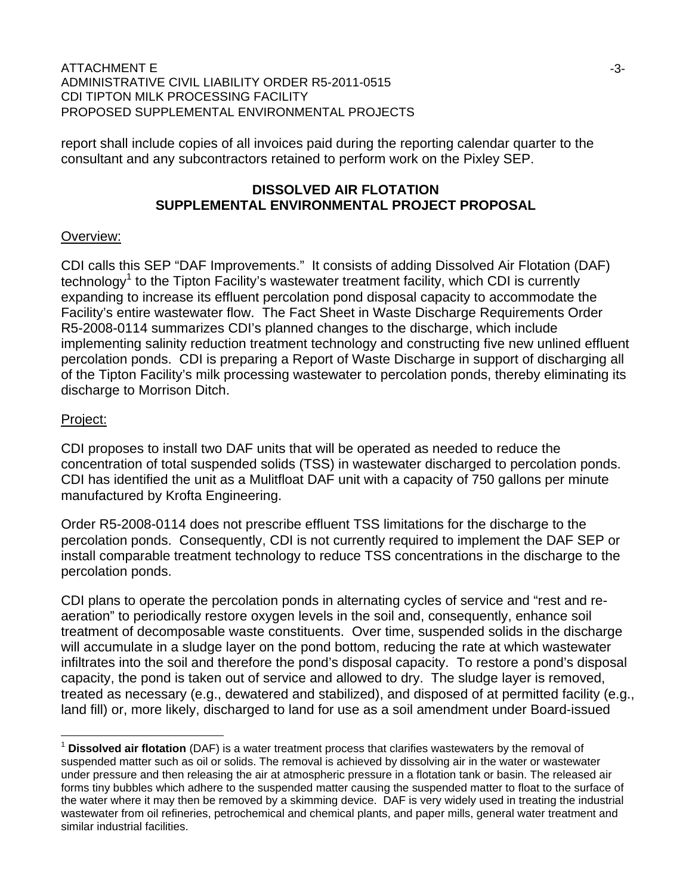report shall include copies of all invoices paid during the reporting calendar quarter to the consultant and any subcontractors retained to perform work on the Pixley SEP.

## DISSOLVED AIR FLOTATION SUPPLEMENTAL ENVIRONMENTAL PROJECT PROPOSAL

Overview:

CDI calls this SEP "DAF Improvements." It consists of adding Dissolved Air Flotation (DAF) technology[1] to the Tipton Facility's wastewater treatment facility, which CDI is currently expanding to increase its effluent percolation pond disposal capacity to accommodate the Facility's entire wastewater flow. The Fact Sheet in Waste Discharge Requirements Order R5-2008-0114 summarizes CDI's planned changes to the discharge, which include implementing salinity reduction treatment technology and constructing five new unlined effluent percolation ponds. CDI is preparing a Report of Waste Discharge in support of discharging all of the Tipton Facility's milk processing wastewater to percolation ponds, thereby eliminating its discharge to Morrison Ditch.

Project:

CDI proposes to install two DAF units that will be operated as needed to reduce the concentration of total suspended solids (TSS) in wastewater discharged to percolation ponds. CDI has identified the unit as a Mulitfloat DAF unit with a capacity of 750 gallons per minute manufactured by Krofta Engineering.

Order R5-2008-0114 does not prescribe effluent TSS limitations for the discharge to the percolation ponds. Consequently, CDI is not currently required to implement the DAF SEP or install comparable treatment technology to reduce TSS concentrations in the discharge to the percolation ponds.

CDI plans to operate the percolation ponds in alternating cycles of service and "rest and re-aeration" to periodically restore oxygen levels in the soil and, consequently, enhance soil treatment of decomposable waste constituents. Over time, suspended solids in the discharge will accumulate in a sludge layer on the pond bottom, reducing the rate at which wastewater infiltrates into the soil and therefore the pond's disposal capacity. To restore a pond's disposal capacity, the pond is taken out of service and allowed to dry. The sludge layer is removed, treated as necessary (e.g., dewatered and stabilized), and disposed of at permitted facility (e.g., land fill) or, more likely, discharged to land for use as a soil amendment under Board-issued

---

[1] **Dissolved air flotation** (DAF) is a water treatment process that clarifies wastewaters by the removal of suspended matter such as oil or solids. The removal is achieved by dissolving air in the water or wastewater under pressure and then releasing the air at atmospheric pressure in a flotation tank or basin. The released air forms tiny bubbles which adhere to the suspended matter causing the suspended matter to float to the surface of the water where it may then be removed by a skimming device. DAF is very widely used in treating the industrial wastewater from oil refineries, petrochemical and chemical plants, and paper mills, general water treatment and similar industrial facilities.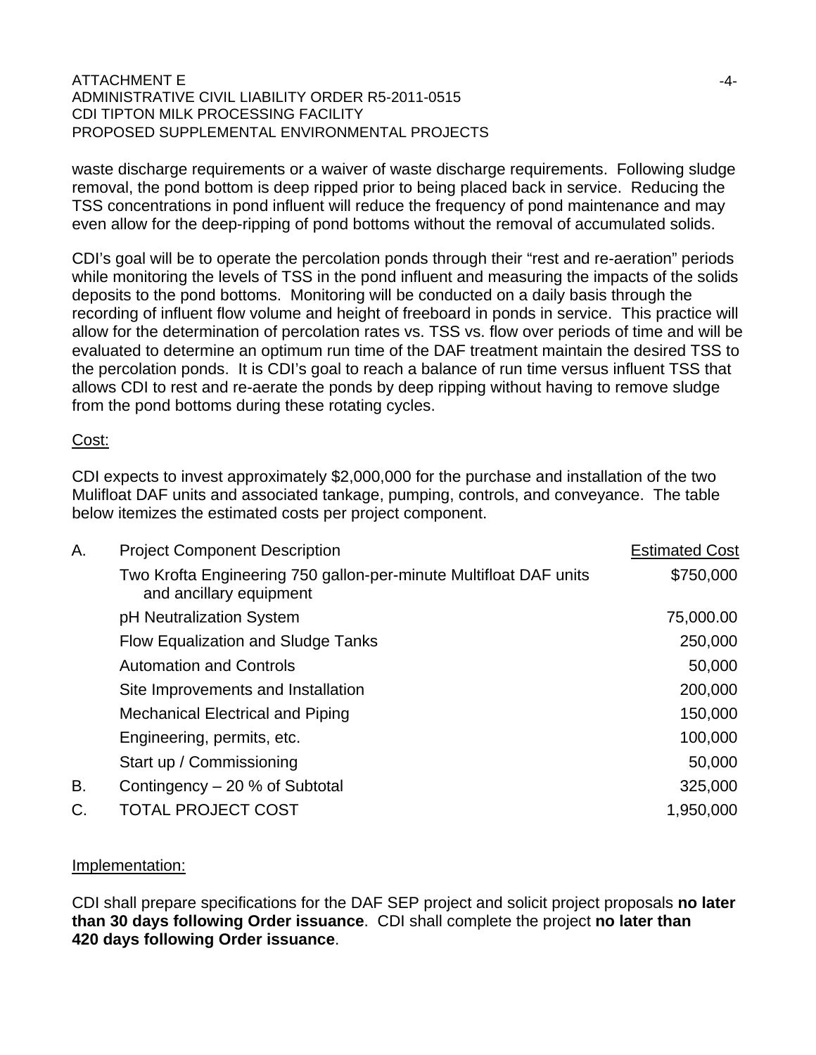waste discharge requirements or a waiver of waste discharge requirements. Following sludge removal, the pond bottom is deep ripped prior to being placed back in service. Reducing the TSS concentrations in pond influent will reduce the frequency of pond maintenance and may even allow for the deep-ripping of pond bottoms without the removal of accumulated solids.

CDI's goal will be to operate the percolation ponds through their "rest and re-aeration" periods while monitoring the levels of TSS in the pond influent and measuring the impacts of the solids deposits to the pond bottoms. Monitoring will be conducted on a daily basis through the recording of influent flow volume and height of freeboard in ponds in service. This practice will allow for the determination of percolation rates vs. TSS vs. flow over periods of time and will be evaluated to determine an optimum run time of the DAF treatment maintain the desired TSS to the percolation ponds. It is CDI's goal to reach a balance of run time versus influent TSS that allows CDI to rest and re-aerate the ponds by deep ripping without having to remove sludge from the pond bottoms during these rotating cycles.

Cost:

CDI expects to invest approximately $2,000,000 for the purchase and installation of the two Mulifloat DAF units and associated tankage, pumping, controls, and conveyance. The table below itemizes the estimated costs per project component.

| | | |
|---|---|---|
| A. | Project Component Description | Estimated Cost |
| | Two Krofta Engineering 750 gallon-per-minute Multifloat DAF units and ancillary equipment | $750,000 |
| | pH Neutralization System | 75,000.00 |
| | Flow Equalization and Sludge Tanks | 250,000 |
| | Automation and Controls | 50,000 |
| | Site Improvements and Installation | 200,000 |
| | Mechanical Electrical and Piping | 150,000 |
| | Engineering, permits, etc. | 100,000 |
| | Start up / Commissioning | 50,000 |
| B. | Contingency – 20 % of Subtotal | 325,000 |
| C. | TOTAL PROJECT COST | 1,950,000 |

Implementation:

CDI shall prepare specifications for the DAF SEP project and solicit project proposals **no later than 30 days following Order issuance**. CDI shall complete the project **no later than 420 days following Order issuance**.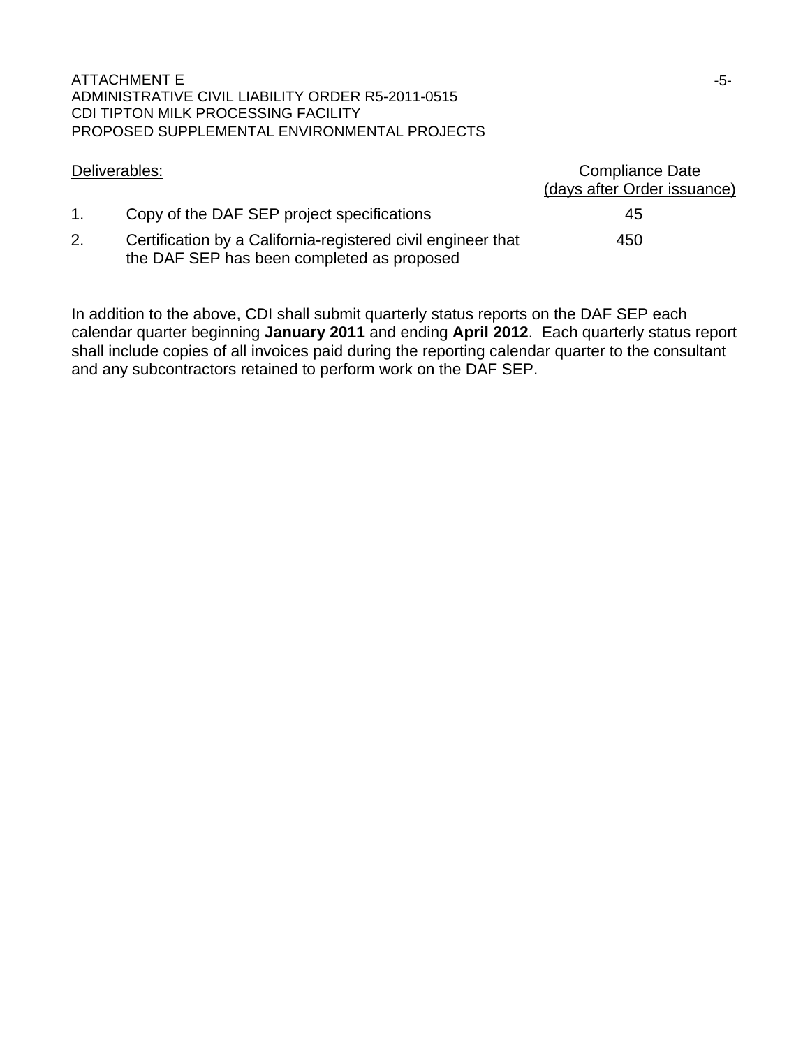| Deliverables: | | Compliance Date (days after Order issuance) |
| --- | --- | --- |
| 1. | Copy of the DAF SEP project specifications | 45 |
| 2. | Certification by a California-registered civil engineer that the DAF SEP has been completed as proposed | 450 |

In addition to the above, CDI shall submit quarterly status reports on the DAF SEP each calendar quarter beginning **January 2011** and ending **April 2012**. Each quarterly status report shall include copies of all invoices paid during the reporting calendar quarter to the consultant and any subcontractors retained to perform work on the DAF SEP.